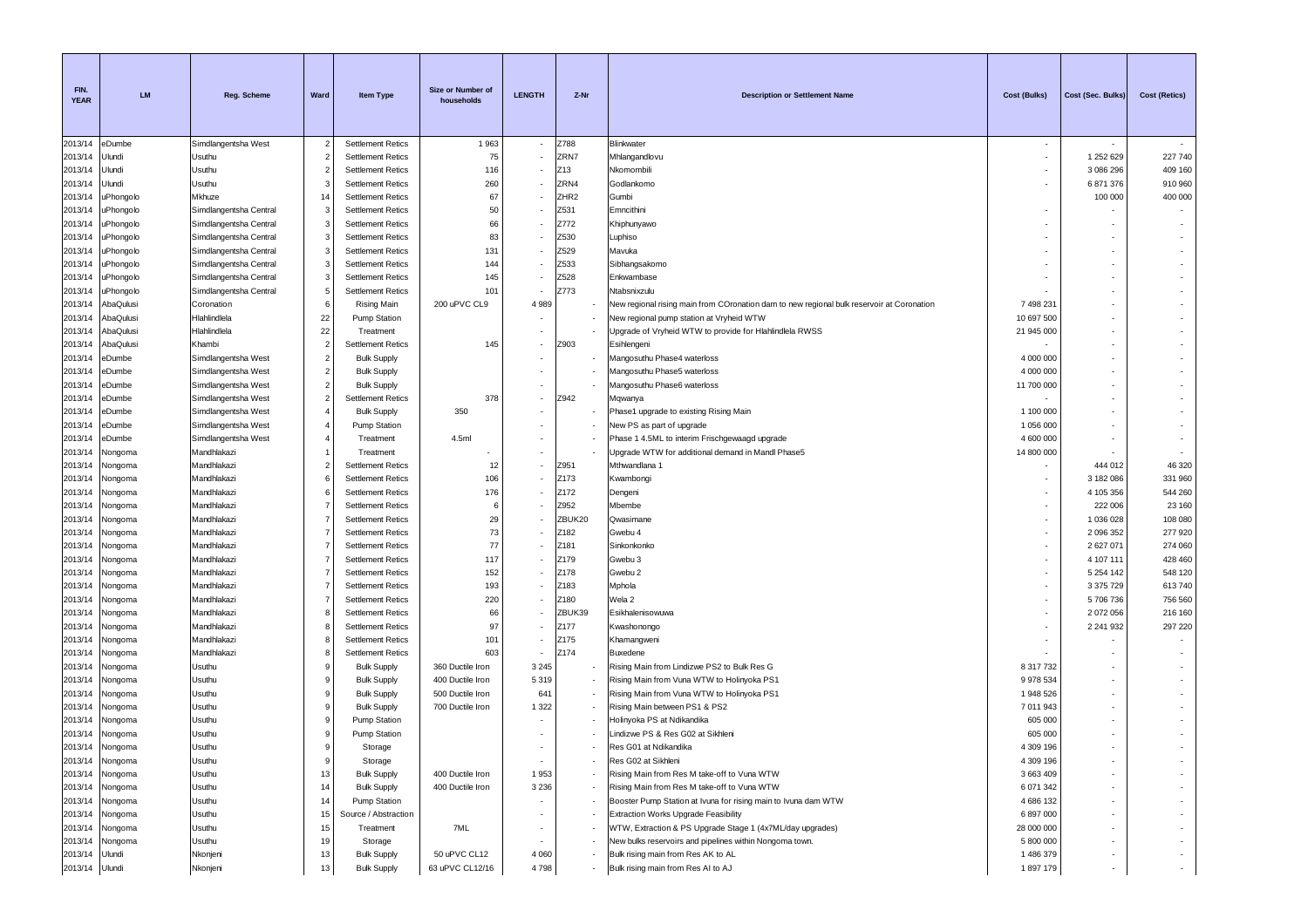| FIN. YEAR | LM | Reg. Scheme | Ward | Item Type | Size or Number of households | LENGTH | Z-Nr | Description or Settlement Name | Cost (Bulks) | Cost (Sec. Bulks) | Cost (Retics) |
|---|---|---|---|---|---|---|---|---|---|---|---|
| 2013/14 | eDumbe | Simdlangentsha West | 2 | Settlement Retics | 1 963 | - | Z788 | Blinkwater | - | - | - |
| 2013/14 | Ulundi | Usuthu | 2 | Settlement Retics | 75 | - | ZRN7 | Mhlangandlovu | - | 1 252 629 | 227 740 |
| 2013/14 | Ulundi | Usuthu | 2 | Settlement Retics | 116 | - | Z13 | Nkomombili | - | 3 086 296 | 409 160 |
| 2013/14 | Ulundi | Usuthu | 3 | Settlement Retics | 260 | - | ZRN4 | Godlankomo | - | 6 871 376 | 910 960 |
| 2013/14 | uPhongolo | Mkhuze | 14 | Settlement Retics | 67 | - | ZHR2 | Gumbi | - | 100 000 | 400 000 |
| 2013/14 | uPhongolo | Simdlangentsha Central | 3 | Settlement Retics | 50 | - | Z531 | Emncithini | - | - | - |
| 2013/14 | uPhongolo | Simdlangentsha Central | 3 | Settlement Retics | 66 | - | Z772 | Khiphunyawo | - | - | - |
| 2013/14 | uPhongolo | Simdlangentsha Central | 3 | Settlement Retics | 83 | - | Z530 | Luphiso | - | - | - |
| 2013/14 | uPhongolo | Simdlangentsha Central | 3 | Settlement Retics | 131 | - | Z529 | Mavuka | - | - | - |
| 2013/14 | uPhongolo | Simdlangentsha Central | 3 | Settlement Retics | 144 | - | Z533 | Sibhangsakomo | - | - | - |
| 2013/14 | uPhongolo | Simdlangentsha Central | 3 | Settlement Retics | 145 | - | Z528 | Enkwambase | - | - | - |
| 2013/14 | uPhongolo | Simdlangentsha Central | 5 | Settlement Retics | 101 | - | Z773 | Ntabsnixzulu | - | - | - |
| 2013/14 | AbaQulusi | Coronation | 6 | Rising Main | 200 uPVC CL9 | 4 989 | - | New regional rising main from COronation dam to new regional bulk reservoir at Coronation | 7 498 231 | - | - |
| 2013/14 | AbaQulusi | Hlahlindlela | 22 | Pump Station | | - | - | New regional pump station at Vryheid WTW | 10 697 500 | - | - |
| 2013/14 | AbaQulusi | Hlahlindlela | 22 | Treatment | | - | - | Upgrade of Vryheid WTW to provide for Hlahlindlela RWSS | 21 945 000 | - | - |
| 2013/14 | AbaQulusi | Khambi | 2 | Settlement Retics | 145 | - | Z903 | Esihlengeni | - | - | - |
| 2013/14 | eDumbe | Simdlangentsha West | 2 | Bulk Supply | | - | - | Mangosuthu Phase4 waterloss | 4 000 000 | - | - |
| 2013/14 | eDumbe | Simdlangentsha West | 2 | Bulk Supply | | - | - | Mangosuthu Phase5 waterloss | 4 000 000 | - | - |
| 2013/14 | eDumbe | Simdlangentsha West | 2 | Bulk Supply | | - | - | Mangosuthu Phase6 waterloss | 11 700 000 | - | - |
| 2013/14 | eDumbe | Simdlangentsha West | 2 | Settlement Retics | 378 | - | Z942 | Mqwanya | - | - | - |
| 2013/14 | eDumbe | Simdlangentsha West | 4 | Bulk Supply | 350 | - | - | Phase1 upgrade to existing Rising Main | 1 100 000 | - | - |
| 2013/14 | eDumbe | Simdlangentsha West | 4 | Pump Station | | - | - | New PS as part of upgrade | 1 056 000 | - | - |
| 2013/14 | eDumbe | Simdlangentsha West | 4 | Treatment | 4.5ml | - | - | Phase 1 4.5ML to interim Frischgewaagd upgrade | 4 600 000 | - | - |
| 2013/14 | Nongoma | Mandhlakazi | 1 | Treatment | - | - | - | Upgrade WTW for additional demand in Mandl Phase5 | 14 800 000 | - | - |
| 2013/14 | Nongoma | Mandhlakazi | 2 | Settlement Retics | 12 | - | Z951 | Mthwandlana 1 | - | 444 012 | 46 320 |
| 2013/14 | Nongoma | Mandhlakazi | 6 | Settlement Retics | 106 | - | Z173 | Kwambongi | - | 3 182 086 | 331 960 |
| 2013/14 | Nongoma | Mandhlakazi | 6 | Settlement Retics | 176 | - | Z172 | Dengeni | - | 4 105 356 | 544 260 |
| 2013/14 | Nongoma | Mandhlakazi | 7 | Settlement Retics | 6 | - | Z952 | Mbembe | - | 222 006 | 23 160 |
| 2013/14 | Nongoma | Mandhlakazi | 7 | Settlement Retics | 29 | - | ZBUK20 | Qwasimane | - | 1 036 028 | 108 080 |
| 2013/14 | Nongoma | Mandhlakazi | 7 | Settlement Retics | 73 | - | Z182 | Gwebu 4 | - | 2 096 352 | 277 920 |
| 2013/14 | Nongoma | Mandhlakazi | 7 | Settlement Retics | 77 | - | Z181 | Sinkonkonko | - | 2 627 071 | 274 060 |
| 2013/14 | Nongoma | Mandhlakazi | 7 | Settlement Retics | 117 | - | Z179 | Gwebu 3 | - | 4 107 111 | 428 460 |
| 2013/14 | Nongoma | Mandhlakazi | 7 | Settlement Retics | 152 | - | Z178 | Gwebu 2 | - | 5 254 142 | 548 120 |
| 2013/14 | Nongoma | Mandhlakazi | 7 | Settlement Retics | 193 | - | Z183 | Mphola | - | 3 375 729 | 613 740 |
| 2013/14 | Nongoma | Mandhlakazi | 7 | Settlement Retics | 220 | - | Z180 | Wela 2 | - | 5 706 736 | 756 560 |
| 2013/14 | Nongoma | Mandhlakazi | 8 | Settlement Retics | 66 | - | ZBUK39 | Esikhalenisowuwa | - | 2 072 056 | 216 160 |
| 2013/14 | Nongoma | Mandhlakazi | 8 | Settlement Retics | 97 | - | Z177 | Kwashonongo | - | 2 241 932 | 297 220 |
| 2013/14 | Nongoma | Mandhlakazi | 8 | Settlement Retics | 101 | - | Z175 | Khamangweni | - | - | - |
| 2013/14 | Nongoma | Mandhlakazi | 8 | Settlement Retics | 603 | - | Z174 | Buxedene | - | - | - |
| 2013/14 | Nongoma | Usuthu | 9 | Bulk Supply | 360 Ductile Iron | 3 245 | - | Rising Main from Lindizwe PS2 to Bulk Res G | 8 317 732 | - | - |
| 2013/14 | Nongoma | Usuthu | 9 | Bulk Supply | 400 Ductile Iron | 5 319 | - | Rising Main from Vuna WTW to Holinyoka PS1 | 9 978 534 | - | - |
| 2013/14 | Nongoma | Usuthu | 9 | Bulk Supply | 500 Ductile Iron | 641 | - | Rising Main from Vuna WTW to Holinyoka PS1 | 1 948 526 | - | - |
| 2013/14 | Nongoma | Usuthu | 9 | Bulk Supply | 700 Ductile Iron | 1 322 | - | Rising Main between PS1 & PS2 | 7 011 943 | - | - |
| 2013/14 | Nongoma | Usuthu | 9 | Pump Station | | - | - | Holinyoka PS at Ndikandika | 605 000 | - | - |
| 2013/14 | Nongoma | Usuthu | 9 | Pump Station | | - | - | Lindizwe PS & Res G02 at Sikhleni | 605 000 | - | - |
| 2013/14 | Nongoma | Usuthu | 9 | Storage | | - | - | Res G01 at Ndikandika | 4 309 196 | - | - |
| 2013/14 | Nongoma | Usuthu | 9 | Storage | | - | - | Res G02 at Sikhleni | 4 309 196 | - | - |
| 2013/14 | Nongoma | Usuthu | 13 | Bulk Supply | 400 Ductile Iron | 1 953 | - | Rising Main from Res M take-off to Vuna WTW | 3 663 409 | - | - |
| 2013/14 | Nongoma | Usuthu | 14 | Bulk Supply | 400 Ductile Iron | 3 236 | - | Rising Main from Res M take-off to Vuna WTW | 6 071 342 | - | - |
| 2013/14 | Nongoma | Usuthu | 14 | Pump Station | | - | - | Booster Pump Station at Ivuna for rising main to Ivuna dam WTW | 4 686 132 | - | - |
| 2013/14 | Nongoma | Usuthu | 15 | Source / Abstraction | | - | - | Extraction Works Upgrade Feasibility | 6 897 000 | - | - |
| 2013/14 | Nongoma | Usuthu | 15 | Treatment | 7ML | - | - | WTW, Extraction & PS Upgrade Stage 1 (4x7ML/day upgrades) | 28 000 000 | - | - |
| 2013/14 | Nongoma | Usuthu | 19 | Storage | | - | - | New bulks reservoirs and pipelines within Nongoma town. | 5 800 000 | - | - |
| 2013/14 | Ulundi | Nkonjeni | 13 | Bulk Supply | 50 uPVC CL12 | 4 060 | - | Bulk rising main from Res AK to AL | 1 486 379 | - | - |
| 2013/14 | Ulundi | Nkonjeni | 13 | Bulk Supply | 63 uPVC CL12/16 | 4 798 | - | Bulk rising main from Res AI to AJ | 1 897 179 | - | - |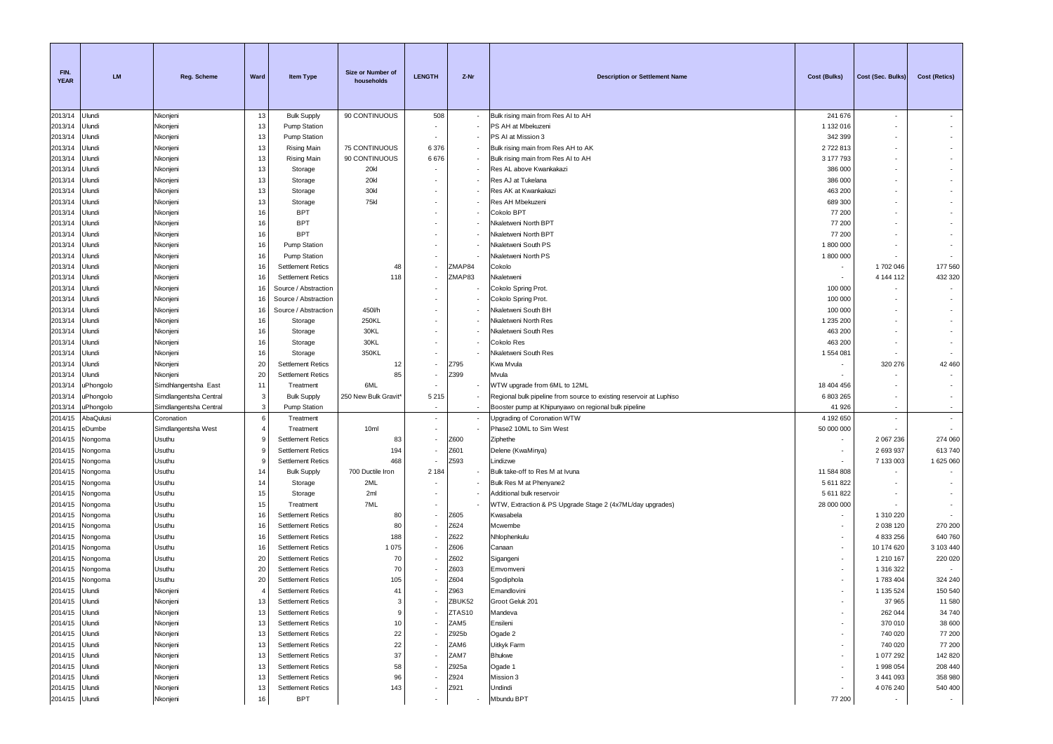| FIN. YEAR | LM | Reg. Scheme | Ward | Item Type | Size or Number of households | LENGTH | Z-Nr | Description or Settlement Name | Cost (Bulks) | Cost (Sec. Bulks) | Cost (Retics) |
|---|---|---|---|---|---|---|---|---|---|---|---|
| 2013/14 | Ulundi | Nkonjeni | 13 | Bulk Supply | 90 CONTINUOUS | 508 | - | Bulk rising main from Res AI to AH | 241 676 | - | - |
| 2013/14 | Ulundi | Nkonjeni | 13 | Pump Station | | - | - | PS AH at Mbekuzeni | 1 132 016 | - | - |
| 2013/14 | Ulundi | Nkonjeni | 13 | Pump Station | | - | - | PS AI at Mission 3 | 342 399 | - | - |
| 2013/14 | Ulundi | Nkonjeni | 13 | Rising Main | 75 CONTINUOUS | 6 376 | - | Bulk rising main from Res AH to AK | 2 722 813 | - | - |
| 2013/14 | Ulundi | Nkonjeni | 13 | Rising Main | 90 CONTINUOUS | 6 676 | - | Bulk rising main from Res AI to AH | 3 177 793 | - | - |
| 2013/14 | Ulundi | Nkonjeni | 13 | Storage | 20kl | - | - | Res AL above Kwankakazi | 386 000 | - | - |
| 2013/14 | Ulundi | Nkonjeni | 13 | Storage | 20kl | - | - | Res AJ at Tukelana | 386 000 | - | - |
| 2013/14 | Ulundi | Nkonjeni | 13 | Storage | 30kl | - | - | Res AK at Kwankakazi | 463 200 | - | - |
| 2013/14 | Ulundi | Nkonjeni | 13 | Storage | 75kl | - | - | Res AH Mbekuzeni | 689 300 | - | - |
| 2013/14 | Ulundi | Nkonjeni | 16 | BPT | | - | - | Cokolo BPT | 77 200 | - | - |
| 2013/14 | Ulundi | Nkonjeni | 16 | BPT | | - | - | Nkaletweni North BPT | 77 200 | - | - |
| 2013/14 | Ulundi | Nkonjeni | 16 | BPT | | - | - | Nkaletweni North BPT | 77 200 | - | - |
| 2013/14 | Ulundi | Nkonjeni | 16 | Pump Station | | - | - | Nkaletweni South PS | 1 800 000 | - | - |
| 2013/14 | Ulundi | Nkonjeni | 16 | Pump Station | | - | - | Nkaletweni North PS | 1 800 000 | - | - |
| 2013/14 | Ulundi | Nkonjeni | 16 | Settlement Retics | 48 | - | ZMAP84 | Cokolo | - | 1 702 046 | 177 560 |
| 2013/14 | Ulundi | Nkonjeni | 16 | Settlement Retics | 118 | - | ZMAP83 | Nkaletweni | - | 4 144 112 | 432 320 |
| 2013/14 | Ulundi | Nkonjeni | 16 | Source / Abstraction | | - | - | Cokolo Spring Prot. | 100 000 | - | - |
| 2013/14 | Ulundi | Nkonjeni | 16 | Source / Abstraction | | - | - | Cokolo Spring Prot. | 100 000 | - | - |
| 2013/14 | Ulundi | Nkonjeni | 16 | Source / Abstraction | 450l/h | - | - | Nkaletweni South BH | 100 000 | - | - |
| 2013/14 | Ulundi | Nkonjeni | 16 | Storage | 250KL | - | - | Nkaletweni North Res | 1 235 200 | - | - |
| 2013/14 | Ulundi | Nkonjeni | 16 | Storage | 30KL | - | - | Nkaletweni South Res | 463 200 | - | - |
| 2013/14 | Ulundi | Nkonjeni | 16 | Storage | 30KL | - | - | Cokolo Res | 463 200 | - | - |
| 2013/14 | Ulundi | Nkonjeni | 16 | Storage | 350KL | - | - | Nkaletweni South Res | 1 554 081 | - | - |
| 2013/14 | Ulundi | Nkonjeni | 20 | Settlement Retics | 12 | - | Z795 | Kwa Mvula | - | 320 276 | 42 460 |
| 2013/14 | Ulundi | Nkonjeni | 20 | Settlement Retics | 85 | - | Z399 | Mvula | - | - | - |
| 2013/14 | uPhongolo | Simdhlangentsha East | 11 | Treatment | 6ML | - | - | WTW upgrade from 6ML to 12ML | 18 404 456 | - | - |
| 2013/14 | uPhongolo | Simdlangentsha Central | 3 | Bulk Supply | 250 New Bulk Gravit* | 5 215 | - | Regional bulk pipeline from source to existing reservoir at Luphiso | 6 803 265 | - | - |
| 2013/14 | uPhongolo | Simdlangentsha Central | 3 | Pump Station | | - | - | Booster pump at Khipunyawo on regional bulk pipeline | 41 926 | - | - |
| 2014/15 | AbaQulusi | Coronation | 6 | Treatment | | - | - | Upgrading of Coronation WTW | 4 192 650 | - | - |
| 2014/15 | eDumbe | Simdlangentsha West | 4 | Treatment | 10ml | - | - | Phase2 10ML to Sim West | 50 000 000 | - | - |
| 2014/15 | Nongoma | Usuthu | 9 | Settlement Retics | 83 | - | Z600 | Ziphethe | - | 2 067 236 | 274 060 |
| 2014/15 | Nongoma | Usuthu | 9 | Settlement Retics | 194 | - | Z601 | Delene (KwaMinya) | - | 2 693 937 | 613 740 |
| 2014/15 | Nongoma | Usuthu | 9 | Settlement Retics | 468 | - | Z593 | Lindizwe | - | 7 133 003 | 1 625 060 |
| 2014/15 | Nongoma | Usuthu | 14 | Bulk Supply | 700 Ductile Iron | 2 184 | - | Bulk take-off to Res M at Ivuna | 11 584 808 | - | - |
| 2014/15 | Nongoma | Usuthu | 14 | Storage | 2ML | - | - | Bulk Res M at Phenyane2 | 5 611 822 | - | - |
| 2014/15 | Nongoma | Usuthu | 15 | Storage | 2ml | - | - | Additional bulk reservoir | 5 611 822 | - | - |
| 2014/15 | Nongoma | Usuthu | 15 | Treatment | 7ML | - | - | WTW, Extraction & PS Upgrade Stage 2 (4x7ML/day upgrades) | 28 000 000 | - | - |
| 2014/15 | Nongoma | Usuthu | 16 | Settlement Retics | 80 | - | Z605 | Kwasabela | - | 1 310 220 | - |
| 2014/15 | Nongoma | Usuthu | 16 | Settlement Retics | 80 | - | Z624 | Mcwembe | - | 2 038 120 | 270 200 |
| 2014/15 | Nongoma | Usuthu | 16 | Settlement Retics | 188 | - | Z622 | Nhlophenkulu | - | 4 833 256 | 640 760 |
| 2014/15 | Nongoma | Usuthu | 16 | Settlement Retics | 1 075 | - | Z606 | Canaan | - | 10 174 620 | 3 103 440 |
| 2014/15 | Nongoma | Usuthu | 20 | Settlement Retics | 70 | - | Z602 | Sigangeni | - | 1 210 167 | 220 020 |
| 2014/15 | Nongoma | Usuthu | 20 | Settlement Retics | 70 | - | Z603 | Emvomveni | - | 1 316 322 | - |
| 2014/15 | Nongoma | Usuthu | 20 | Settlement Retics | 105 | - | Z604 | Sgodiphola | - | 1 783 404 | 324 240 |
| 2014/15 | Ulundi | Nkonjeni | 4 | Settlement Retics | 41 | - | Z963 | Emandlovini | - | 1 135 524 | 150 540 |
| 2014/15 | Ulundi | Nkonjeni | 13 | Settlement Retics | 3 | - | ZBUK52 | Groot Geluk 201 | - | 37 965 | 11 580 |
| 2014/15 | Ulundi | Nkonjeni | 13 | Settlement Retics | 9 | - | ZTAS10 | Mandeva | - | 262 044 | 34 740 |
| 2014/15 | Ulundi | Nkonjeni | 13 | Settlement Retics | 10 | - | ZAM5 | Ensileni | - | 370 010 | 38 600 |
| 2014/15 | Ulundi | Nkonjeni | 13 | Settlement Retics | 22 | - | Z925b | Ogade 2 | - | 740 020 | 77 200 |
| 2014/15 | Ulundi | Nkonjeni | 13 | Settlement Retics | 22 | - | ZAM6 | Uitkyk Farm | - | 740 020 | 77 200 |
| 2014/15 | Ulundi | Nkonjeni | 13 | Settlement Retics | 37 | - | ZAM7 | Bhukwe | - | 1 077 292 | 142 820 |
| 2014/15 | Ulundi | Nkonjeni | 13 | Settlement Retics | 58 | - | Z925a | Ogade 1 | - | 1 998 054 | 208 440 |
| 2014/15 | Ulundi | Nkonjeni | 13 | Settlement Retics | 96 | - | Z924 | Mission 3 | - | 3 441 093 | 358 980 |
| 2014/15 | Ulundi | Nkonjeni | 13 | Settlement Retics | 143 | - | Z921 | Undindi | - | 4 076 240 | 540 400 |
| 2014/15 | Ulundi | Nkonjeni | 16 | BPT | | - | - | Mbundu BPT | 77 200 | - | - |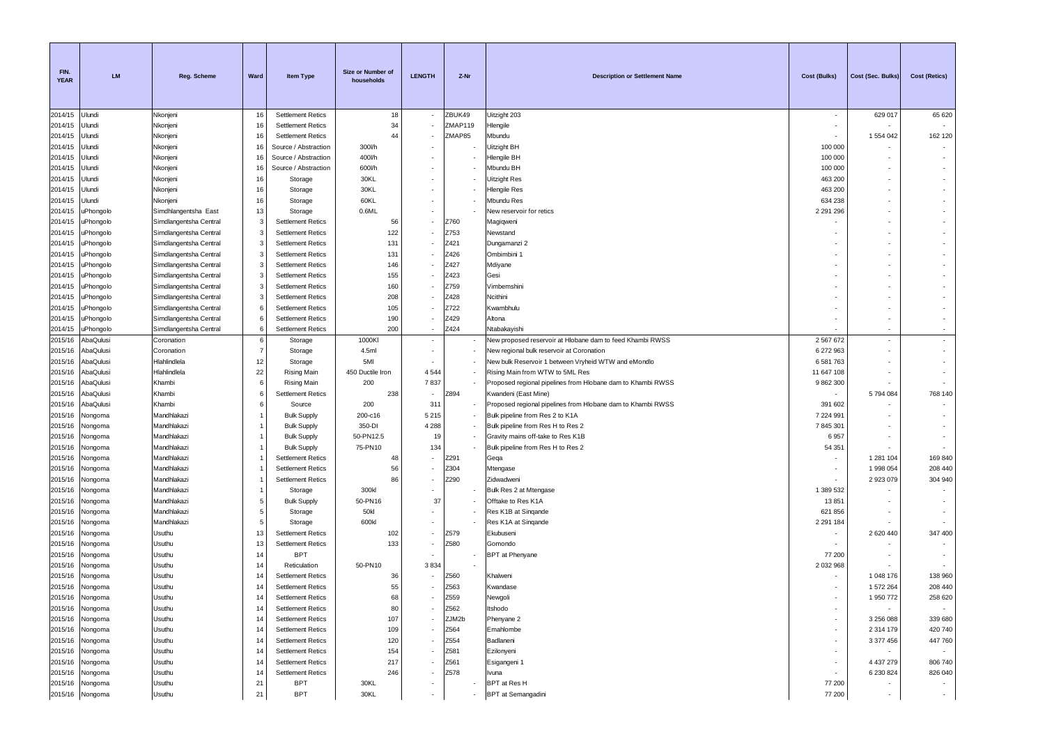| FIN. YEAR | LM | Reg. Scheme | Ward | Item Type | Size or Number of households | LENGTH | Z-Nr | Description or Settlement Name | Cost (Bulks) | Cost (Sec. Bulks) | Cost (Retics) |
|---|---|---|---|---|---|---|---|---|---|---|---|
| 2014/15 | Ulundi | Nkonjeni | 16 | Settlement Retics | 18 | - | ZBUK49 | Uitzight 203 | - | 629 017 | 65 620 |
| 2014/15 | Ulundi | Nkonjeni | 16 | Settlement Retics | 34 | - | ZMAP119 | Hlengile | - | - | - |
| 2014/15 | Ulundi | Nkonjeni | 16 | Settlement Retics | 44 | - | ZMAP85 | Mbundu | - | 1 554 042 | 162 120 |
| 2014/15 | Ulundi | Nkonjeni | 16 | Source / Abstraction | 300l/h | - | - | Uitzight BH | 100 000 | - | - |
| 2014/15 | Ulundi | Nkonjeni | 16 | Source / Abstraction | 400l/h | - | - | Hlengile BH | 100 000 | - | - |
| 2014/15 | Ulundi | Nkonjeni | 16 | Source / Abstraction | 600l/h | - | - | Mbundu BH | 100 000 | - | - |
| 2014/15 | Ulundi | Nkonjeni | 16 | Storage | 30KL | - | - | Uitzight Res | 463 200 | - | - |
| 2014/15 | Ulundi | Nkonjeni | 16 | Storage | 30KL | - | - | Hlengile Res | 463 200 | - | - |
| 2014/15 | Ulundi | Nkonjeni | 16 | Storage | 60KL | - | - | Mbundu Res | 634 238 | - | - |
| 2014/15 | uPhongolo | Simdhlangentsha East | 13 | Storage | 0.6ML | - | - | New reservoir for retics | 2 291 296 | - | - |
| 2014/15 | uPhongolo | Simdlangentsha Central | 3 | Settlement Retics | 56 | - | Z760 | Magiqweni | - | - | - |
| 2014/15 | uPhongolo | Simdlangentsha Central | 3 | Settlement Retics | 122 | - | Z753 | Newstand | - | - | - |
| 2014/15 | uPhongolo | Simdlangentsha Central | 3 | Settlement Retics | 131 | - | Z421 | Dungamanzi 2 | - | - | - |
| 2014/15 | uPhongolo | Simdlangentsha Central | 3 | Settlement Retics | 131 | - | Z426 | Ombimbini 1 | - | - | - |
| 2014/15 | uPhongolo | Simdlangentsha Central | 3 | Settlement Retics | 146 | - | Z427 | Mdiyane | - | - | - |
| 2014/15 | uPhongolo | Simdlangentsha Central | 3 | Settlement Retics | 155 | - | Z423 | Gesi | - | - | - |
| 2014/15 | uPhongolo | Simdlangentsha Central | 3 | Settlement Retics | 160 | - | Z759 | Vimbemshini | - | - | - |
| 2014/15 | uPhongolo | Simdlangentsha Central | 3 | Settlement Retics | 208 | - | Z428 | Ncithini | - | - | - |
| 2014/15 | uPhongolo | Simdlangentsha Central | 6 | Settlement Retics | 105 | - | Z722 | Kwambhulu | - | - | - |
| 2014/15 | uPhongolo | Simdlangentsha Central | 6 | Settlement Retics | 190 | - | Z429 | Altona | - | - | - |
| 2014/15 | uPhongolo | Simdlangentsha Central | 6 | Settlement Retics | 200 | - | Z424 | Ntabakayishi | - | - | - |
| 2015/16 | AbaQulusi | Coronation | 6 | Storage | 1000Kl | - | - | New proposed reservoir at Hlobane dam to feed Khambi RWSS | 2 567 672 | - | - |
| 2015/16 | AbaQulusi | Coronation | 7 | Storage | 4.5ml | - | - | New regional bulk reservoir at Coronation | 6 272 963 | - | - |
| 2015/16 | AbaQulusi | Hlahlindlela | 12 | Storage | 5Ml | - | - | New bulk Reservoir 1 between Vryheid WTW and eMondlo | 6 581 763 | - | - |
| 2015/16 | AbaQulusi | Hlahlindlela | 22 | Rising Main | 450 Ductile Iron | 4 544 | - | Rising Main from WTW to 5ML Res | 11 647 108 | - | - |
| 2015/16 | AbaQulusi | Khambi | 6 | Rising Main | 200 | 7 837 | - | Proposed regional pipelines from Hlobane dam to Khambi RWSS | 9 862 300 | - | - |
| 2015/16 | AbaQulusi | Khambi | 6 | Settlement Retics | 238 | - | Z894 | Kwandeni (East Mine) | - | 5 794 084 | 768 140 |
| 2015/16 | AbaQulusi | Khambi | 6 | Source | 200 | 311 | - | Proposed regional pipelines from Hlobane dam to Khambi RWSS | 391 602 | - | - |
| 2015/16 | Nongoma | Mandhlakazi | 1 | Bulk Supply | 200-c16 | 5 215 | - | Bulk pipeline from Res 2 to K1A | 7 224 991 | - | - |
| 2015/16 | Nongoma | Mandhlakazi | 1 | Bulk Supply | 350-DI | 4 288 | - | Bulk pipeline from Res H to Res 2 | 7 845 301 | - | - |
| 2015/16 | Nongoma | Mandhlakazi | 1 | Bulk Supply | 50-PN12.5 | 19 | - | Gravity mains off-take to Res K1B | 6 957 | - | - |
| 2015/16 | Nongoma | Mandhlakazi | 1 | Bulk Supply | 75-PN10 | 134 | - | Bulk pipeline from Res H to Res 2 | 54 351 | - | - |
| 2015/16 | Nongoma | Mandhlakazi | 1 | Settlement Retics | 48 | - | Z291 | Geqa | - | 1 281 104 | 169 840 |
| 2015/16 | Nongoma | Mandhlakazi | 1 | Settlement Retics | 56 | - | Z304 | Mtengase | - | 1 998 054 | 208 440 |
| 2015/16 | Nongoma | Mandhlakazi | 1 | Settlement Retics | 86 | - | Z290 | Zidwadweni | - | 2 923 079 | 304 940 |
| 2015/16 | Nongoma | Mandhlakazi | 1 | Storage | 300kl | - | - | Bulk Res 2 at Mtengase | 1 389 532 | - | - |
| 2015/16 | Nongoma | Mandhlakazi | 5 | Bulk Supply | 50-PN16 | 37 | - | Offtake to Res K1A | 13 851 | - | - |
| 2015/16 | Nongoma | Mandhlakazi | 5 | Storage | 50kl | - | - | Res K1B at Sinqande | 621 856 | - | - |
| 2015/16 | Nongoma | Mandhlakazi | 5 | Storage | 600kl | - | - | Res K1A at Sinqande | 2 291 184 | - | - |
| 2015/16 | Nongoma | Usuthu | 13 | Settlement Retics | 102 | - | Z579 | Ekubuseni | - | 2 620 440 | 347 400 |
| 2015/16 | Nongoma | Usuthu | 13 | Settlement Retics | 133 | - | Z580 | Gomondo | - | - | - |
| 2015/16 | Nongoma | Usuthu | 14 | BPT | | - | - | BPT at Phenyane | 77 200 | - | - |
| 2015/16 | Nongoma | Usuthu | 14 | Reticulation | 50-PN10 | 3 834 | - | | 2 032 968 | - | - |
| 2015/16 | Nongoma | Usuthu | 14 | Settlement Retics | 36 | - | Z560 | Khalweni | - | 1 048 176 | 138 960 |
| 2015/16 | Nongoma | Usuthu | 14 | Settlement Retics | 55 | - | Z563 | Kwandase | - | 1 572 264 | 208 440 |
| 2015/16 | Nongoma | Usuthu | 14 | Settlement Retics | 68 | - | Z559 | Newgoli | - | 1 950 772 | 258 620 |
| 2015/16 | Nongoma | Usuthu | 14 | Settlement Retics | 80 | - | Z562 | Itshodo | - | - | - |
| 2015/16 | Nongoma | Usuthu | 14 | Settlement Retics | 107 | - | ZJM2b | Phenyane 2 | - | 3 256 088 | 339 680 |
| 2015/16 | Nongoma | Usuthu | 14 | Settlement Retics | 109 | - | Z564 | Emahlombe | - | 2 314 179 | 420 740 |
| 2015/16 | Nongoma | Usuthu | 14 | Settlement Retics | 120 | - | Z554 | Badlaneni | - | 3 377 456 | 447 760 |
| 2015/16 | Nongoma | Usuthu | 14 | Settlement Retics | 154 | - | Z581 | Ezilonyeni | - | - | - |
| 2015/16 | Nongoma | Usuthu | 14 | Settlement Retics | 217 | - | Z561 | Esigangeni 1 | - | 4 437 279 | 806 740 |
| 2015/16 | Nongoma | Usuthu | 14 | Settlement Retics | 246 | - | Z578 | Ivuna | - | 6 230 824 | 826 040 |
| 2015/16 | Nongoma | Usuthu | 21 | BPT | 30KL | - | - | BPT at Res H | 77 200 | - | - |
| 2015/16 | Nongoma | Usuthu | 21 | BPT | 30KL | - | - | BPT at Semangadini | 77 200 | - | - |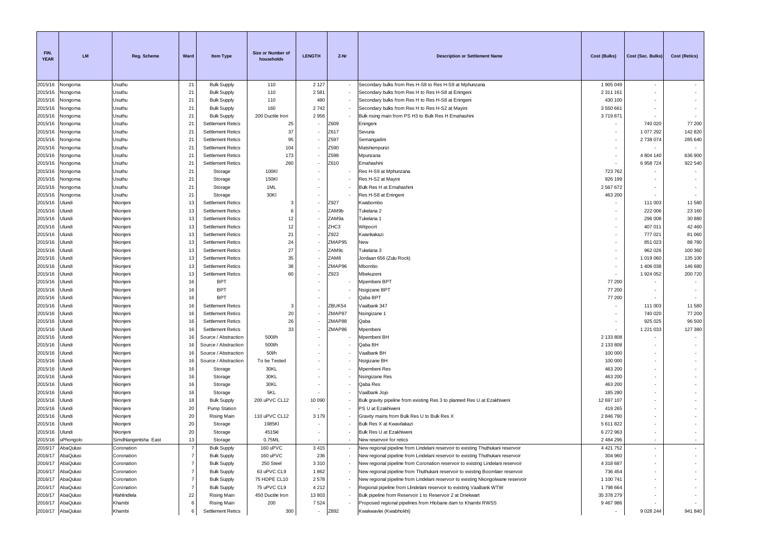| FIN. YEAR | LM | Reg. Scheme | Ward | Item Type | Size or Number of households | LENGTH | Z-Nr | Description or Settlement Name | Cost (Bulks) | Cost (Sec. Bulks) | Cost (Retics) |
|---|---|---|---|---|---|---|---|---|---|---|---|
| 2015/16 | Nongoma | Usuthu | 21 | Bulk Supply | 110 | 2 127 | - | Secondary bulks from Res H-S8 to Res H-S9 at Mphunzana | 1 905 049 | - | - |
| 2015/16 | Nongoma | Usuthu | 21 | Bulk Supply | 110 | 2 581 | - | Secondary bulks from Res H to Res H-S8 at Eningeni | 2 311 161 | - | - |
| 2015/16 | Nongoma | Usuthu | 21 | Bulk Supply | 110 | 480 | - | Secondary bulks from Res H to Res H-S8 at Eningeni | 430 100 | - | - |
| 2015/16 | Nongoma | Usuthu | 21 | Bulk Supply | 160 | 2 742 | - | Secondary bulks from Res H to Res H-S2 at Mayini | 3 550 661 | - | - |
| 2015/16 | Nongoma | Usuthu | 21 | Bulk Supply | 200 Ductile Iron | 2 956 | - | Bulk rising main from PS H3 to Bulk Res H Emahashini | 3 719 871 | - | - |
| 2015/16 | Nongoma | Usuthu | 21 | Settlement Retics | 25 | - | Z609 | Eningeni | - | 740 020 | 77 200 |
| 2015/16 | Nongoma | Usuthu | 21 | Settlement Retics | 37 | - | Z617 | Sevuna | - | 1 077 292 | 142 820 |
| 2015/16 | Nongoma | Usuthu | 21 | Settlement Retics | 95 | - | Z597 | Semangadini | - | 2 738 074 | 285 640 |
| 2015/16 | Nongoma | Usuthu | 21 | Settlement Retics | 104 | - | Z590 | Matshempunzi | - | - | - |
| 2015/16 | Nongoma | Usuthu | 21 | Settlement Retics | 173 | - | Z598 | Mpunzana | - | 4 804 140 | 636 900 |
| 2015/16 | Nongoma | Usuthu | 21 | Settlement Retics | 260 | - | Z610 | Emahashini | - | 6 958 724 | 922 540 |
| 2015/16 | Nongoma | Usuthu | 21 | Storage | 100Kl | - | - | Res H-S9 at Mphunzana | 723 762 | - | - |
| 2015/16 | Nongoma | Usuthu | 21 | Storage | 150Kl | - | - | Res H-S2 at Mayini | 926 199 | - | - |
| 2015/16 | Nongoma | Usuthu | 21 | Storage | 1ML | - | - | Bulk Res H at Emahashini | 2 567 672 | - | - |
| 2015/16 | Nongoma | Usuthu | 21 | Storage | 30Kl | - | - | Res H-S8 at Eningeni | 463 200 | - | - |
| 2015/16 | Ulundi | Nkonjeni | 13 | Settlement Retics | 3 | - | Z927 | Kwabombo | - | 111 003 | 11 580 |
| 2015/16 | Ulundi | Nkonjeni | 13 | Settlement Retics | 6 | - | ZAM9b | Tukelana 2 | - | 222 006 | 23 160 |
| 2015/16 | Ulundi | Nkonjeni | 13 | Settlement Retics | 12 | - | ZAM9a | Tukelana 1 | - | 296 008 | 30 880 |
| 2015/16 | Ulundi | Nkonjeni | 13 | Settlement Retics | 12 | - | ZHC3 | Witpoort | - | 407 011 | 42 460 |
| 2015/16 | Ulundi | Nkonjeni | 13 | Settlement Retics | 21 | - | Z922 | Kwankakazi | - | 777 021 | 81 060 |
| 2015/16 | Ulundi | Nkonjeni | 13 | Settlement Retics | 24 | - | ZMAP95 | New | - | 851 023 | 88 780 |
| 2015/16 | Ulundi | Nkonjeni | 13 | Settlement Retics | 27 | - | ZAM9c | Tukelana 3 | - | 962 026 | 100 360 |
| 2015/16 | Ulundi | Nkonjeni | 13 | Settlement Retics | 35 | - | ZAM8 | Jordaan 656 (Zulu Rock) | - | 1 019 060 | 135 100 |
| 2015/16 | Ulundi | Nkonjeni | 13 | Settlement Retics | 38 | - | ZMAP96 | Mbombo | - | 1 406 038 | 146 680 |
| 2015/16 | Ulundi | Nkonjeni | 13 | Settlement Retics | 60 | - | Z923 | Mbekuzeni | - | 1 924 052 | 200 720 |
| 2015/16 | Ulundi | Nkonjeni | 16 | BPT | | - | - | Mpembeni BPT | 77 200 | - | - |
| 2015/16 | Ulundi | Nkonjeni | 16 | BPT | | - | - | Nsigizane BPT | 77 200 | - | - |
| 2015/16 | Ulundi | Nkonjeni | 16 | BPT | | - | - | Qaba BPT | 77 200 | - | - |
| 2015/16 | Ulundi | Nkonjeni | 16 | Settlement Retics | 3 | - | ZBUK54 | Vaalbank 347 | - | 111 003 | 11 580 |
| 2015/16 | Ulundi | Nkonjeni | 16 | Settlement Retics | 20 | - | ZMAP87 | Nsingizane 1 | - | 740 020 | 77 200 |
| 2015/16 | Ulundi | Nkonjeni | 16 | Settlement Retics | 26 | - | ZMAP88 | Qaba | - | 925 025 | 96 500 |
| 2015/16 | Ulundi | Nkonjeni | 16 | Settlement Retics | 33 | - | ZMAP86 | Mpembeni | - | 1 221 033 | 127 380 |
| 2015/16 | Ulundi | Nkonjeni | 16 | Source / Abstraction | 500l/h | - | - | Mpembeni BH | 2 133 808 | - | - |
| 2015/16 | Ulundi | Nkonjeni | 16 | Source / Abstraction | 500l/h | - | - | Qaba BH | 2 133 808 | - | - |
| 2015/16 | Ulundi | Nkonjeni | 16 | Source / Abstraction | 50l/h | - | - | Vaalbank BH | 100 000 | - | - |
| 2015/16 | Ulundi | Nkonjeni | 16 | Source / Abstraction | To be Tested | - | - | Nsigizane BH | 100 000 | - | - |
| 2015/16 | Ulundi | Nkonjeni | 16 | Storage | 30KL | - | - | Mpembeni Res | 463 200 | - | - |
| 2015/16 | Ulundi | Nkonjeni | 16 | Storage | 30KL | - | - | Nsingizane Res | 463 200 | - | - |
| 2015/16 | Ulundi | Nkonjeni | 16 | Storage | 30KL | - | - | Qaba Res | 463 200 | - | - |
| 2015/16 | Ulundi | Nkonjeni | 16 | Storage | 5KL | - | - | Vaalbank Jojo | 185 280 | - | - |
| 2015/16 | Ulundi | Nkonjeni | 18 | Bulk Supply | 200 uPVC CL12 | 10 090 | - | Bulk gravity pipeline from existing Res 3 to planned Res U at Ezakhiweni | 12 697 107 | - | - |
| 2015/16 | Ulundi | Nkonjeni | 20 | Pump Station | | - | - | PS U at Ezakhiweni | 419 265 | - | - |
| 2015/16 | Ulundi | Nkonjeni | 20 | Rising Main | 110 uPVC CL12 | 3 179 | - | Gravity mains from Bulk Res U to Bulk Res X | 2 846 790 | - | - |
| 2015/16 | Ulundi | Nkonjeni | 20 | Storage | 1985Kl | - | - | Bulk Res X at Kwavilakazi | 5 611 822 | - | - |
| 2015/16 | Ulundi | Nkonjeni | 20 | Storage | 4515kl | - | - | Bulk Res U at Ezakhiweni | 6 272 963 | - | - |
| 2015/16 | uPhongolo | Simdhlangentsha East | 13 | Storage | 0.75ML | - | - | New reservoir for retics | 2 484 296 | - | - |
| 2016/17 | AbaQulusi | Coronation | 7 | Bulk Supply | 160 uPVC | 3 415 | - | New regional pipeline from Lindelani reservoir to existing Thuthukani reservoir | 4 421 752 | - | - |
| 2016/17 | AbaQulusi | Coronation | 7 | Bulk Supply | 160 uPVC | 236 | - | New regional pipeline from Lindelani reservoir to existing Thuthukani reservoir | 304 960 | - | - |
| 2016/17 | AbaQulusi | Coronation | 7 | Bulk Supply | 250 Steel | 3 310 | - | New regional pipeline from Coronation reservoir to existing Lindelani reservoir | 4 318 687 | - | - |
| 2016/17 | AbaQulusi | Coronation | 7 | Bulk Supply | 63 uPVC CL9 | 1 862 | - | New regional pipeline from Thuthukani reservoir to existing Boomlaer reservoir | 736 454 | - | - |
| 2016/17 | AbaQulusi | Coronation | 7 | Bulk Supply | 75 HDPE CL10 | 2 578 | - | New regional pipeline from Lindelani reservoir to existing Nkongolwane reservoir | 1 100 741 | - | - |
| 2016/17 | AbaQulusi | Coronation | 7 | Bulk Supply | 75 uPVC CL9 | 4 212 | - | Regional pipeline from Llindelani reservoir to existing Vaalbank WTW | 1 798 664 | - | - |
| 2016/17 | AbaQulusi | Hlahlindlela | 22 | Rising Main | 450 Ductile Iron | 13 803 | - | Bulk pipeline from Reservoir 1 to Reservoir 2 at Driekwart | 35 378 279 | - | - |
| 2016/17 | AbaQulusi | Khambi | 6 | Rising Main | 200 | 7 524 | - | Proposed regional pipelines from Hlobane dam to Khambi RWSS | 9 467 986 | - | - |
| 2016/17 | AbaQulusi | Khambi | 6 | Settlement Retics | 300 | - | Z892 | Kwakwavlei (Kwabhokhi) | - | 9 028 244 | 941 840 |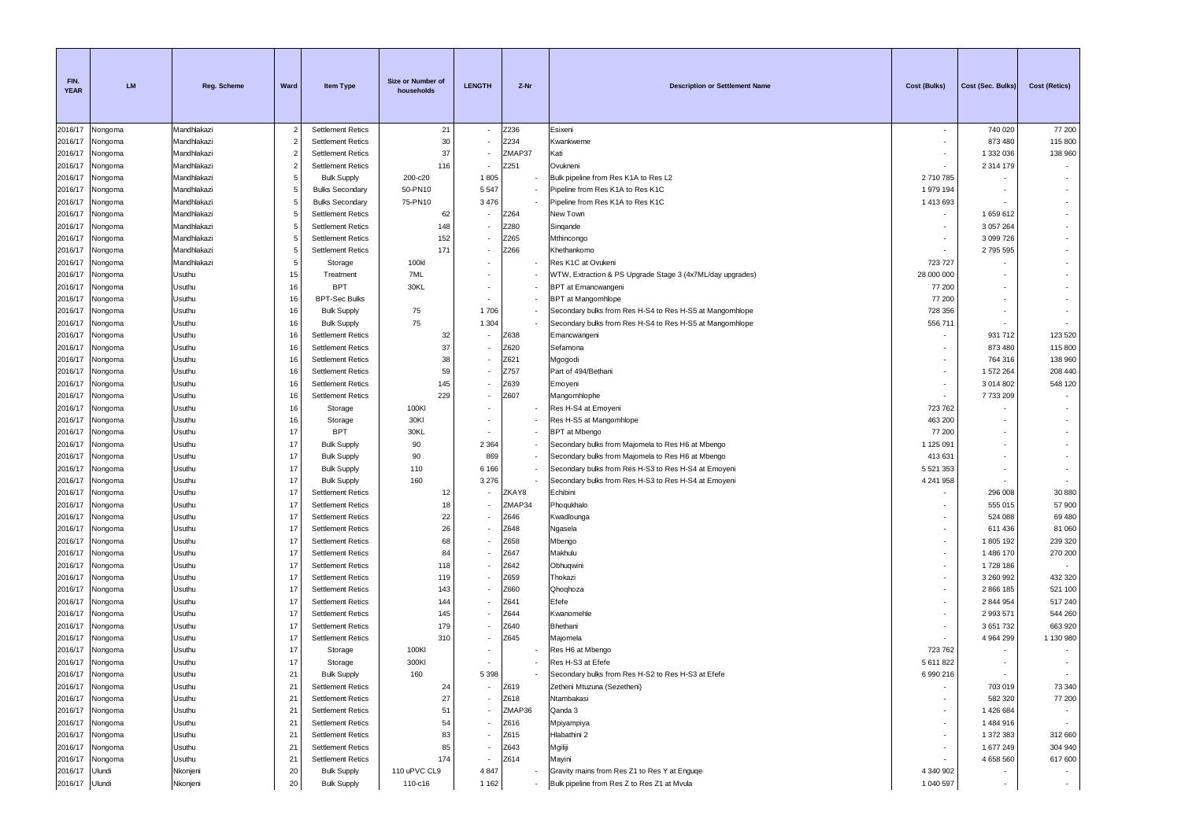| FIN. YEAR | LM | Reg. Scheme | Ward | Item Type | Size or Number of households | LENGTH | Z-Nr | Description or Settlement Name | Cost (Bulks) | Cost (Sec. Bulks) | Cost (Retics) |
|---|---|---|---|---|---|---|---|---|---|---|---|
| 2016/17 | Nongoma | Mandhlakazi | 2 | Settlement Retics | 21 | - | Z236 | Esixeni | - | 740 020 | 77 200 |
| 2016/17 | Nongoma | Mandhlakazi | 2 | Settlement Retics | 30 | - | Z234 | Kwankweme | - | 873 480 | 115 800 |
| 2016/17 | Nongoma | Mandhlakazi | 2 | Settlement Retics | 37 | - | ZMAP37 | Kati | - | 1 332 036 | 138 960 |
| 2016/17 | Nongoma | Mandhlakazi | 2 | Settlement Retics | 116 | - | Z251 | Ovukneni | - | 2 314 179 | - |
| 2016/17 | Nongoma | Mandhlakazi | 5 | Bulk Supply | 200-c20 | 1 805 | - | Bulk pipeline from Res K1A to Res L2 | 2 710 785 | - | - |
| 2016/17 | Nongoma | Mandhlakazi | 5 | Bulks Secondary | 50-PN10 | 5 547 | - | Pipeline from Res K1A to Res K1C | 1 979 194 | - | - |
| 2016/17 | Nongoma | Mandhlakazi | 5 | Bulks Secondary | 75-PN10 | 3 476 | - | Pipeline from Res K1A to Res K1C | 1 413 693 | - | - |
| 2016/17 | Nongoma | Mandhlakazi | 5 | Settlement Retics | 62 | - | Z264 | New Town | - | 1 659 612 | - |
| 2016/17 | Nongoma | Mandhlakazi | 5 | Settlement Retics | 148 | - | Z280 | Singande | - | 3 057 264 | - |
| 2016/17 | Nongoma | Mandhlakazi | 5 | Settlement Retics | 152 | - | Z265 | Mthincongo | - | 3 099 726 | - |
| 2016/17 | Nongoma | Mandhlakazi | 5 | Settlement Retics | 171 | - | Z266 | Khethankomo | - | 2 795 595 | - |
| 2016/17 | Nongoma | Mandhlakazi | 5 | Storage | 100kl | - | - | Res K1C at Ovukeni | 723 727 | - | - |
| 2016/17 | Nongoma | Usuthu | 15 | Treatment | 7ML | - | - | WTW, Extraction & PS Upgrade Stage 3 (4x7ML/day upgrades) | 28 000 000 | - | - |
| 2016/17 | Nongoma | Usuthu | 16 | BPT | 30KL | - | - | BPT at Emancwangeni | 77 200 | - | - |
| 2016/17 | Nongoma | Usuthu | 16 | BPT-Sec Bulks | | - | - | BPT at Mangomhlope | 77 200 | - | - |
| 2016/17 | Nongoma | Usuthu | 16 | Bulk Supply | 75 | 1 706 | - | Secondary bulks from Res H-S4 to Res H-S5 at Mangomhlope | 728 356 | - | - |
| 2016/17 | Nongoma | Usuthu | 16 | Bulk Supply | 75 | 1 304 | - | Secondary bulks from Res H-S4 to Res H-S5 at Mangomhlope | 556 711 | - | - |
| 2016/17 | Nongoma | Usuthu | 16 | Settlement Retics | 32 | - | Z638 | Emancwangeni | - | 931 712 | 123 520 |
| 2016/17 | Nongoma | Usuthu | 16 | Settlement Retics | 37 | - | Z620 | Sefamona | - | 873 480 | 115 800 |
| 2016/17 | Nongoma | Usuthu | 16 | Settlement Retics | 38 | - | Z621 | Mgogodi | - | 764 316 | 138 960 |
| 2016/17 | Nongoma | Usuthu | 16 | Settlement Retics | 59 | - | Z757 | Part of 494/Bethani | - | 1 572 264 | 208 440 |
| 2016/17 | Nongoma | Usuthu | 16 | Settlement Retics | 145 | - | Z639 | Emoyeni | - | 3 014 802 | 548 120 |
| 2016/17 | Nongoma | Usuthu | 16 | Settlement Retics | 229 | - | Z607 | Mangomhlophe | - | 7 733 209 | - |
| 2016/17 | Nongoma | Usuthu | 16 | Storage | 100Kl | - | - | Res H-S4 at Emoyeni | 723 762 | - | - |
| 2016/17 | Nongoma | Usuthu | 16 | Storage | 30Kl | - | - | Res H-S5 at Mangomhlope | 463 200 | - | - |
| 2016/17 | Nongoma | Usuthu | 17 | BPT | 30KL | - | - | BPT at Mbengo | 77 200 | - | - |
| 2016/17 | Nongoma | Usuthu | 17 | Bulk Supply | 90 | 2 364 | - | Secondary bulks from Majomela to Res H6 at Mbengo | 1 125 091 | - | - |
| 2016/17 | Nongoma | Usuthu | 17 | Bulk Supply | 90 | 869 | - | Secondary bulks from Majomela to Res H6 at Mbengo | 413 631 | - | - |
| 2016/17 | Nongoma | Usuthu | 17 | Bulk Supply | 110 | 6 166 | - | Secondary bulks from Res H-S3 to Res H-S4 at Emoyeni | 5 521 353 | - | - |
| 2016/17 | Nongoma | Usuthu | 17 | Bulk Supply | 160 | 3 276 | - | Secondary bulks from Res H-S3 to Res H-S4 at Emoyeni | 4 241 958 | - | - |
| 2016/17 | Nongoma | Usuthu | 17 | Settlement Retics | 12 | - | ZKAY8 | Echibini | - | 296 008 | 30 880 |
| 2016/17 | Nongoma | Usuthu | 17 | Settlement Retics | 18 | - | ZMAP34 | Phoqukhalo | - | 555 015 | 57 900 |
| 2016/17 | Nongoma | Usuthu | 17 | Settlement Retics | 22 | - | Z646 | Kwadlounga | - | 524 088 | 69 480 |
| 2016/17 | Nongoma | Usuthu | 17 | Settlement Retics | 26 | - | Z648 | Ngasela | - | 611 436 | 81 060 |
| 2016/17 | Nongoma | Usuthu | 17 | Settlement Retics | 68 | - | Z658 | Mbengo | - | 1 805 192 | 239 320 |
| 2016/17 | Nongoma | Usuthu | 17 | Settlement Retics | 84 | - | Z647 | Makhulu | - | 1 486 170 | 270 200 |
| 2016/17 | Nongoma | Usuthu | 17 | Settlement Retics | 118 | - | Z642 | Obhuqwini | - | 1 728 186 | - |
| 2016/17 | Nongoma | Usuthu | 17 | Settlement Retics | 119 | - | Z659 | Thokazi | - | 3 260 992 | 432 320 |
| 2016/17 | Nongoma | Usuthu | 17 | Settlement Retics | 143 | - | Z660 | Qhoqhoza | - | 2 866 185 | 521 100 |
| 2016/17 | Nongoma | Usuthu | 17 | Settlement Retics | 144 | - | Z641 | Efefe | - | 2 844 954 | 517 240 |
| 2016/17 | Nongoma | Usuthu | 17 | Settlement Retics | 145 | - | Z644 | Kwanomehle | - | 2 993 571 | 544 260 |
| 2016/17 | Nongoma | Usuthu | 17 | Settlement Retics | 179 | - | Z640 | Bhethani | - | 3 651 732 | 663 920 |
| 2016/17 | Nongoma | Usuthu | 17 | Settlement Retics | 310 | - | Z645 | Majomela | - | 4 964 299 | 1 130 980 |
| 2016/17 | Nongoma | Usuthu | 17 | Storage | 100Kl | - | - | Res H6 at Mbengo | 723 762 | - | - |
| 2016/17 | Nongoma | Usuthu | 17 | Storage | 300Kl | - | - | Res H-S3 at Efefe | 5 611 822 | - | - |
| 2016/17 | Nongoma | Usuthu | 21 | Bulk Supply | 160 | 5 398 | - | Secondary bulks from Res H-S2 to Res H-S3 at Efefe | 6 990 216 | - | - |
| 2016/17 | Nongoma | Usuthu | 21 | Settlement Retics | 24 | - | Z619 | Zetheni Mtuzuna (Sezetheni) | - | 703 019 | 73 340 |
| 2016/17 | Nongoma | Usuthu | 21 | Settlement Retics | 27 | - | Z618 | Ntambakasi | - | 582 320 | 77 200 |
| 2016/17 | Nongoma | Usuthu | 21 | Settlement Retics | 51 | - | ZMAP36 | Qanda 3 | - | 1 426 684 | - |
| 2016/17 | Nongoma | Usuthu | 21 | Settlement Retics | 54 | - | Z616 | Mpiyampiya | - | 1 484 916 | - |
| 2016/17 | Nongoma | Usuthu | 21 | Settlement Retics | 83 | - | Z615 | Hlabathini 2 | - | 1 372 383 | 312 660 |
| 2016/17 | Nongoma | Usuthu | 21 | Settlement Retics | 85 | - | Z643 | Mgiliji | - | 1 677 249 | 304 940 |
| 2016/17 | Nongoma | Usuthu | 21 | Settlement Retics | 174 | - | Z614 | Mayini | - | 4 658 560 | 617 600 |
| 2016/17 | Ulundi | Nkonjeni | 20 | Bulk Supply | 110 uPVC CL9 | 4 847 | - | Gravity mains from Res Z1 to Res Y at Enguqe | 4 340 902 | - | - |
| 2016/17 | Ulundi | Nkonjeni | 20 | Bulk Supply | 110-c16 | 1 162 | - | Bulk pipeline from Res Z to Res Z1 at Mvula | 1 040 597 | - | - |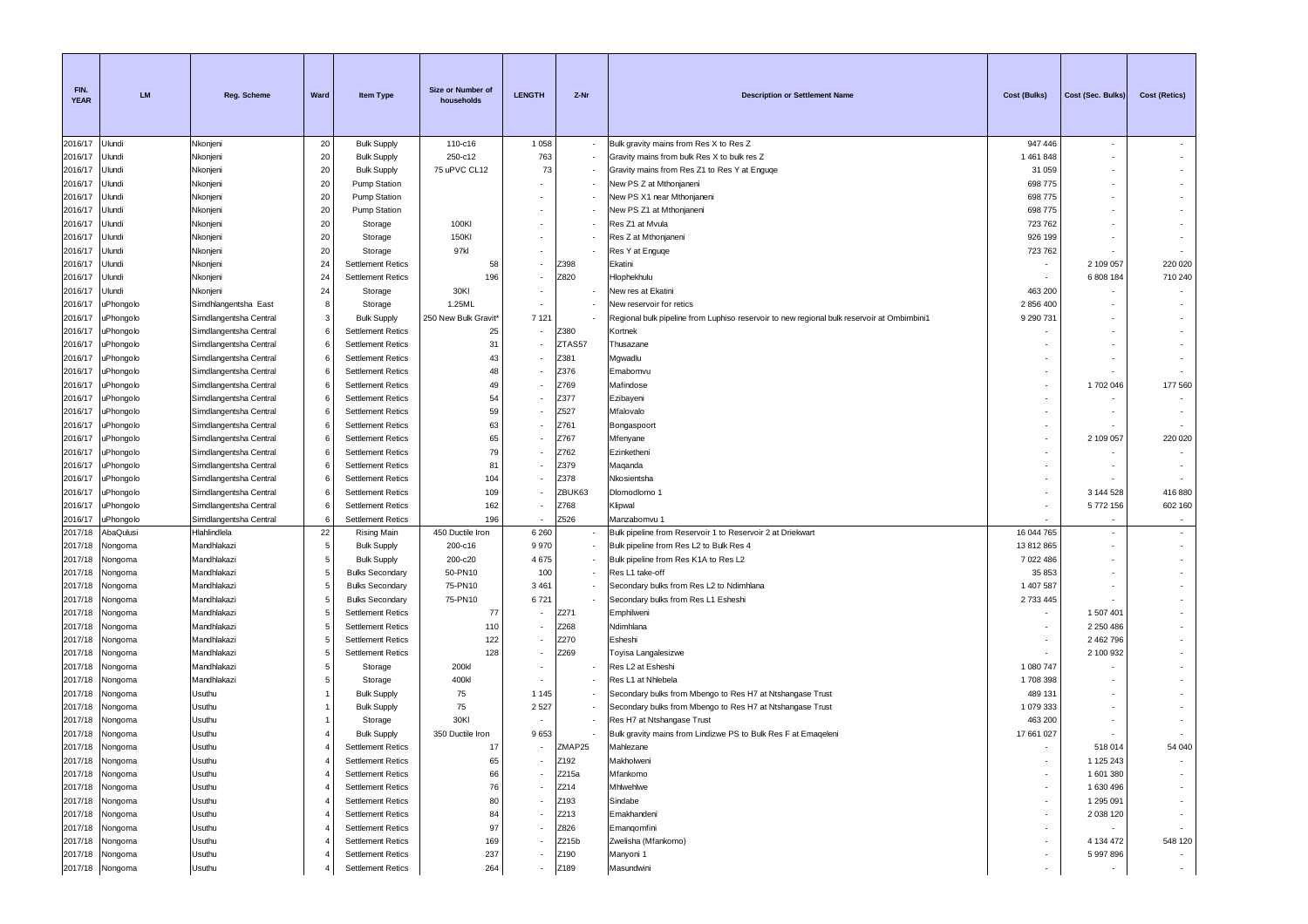| FIN. YEAR | LM | Reg. Scheme | Ward | Item Type | Size or Number of households | LENGTH | Z-Nr | Description or Settlement Name | Cost (Bulks) | Cost (Sec. Bulks) | Cost (Retics) |
|---|---|---|---|---|---|---|---|---|---|---|---|
| 2016/17 | Ulundi | Nkonjeni | 20 | Bulk Supply | 110-c16 | 1 058 | - | Bulk gravity mains from Res X to Res Z | 947 446 | - | - |
| 2016/17 | Ulundi | Nkonjeni | 20 | Bulk Supply | 250-c12 | 763 | - | Gravity mains from bulk Res X to bulk res Z | 1 461 848 | - | - |
| 2016/17 | Ulundi | Nkonjeni | 20 | Bulk Supply | 75 uPVC CL12 | 73 | - | Gravity mains from Res Z1 to Res Y at Enguqe | 31 059 | - | - |
| 2016/17 | Ulundi | Nkonjeni | 20 | Pump Station | | - | - | New PS Z at Mthonjaneni | 698 775 | - | - |
| 2016/17 | Ulundi | Nkonjeni | 20 | Pump Station | | - | - | New PS X1 near Mthonjaneni | 698 775 | - | - |
| 2016/17 | Ulundi | Nkonjeni | 20 | Pump Station | | - | - | New PS Z1 at Mthonjaneni | 698 775 | - | - |
| 2016/17 | Ulundi | Nkonjeni | 20 | Storage | 100Kl | - | - | Res Z1 at Mvula | 723 762 | - | - |
| 2016/17 | Ulundi | Nkonjeni | 20 | Storage | 150Kl | - | - | Res Z at Mthonjaneni | 926 199 | - | - |
| 2016/17 | Ulundi | Nkonjeni | 20 | Storage | 97kl | - | - | Res Y at Enguqe | 723 762 | - | - |
| 2016/17 | Ulundi | Nkonjeni | 24 | Settlement Retics | 58 | - | Z398 | Ekatini | - | 2 109 057 | 220 020 |
| 2016/17 | Ulundi | Nkonjeni | 24 | Settlement Retics | 196 | - | Z820 | Hlophekhulu | - | 6 808 184 | 710 240 |
| 2016/17 | Ulundi | Nkonjeni | 24 | Storage | 30Kl | - | - | New res at Ekatini | 463 200 | - | - |
| 2016/17 | uPhongolo | Simdhlangentsha East | 8 | Storage | 1.25ML | - | - | New reservoir for retics | 2 856 400 | - | - |
| 2016/17 | uPhongolo | Simdlangentsha Central | 3 | Bulk Supply | 250 New Bulk Gravit* | 7 121 | - | Regional bulk pipeline from Luphiso reservoir to new regional bulk reservoir at Ombimbini1 | 9 290 731 | - | - |
| 2016/17 | uPhongolo | Simdlangentsha Central | 6 | Settlement Retics | 25 | - | Z380 | Kortnek | - | - | - |
| 2016/17 | uPhongolo | Simdlangentsha Central | 6 | Settlement Retics | 31 | - | ZTAS57 | Thusazane | - | - | - |
| 2016/17 | uPhongolo | Simdlangentsha Central | 6 | Settlement Retics | 43 | - | Z381 | Mgwadlu | - | - | - |
| 2016/17 | uPhongolo | Simdlangentsha Central | 6 | Settlement Retics | 48 | - | Z376 | Emabomvu | - | - | - |
| 2016/17 | uPhongolo | Simdlangentsha Central | 6 | Settlement Retics | 49 | - | Z769 | Mafindose | - | 1 702 046 | 177 560 |
| 2016/17 | uPhongolo | Simdlangentsha Central | 6 | Settlement Retics | 54 | - | Z377 | Ezibayeni | - | - | - |
| 2016/17 | uPhongolo | Simdlangentsha Central | 6 | Settlement Retics | 59 | - | Z527 | Mfalovalo | - | - | - |
| 2016/17 | uPhongolo | Simdlangentsha Central | 6 | Settlement Retics | 63 | - | Z761 | Bongaspoort | - | - | - |
| 2016/17 | uPhongolo | Simdlangentsha Central | 6 | Settlement Retics | 65 | - | Z767 | Mfenyane | - | 2 109 057 | 220 020 |
| 2016/17 | uPhongolo | Simdlangentsha Central | 6 | Settlement Retics | 79 | - | Z762 | Ezinketheni | - | - | - |
| 2016/17 | uPhongolo | Simdlangentsha Central | 6 | Settlement Retics | 81 | - | Z379 | Maqanda | - | - | - |
| 2016/17 | uPhongolo | Simdlangentsha Central | 6 | Settlement Retics | 104 | - | Z378 | Nkosientsha | - | - | - |
| 2016/17 | uPhongolo | Simdlangentsha Central | 6 | Settlement Retics | 109 | - | ZBUK63 | Dlomodlomo 1 | - | 3 144 528 | 416 880 |
| 2016/17 | uPhongolo | Simdlangentsha Central | 6 | Settlement Retics | 162 | - | Z768 | Klipwal | - | 5 772 156 | 602 160 |
| 2016/17 | uPhongolo | Simdlangentsha Central | 6 | Settlement Retics | 196 | - | Z526 | Manzabomvu 1 | - | - | - |
| 2017/18 | AbaQulusi | Hlahlindlela | 22 | Rising Main | 450 Ductile Iron | 6 260 | - | Bulk pipeline from Reservoir 1 to Reservoir 2 at Driekwart | 16 044 765 | - | - |
| 2017/18 | Nongoma | Mandhlakazi | 5 | Bulk Supply | 200-c16 | 9 970 | - | Bulk pipeline from Res L2 to Bulk Res 4 | 13 812 865 | - | - |
| 2017/18 | Nongoma | Mandhlakazi | 5 | Bulk Supply | 200-c20 | 4 675 | - | Bulk pipeline from Res K1A to Res L2 | 7 022 486 | - | - |
| 2017/18 | Nongoma | Mandhlakazi | 5 | Bulks Secondary | 50-PN10 | 100 | - | Res L1 take-off | 35 853 | - | - |
| 2017/18 | Nongoma | Mandhlakazi | 5 | Bulks Secondary | 75-PN10 | 3 461 | - | Secondary bulks from Res L2 to Ndimhlana | 1 407 587 | - | - |
| 2017/18 | Nongoma | Mandhlakazi | 5 | Bulks Secondary | 75-PN10 | 6 721 | - | Secondary bulks from Res L1 Esheshi | 2 733 445 | - | - |
| 2017/18 | Nongoma | Mandhlakazi | 5 | Settlement Retics | 77 | - | Z271 | Emphilweni | - | 1 507 401 | - |
| 2017/18 | Nongoma | Mandhlakazi | 5 | Settlement Retics | 110 | - | Z268 | Ndimhlana | - | 2 250 486 | - |
| 2017/18 | Nongoma | Mandhlakazi | 5 | Settlement Retics | 122 | - | Z270 | Esheshi | - | 2 462 796 | - |
| 2017/18 | Nongoma | Mandhlakazi | 5 | Settlement Retics | 128 | - | Z269 | Toyisa Langalesizwe | - | 2 100 932 | - |
| 2017/18 | Nongoma | Mandhlakazi | 5 | Storage | 200kl | - | - | Res L2 at Esheshi | 1 080 747 | - | - |
| 2017/18 | Nongoma | Mandhlakazi | 5 | Storage | 400kl | - | - | Res L1 at Nhlebela | 1 708 398 | - | - |
| 2017/18 | Nongoma | Usuthu | 1 | Bulk Supply | 75 | 1 145 | - | Secondary bulks from Mbengo to Res H7 at Ntshangase Trust | 489 131 | - | - |
| 2017/18 | Nongoma | Usuthu | 1 | Bulk Supply | 75 | 2 527 | - | Secondary bulks from Mbengo to Res H7 at Ntshangase Trust | 1 079 333 | - | - |
| 2017/18 | Nongoma | Usuthu | 1 | Storage | 30Kl | - | - | Res H7 at Ntshangase Trust | 463 200 | - | - |
| 2017/18 | Nongoma | Usuthu | 4 | Bulk Supply | 350 Ductile Iron | 9 653 | - | Bulk gravity mains from Lindizwe PS to Bulk Res F at Emaqeleni | 17 661 027 | - | - |
| 2017/18 | Nongoma | Usuthu | 4 | Settlement Retics | 17 | - | ZMAP25 | Mahlezane | - | 518 014 | 54 040 |
| 2017/18 | Nongoma | Usuthu | 4 | Settlement Retics | 65 | - | Z192 | Makholweni | - | 1 125 243 | - |
| 2017/18 | Nongoma | Usuthu | 4 | Settlement Retics | 66 | - | Z215a | Mfankomo | - | 1 601 380 | - |
| 2017/18 | Nongoma | Usuthu | 4 | Settlement Retics | 76 | - | Z214 | Mhlwehlwe | - | 1 630 496 | - |
| 2017/18 | Nongoma | Usuthu | 4 | Settlement Retics | 80 | - | Z193 | Sindabe | - | 1 295 091 | - |
| 2017/18 | Nongoma | Usuthu | 4 | Settlement Retics | 84 | - | Z213 | Emakhandeni | - | 2 038 120 | - |
| 2017/18 | Nongoma | Usuthu | 4 | Settlement Retics | 97 | - | Z826 | Emanqomfini | - | - | - |
| 2017/18 | Nongoma | Usuthu | 4 | Settlement Retics | 169 | - | Z215b | Zwelisha (Mfankomo) | - | 4 134 472 | 548 120 |
| 2017/18 | Nongoma | Usuthu | 4 | Settlement Retics | 237 | - | Z190 | Manyoni 1 | - | 5 997 896 | - |
| 2017/18 | Nongoma | Usuthu | 4 | Settlement Retics | 264 | - | Z189 | Masundwini | - | - | - |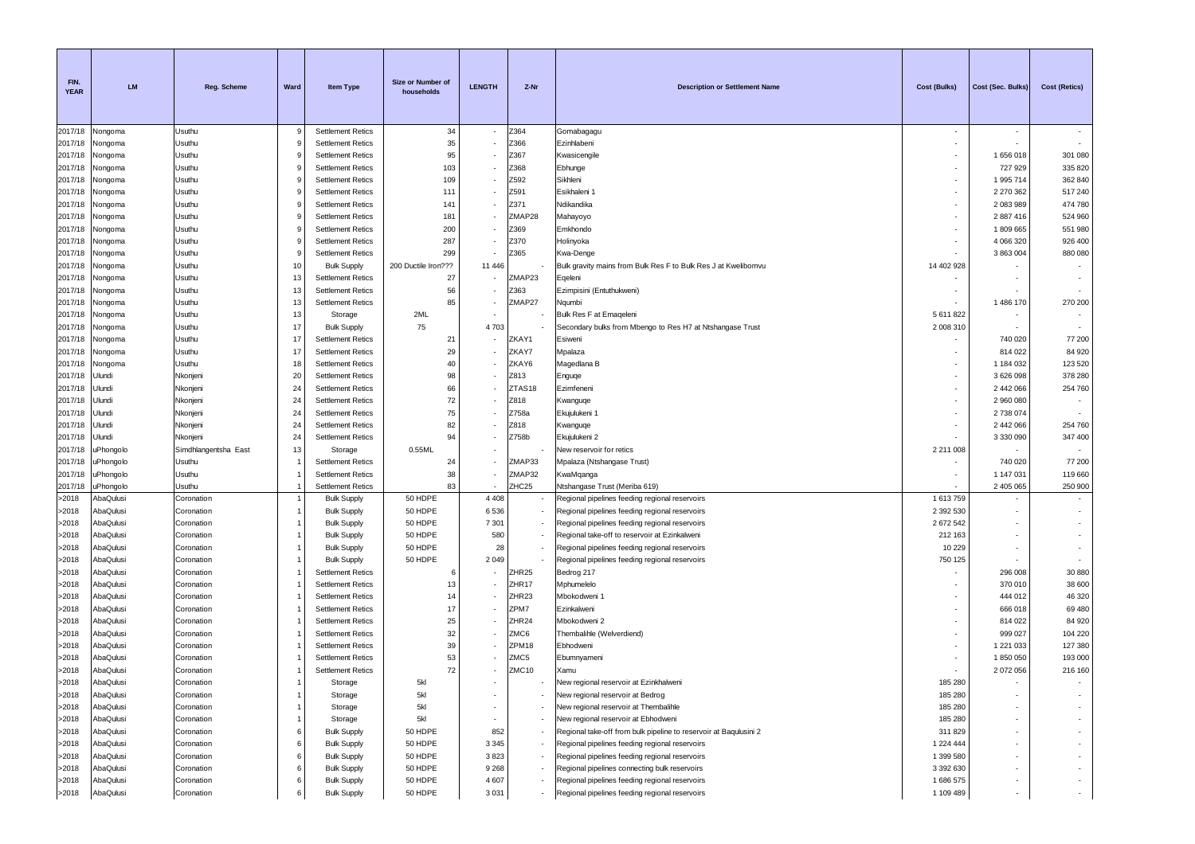| FIN. YEAR | LM | Reg. Scheme | Ward | Item Type | Size or Number of households | LENGTH | Z-Nr | Description or Settlement Name | Cost (Bulks) | Cost (Sec. Bulks) | Cost (Retics) |
|---|---|---|---|---|---|---|---|---|---|---|---|
| 2017/18 | Nongoma | Usuthu | 9 | Settlement Retics | 34 | - | Z364 | Gomabagagu | - | - | - |
| 2017/18 | Nongoma | Usuthu | 9 | Settlement Retics | 35 | - | Z366 | Ezinhlabeni | - | - | - |
| 2017/18 | Nongoma | Usuthu | 9 | Settlement Retics | 95 | - | Z367 | Kwasicengile | - | 1 656 018 | 301 080 |
| 2017/18 | Nongoma | Usuthu | 9 | Settlement Retics | 103 | - | Z368 | Ebhunge | - | 727 929 | 335 820 |
| 2017/18 | Nongoma | Usuthu | 9 | Settlement Retics | 109 | - | Z592 | Sikhleni | - | 1 995 714 | 362 840 |
| 2017/18 | Nongoma | Usuthu | 9 | Settlement Retics | 111 | - | Z591 | Esikhaleni 1 | - | 2 270 362 | 517 240 |
| 2017/18 | Nongoma | Usuthu | 9 | Settlement Retics | 141 | - | Z371 | Ndikandika | - | 2 083 989 | 474 780 |
| 2017/18 | Nongoma | Usuthu | 9 | Settlement Retics | 181 | - | ZMAP28 | Mahayoyo | - | 2 887 416 | 524 960 |
| 2017/18 | Nongoma | Usuthu | 9 | Settlement Retics | 200 | - | Z369 | Emkhondo | - | 1 809 665 | 551 980 |
| 2017/18 | Nongoma | Usuthu | 9 | Settlement Retics | 287 | - | Z370 | Holinyoka | - | 4 066 320 | 926 400 |
| 2017/18 | Nongoma | Usuthu | 9 | Settlement Retics | 299 | - | Z365 | Kwa-Denge | - | 3 863 004 | 880 080 |
| 2017/18 | Nongoma | Usuthu | 10 | Bulk Supply | 200 Ductile Iron??? | 11 446 | - | Bulk gravity mains from Bulk Res F to Bulk Res J at Kwelibomvu | 14 402 928 | - | - |
| 2017/18 | Nongoma | Usuthu | 13 | Settlement Retics | 27 | - | ZMAP23 | Eqeleni | - | - | - |
| 2017/18 | Nongoma | Usuthu | 13 | Settlement Retics | 56 | - | Z363 | Ezimpisini (Entuthukweni) | - | - | - |
| 2017/18 | Nongoma | Usuthu | 13 | Settlement Retics | 85 | - | ZMAP27 | Nqumbi | - | 1 486 170 | 270 200 |
| 2017/18 | Nongoma | Usuthu | 13 | Storage | 2ML | - | - | Bulk Res F at Emaqeleni | 5 611 822 | - | - |
| 2017/18 | Nongoma | Usuthu | 17 | Bulk Supply | 75 | 4 703 | - | Secondary bulks from Mbengo to Res H7 at Ntshangase Trust | 2 008 310 | - | - |
| 2017/18 | Nongoma | Usuthu | 17 | Settlement Retics | 21 | - | ZKAY1 | Esiweni | - | 740 020 | 77 200 |
| 2017/18 | Nongoma | Usuthu | 17 | Settlement Retics | 29 | - | ZKAY7 | Mpalaza | - | 814 022 | 84 920 |
| 2017/18 | Nongoma | Usuthu | 18 | Settlement Retics | 40 | - | ZKAY6 | Magedlana B | - | 1 184 032 | 123 520 |
| 2017/18 | Ulundi | Nkonjeni | 20 | Settlement Retics | 98 | - | Z813 | Enguqe | - | 3 626 098 | 378 280 |
| 2017/18 | Ulundi | Nkonjeni | 24 | Settlement Retics | 66 | - | ZTAS18 | Ezimfeneni | - | 2 442 066 | 254 760 |
| 2017/18 | Ulundi | Nkonjeni | 24 | Settlement Retics | 72 | - | Z818 | Kwanguqe | - | 2 960 080 | - |
| 2017/18 | Ulundi | Nkonjeni | 24 | Settlement Retics | 75 | - | Z758a | Ekujulukeni 1 | - | 2 738 074 | - |
| 2017/18 | Ulundi | Nkonjeni | 24 | Settlement Retics | 82 | - | Z818 | Kwanguqe | - | 2 442 066 | 254 760 |
| 2017/18 | Ulundi | Nkonjeni | 24 | Settlement Retics | 94 | - | Z758b | Ekujulukeni 2 | - | 3 330 090 | 347 400 |
| 2017/18 | uPhongolo | Simdhlangentsha East | 13 | Storage | 0.55ML | - | - | New reservoir for retics | 2 211 008 | - | - |
| 2017/18 | uPhongolo | Usuthu | 1 | Settlement Retics | 24 | - | ZMAP33 | Mpalaza (Ntshangase Trust) | - | 740 020 | 77 200 |
| 2017/18 | uPhongolo | Usuthu | 1 | Settlement Retics | 38 | - | ZMAP32 | KwaMqanga | - | 1 147 031 | 119 660 |
| 2017/18 | uPhongolo | Usuthu | 1 | Settlement Retics | 83 | - | ZHC25 | Ntshangase Trust (Meriba 619) | - | 2 405 065 | 250 900 |
| >2018 | AbaQulusi | Coronation | 1 | Bulk Supply | 50 HDPE | 4 408 | - | Regional pipelines feeding regional reservoirs | 1 613 759 | - | - |
| >2018 | AbaQulusi | Coronation | 1 | Bulk Supply | 50 HDPE | 6 536 | - | Regional pipelines feeding regional reservoirs | 2 392 530 | - | - |
| >2018 | AbaQulusi | Coronation | 1 | Bulk Supply | 50 HDPE | 7 301 | - | Regional pipelines feeding regional reservoirs | 2 672 542 | - | - |
| >2018 | AbaQulusi | Coronation | 1 | Bulk Supply | 50 HDPE | 580 | - | Regional take-off to reservoir at Ezinkalweni | 212 163 | - | - |
| >2018 | AbaQulusi | Coronation | 1 | Bulk Supply | 50 HDPE | 28 | - | Regional pipelines feeding regional reservoirs | 10 229 | - | - |
| >2018 | AbaQulusi | Coronation | 1 | Bulk Supply | 50 HDPE | 2 049 | - | Regional pipelines feeding regional reservoirs | 750 125 | - | - |
| >2018 | AbaQulusi | Coronation | 1 | Settlement Retics | 6 | - | ZHR25 | Bedrog 217 | - | 296 008 | 30 880 |
| >2018 | AbaQulusi | Coronation | 1 | Settlement Retics | 13 | - | ZHR17 | Mphumelelo | - | 370 010 | 38 600 |
| >2018 | AbaQulusi | Coronation | 1 | Settlement Retics | 14 | - | ZHR23 | Mbokodweni 1 | - | 444 012 | 46 320 |
| >2018 | AbaQulusi | Coronation | 1 | Settlement Retics | 17 | - | ZPM7 | Ezinkalweni | - | 666 018 | 69 480 |
| >2018 | AbaQulusi | Coronation | 1 | Settlement Retics | 25 | - | ZHR24 | Mbokodweni 2 | - | 814 022 | 84 920 |
| >2018 | AbaQulusi | Coronation | 1 | Settlement Retics | 32 | - | ZMC6 | Thembalihle (Welverdiend) | - | 999 027 | 104 220 |
| >2018 | AbaQulusi | Coronation | 1 | Settlement Retics | 39 | - | ZPM18 | Ebhodweni | - | 1 221 033 | 127 380 |
| >2018 | AbaQulusi | Coronation | 1 | Settlement Retics | 53 | - | ZMC5 | Ebumnyameni | - | 1 850 050 | 193 000 |
| >2018 | AbaQulusi | Coronation | 1 | Settlement Retics | 72 | - | ZMC10 | Xamu | - | 2 072 056 | 216 160 |
| >2018 | AbaQulusi | Coronation | 1 | Storage | 5kl | - | - | New regional reservoir at Ezinkhalweni | 185 280 | - | - |
| >2018 | AbaQulusi | Coronation | 1 | Storage | 5kl | - | - | New regional reservoir at Bedrog | 185 280 | - | - |
| >2018 | AbaQulusi | Coronation | 1 | Storage | 5kl | - | - | New regional reservoir at Thembalihle | 185 280 | - | - |
| >2018 | AbaQulusi | Coronation | 1 | Storage | 5kl | - | - | New regional reservoir at Ebhodweni | 185 280 | - | - |
| >2018 | AbaQulusi | Coronation | 6 | Bulk Supply | 50 HDPE | 852 | - | Regional take-off from bulk pipeline to reservoir at Baqulusini 2 | 311 829 | - | - |
| >2018 | AbaQulusi | Coronation | 6 | Bulk Supply | 50 HDPE | 3 345 | - | Regional pipelines feeding regional reservoirs | 1 224 444 | - | - |
| >2018 | AbaQulusi | Coronation | 6 | Bulk Supply | 50 HDPE | 3 823 | - | Regional pipelines feeding regional reservoirs | 1 399 580 | - | - |
| >2018 | AbaQulusi | Coronation | 6 | Bulk Supply | 50 HDPE | 9 268 | - | Regional pipelines connecting bulk reservoirs | 3 392 630 | - | - |
| >2018 | AbaQulusi | Coronation | 6 | Bulk Supply | 50 HDPE | 4 607 | - | Regional pipelines feeding regional reservoirs | 1 686 575 | - | - |
| >2018 | AbaQulusi | Coronation | 6 | Bulk Supply | 50 HDPE | 3 031 | - | Regional pipelines feeding regional reservoirs | 1 109 489 | - | - |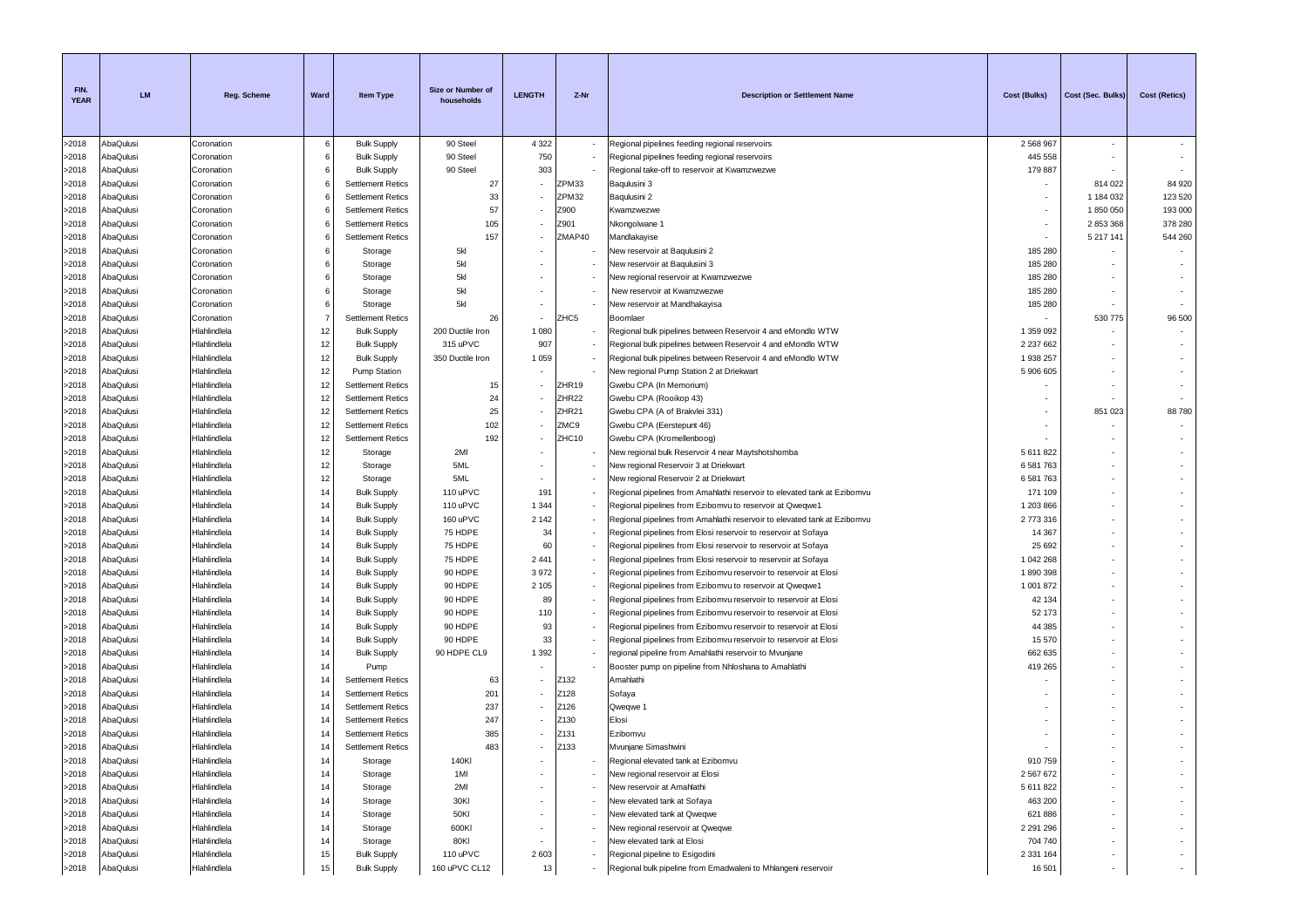| FIN. YEAR | LM | Reg. Scheme | Ward | Item Type | Size or Number of households | LENGTH | Z-Nr | Description or Settlement Name | Cost (Bulks) | Cost (Sec. Bulks) | Cost (Retics) |
|---|---|---|---|---|---|---|---|---|---|---|---|
| >2018 | AbaQulusi | Coronation | 6 | Bulk Supply | 90 Steel | 4 322 | - | Regional pipelines feeding regional reservoirs | 2 568 967 | - | - |
| >2018 | AbaQulusi | Coronation | 6 | Bulk Supply | 90 Steel | 750 | - | Regional pipelines feeding regional reservoirs | 445 558 | - | - |
| >2018 | AbaQulusi | Coronation | 6 | Bulk Supply | 90 Steel | 303 | - | Regional take-off to reservoir at Kwamzwezwe | 179 887 | - | - |
| >2018 | AbaQulusi | Coronation | 6 | Settlement Retics | 27 | - | ZPM33 | Baqulusini 3 | - | 814 022 | 84 920 |
| >2018 | AbaQulusi | Coronation | 6 | Settlement Retics | 33 | - | ZPM32 | Baqulusini 2 | - | 1 184 032 | 123 520 |
| >2018 | AbaQulusi | Coronation | 6 | Settlement Retics | 57 | - | Z900 | Kwamzwezwe | - | 1 850 050 | 193 000 |
| >2018 | AbaQulusi | Coronation | 6 | Settlement Retics | 105 | - | Z901 | Nkongolwane 1 | - | 2 853 368 | 378 280 |
| >2018 | AbaQulusi | Coronation | 6 | Settlement Retics | 157 | - | ZMAP40 | Mandlakayise | - | 5 217 141 | 544 260 |
| >2018 | AbaQulusi | Coronation | 6 | Storage | 5kl | - | - | New reservoir at Baqulusini 2 | 185 280 | - | - |
| >2018 | AbaQulusi | Coronation | 6 | Storage | 5kl | - | - | New reservoir at Baqulusini 3 | 185 280 | - | - |
| >2018 | AbaQulusi | Coronation | 6 | Storage | 5kl | - | - | New regional reservoir at Kwamzwezwe | 185 280 | - | - |
| >2018 | AbaQulusi | Coronation | 6 | Storage | 5kl | - | - | New reservoir at Kwamzwezwe | 185 280 | - | - |
| >2018 | AbaQulusi | Coronation | 6 | Storage | 5kl | - | - | New reservoir at Mandhakayisa | 185 280 | - | - |
| >2018 | AbaQulusi | Coronation | 7 | Settlement Retics | 26 | - | ZHC5 | Boomlaer | - | 530 775 | 96 500 |
| >2018 | AbaQulusi | Hlahlindlela | 12 | Bulk Supply | 200 Ductile Iron | 1 080 | - | Regional bulk pipelines between Reservoir 4 and eMondlo WTW | 1 359 092 | - | - |
| >2018 | AbaQulusi | Hlahlindlela | 12 | Bulk Supply | 315 uPVC | 907 | - | Regional bulk pipelines between Reservoir 4 and eMondlo WTW | 2 237 662 | - | - |
| >2018 | AbaQulusi | Hlahlindlela | 12 | Bulk Supply | 350 Ductile Iron | 1 059 | - | Regional bulk pipelines between Reservoir 4 and eMondlo WTW | 1 938 257 | - | - |
| >2018 | AbaQulusi | Hlahlindlela | 12 | Pump Station | | - | - | New regional Pump Station 2 at Driekwart | 5 906 605 | - | - |
| >2018 | AbaQulusi | Hlahlindlela | 12 | Settlement Retics | 15 | - | ZHR19 | Gwebu CPA (In Memorium) | - | - | - |
| >2018 | AbaQulusi | Hlahlindlela | 12 | Settlement Retics | 24 | - | ZHR22 | Gwebu CPA (Rooikop 43) | - | - | - |
| >2018 | AbaQulusi | Hlahlindlela | 12 | Settlement Retics | 25 | - | ZHR21 | Gwebu CPA (A of Brakvlei 331) | - | 851 023 | 88 780 |
| >2018 | AbaQulusi | Hlahlindlela | 12 | Settlement Retics | 102 | - | ZMC9 | Gwebu CPA (Eerstepunt 46) | - | - | - |
| >2018 | AbaQulusi | Hlahlindlela | 12 | Settlement Retics | 192 | - | ZHC10 | Gwebu CPA (Kromellenboog) | - | - | - |
| >2018 | AbaQulusi | Hlahlindlela | 12 | Storage | 2Ml | - | - | New regional bulk Reservoir 4 near Maytshotshomba | 5 611 822 | - | - |
| >2018 | AbaQulusi | Hlahlindlela | 12 | Storage | 5ML | - | - | New regional Reservoir 3 at Driekwart | 6 581 763 | - | - |
| >2018 | AbaQulusi | Hlahlindlela | 12 | Storage | 5ML | - | - | New regional Reservoir 2 at Driekwart | 6 581 763 | - | - |
| >2018 | AbaQulusi | Hlahlindlela | 14 | Bulk Supply | 110 uPVC | 191 | - | Regional pipelines from Amahlathi reservoir to elevated tank at Ezibomvu | 171 109 | - | - |
| >2018 | AbaQulusi | Hlahlindlela | 14 | Bulk Supply | 110 uPVC | 1 344 | - | Regional pipelines from Ezibomvu to reservoir at Qweqwe1 | 1 203 866 | - | - |
| >2018 | AbaQulusi | Hlahlindlela | 14 | Bulk Supply | 160 uPVC | 2 142 | - | Regional pipelines from Amahlathi reservoir to elevated tank at Ezibomvu | 2 773 316 | - | - |
| >2018 | AbaQulusi | Hlahlindlela | 14 | Bulk Supply | 75 HDPE | 34 | - | Regional pipelines from Elosi reservoir to reservoir at Sofaya | 14 367 | - | - |
| >2018 | AbaQulusi | Hlahlindlela | 14 | Bulk Supply | 75 HDPE | 60 | - | Regional pipelines from Elosi reservoir to reservoir at Sofaya | 25 692 | - | - |
| >2018 | AbaQulusi | Hlahlindlela | 14 | Bulk Supply | 75 HDPE | 2 441 | - | Regional pipelines from Elosi reservoir to reservoir at Sofaya | 1 042 268 | - | - |
| >2018 | AbaQulusi | Hlahlindlela | 14 | Bulk Supply | 90 HDPE | 3 972 | - | Regional pipelines from Ezibomvu reservoir to reservoir at Elosi | 1 890 398 | - | - |
| >2018 | AbaQulusi | Hlahlindlela | 14 | Bulk Supply | 90 HDPE | 2 105 | - | Regional pipelines from Ezibomvu to reservoir at Qweqwe1 | 1 001 872 | - | - |
| >2018 | AbaQulusi | Hlahlindlela | 14 | Bulk Supply | 90 HDPE | 89 | - | Regional pipelines from Ezibomvu reservoir to reservoir at Elosi | 42 134 | - | - |
| >2018 | AbaQulusi | Hlahlindlela | 14 | Bulk Supply | 90 HDPE | 110 | - | Regional pipelines from Ezibomvu reservoir to reservoir at Elosi | 52 173 | - | - |
| >2018 | AbaQulusi | Hlahlindlela | 14 | Bulk Supply | 90 HDPE | 93 | - | Regional pipelines from Ezibomvu reservoir to reservoir at Elosi | 44 385 | - | - |
| >2018 | AbaQulusi | Hlahlindlela | 14 | Bulk Supply | 90 HDPE | 33 | - | Regional pipelines from Ezibomvu reservoir to reservoir at Elosi | 15 570 | - | - |
| >2018 | AbaQulusi | Hlahlindlela | 14 | Bulk Supply | 90 HDPE CL9 | 1 392 | - | regional pipeline from Amahlathi reservoir to Mvunjane | 662 635 | - | - |
| >2018 | AbaQulusi | Hlahlindlela | 14 | Pump | | - | - | Booster pump on pipeline from Nhloshana to Amahlathi | 419 265 | - | - |
| >2018 | AbaQulusi | Hlahlindlela | 14 | Settlement Retics | 63 | - | Z132 | Amahlathi | - | - | - |
| >2018 | AbaQulusi | Hlahlindlela | 14 | Settlement Retics | 201 | - | Z128 | Sofaya | - | - | - |
| >2018 | AbaQulusi | Hlahlindlela | 14 | Settlement Retics | 237 | - | Z126 | Qweqwe 1 | - | - | - |
| >2018 | AbaQulusi | Hlahlindlela | 14 | Settlement Retics | 247 | - | Z130 | Elosi | - | - | - |
| >2018 | AbaQulusi | Hlahlindlela | 14 | Settlement Retics | 385 | - | Z131 | Ezibomvu | - | - | - |
| >2018 | AbaQulusi | Hlahlindlela | 14 | Settlement Retics | 483 | - | Z133 | Mvunjane Simashwini | - | - | - |
| >2018 | AbaQulusi | Hlahlindlela | 14 | Storage | 140Kl | - | - | Regional elevated tank at Ezibomvu | 910 759 | - | - |
| >2018 | AbaQulusi | Hlahlindlela | 14 | Storage | 1Ml | - | - | New regional reservoir at Elosi | 2 567 672 | - | - |
| >2018 | AbaQulusi | Hlahlindlela | 14 | Storage | 2Ml | - | - | New reservoir at Amahlathi | 5 611 822 | - | - |
| >2018 | AbaQulusi | Hlahlindlela | 14 | Storage | 30Kl | - | - | New elevated tank at Sofaya | 463 200 | - | - |
| >2018 | AbaQulusi | Hlahlindlela | 14 | Storage | 50Kl | - | - | New elevated tank at Qweqwe | 621 886 | - | - |
| >2018 | AbaQulusi | Hlahlindlela | 14 | Storage | 600Kl | - | - | New regional reservoir at Qweqwe | 2 291 296 | - | - |
| >2018 | AbaQulusi | Hlahlindlela | 14 | Storage | 80Kl | - | - | New elevated tank at Elosi | 704 740 | - | - |
| >2018 | AbaQulusi | Hlahlindlela | 15 | Bulk Supply | 110 uPVC | 2 603 | - | Regional pipeline to Esigodini | 2 331 164 | - | - |
| >2018 | AbaQulusi | Hlahlindlela | 15 | Bulk Supply | 160 uPVC CL12 | 13 | - | Regional bulk pipeline from Emadwaleni to Mhlangeni reservoir | 16 501 | - | - |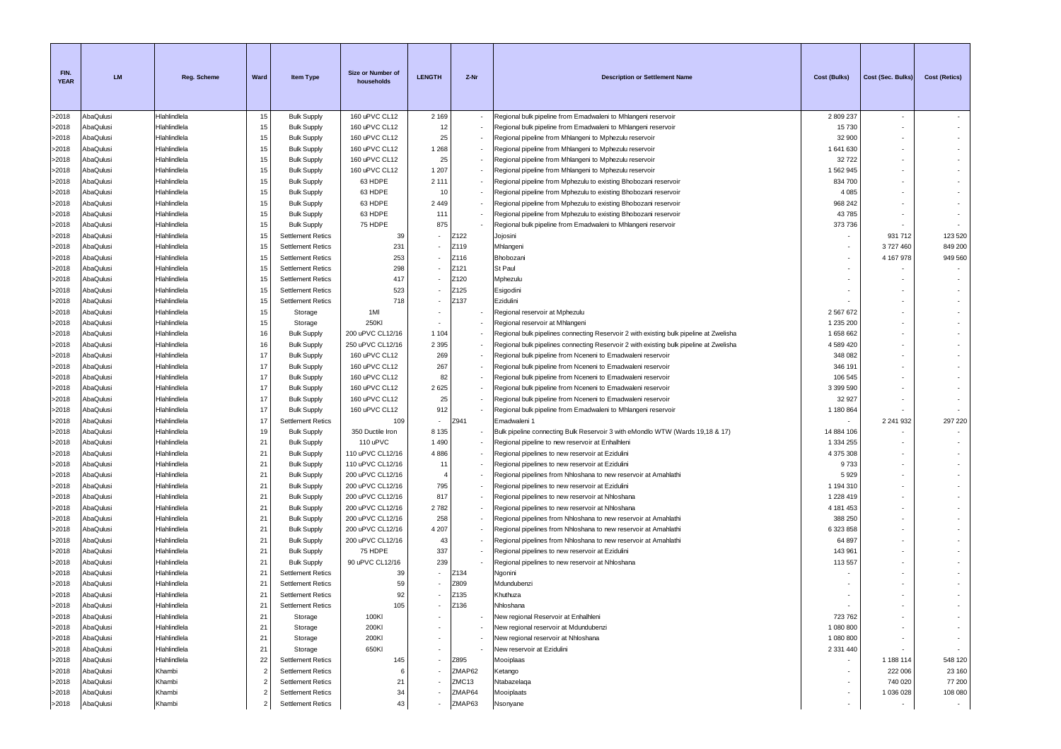| FIN. YEAR | LM | Reg. Scheme | Ward | Item Type | Size or Number of households | LENGTH | Z-Nr | Description or Settlement Name | Cost (Bulks) | Cost (Sec. Bulks) | Cost (Retics) |
|---|---|---|---|---|---|---|---|---|---|---|---|
| >2018 | AbaQulusi | Hlahlindlela | 15 | Bulk Supply | 160 uPVC CL12 | 2 169 | - | Regional bulk pipeline from Emadwaleni to Mhlangeni reservoir | 2 809 237 | - | - |
| >2018 | AbaQulusi | Hlahlindlela | 15 | Bulk Supply | 160 uPVC CL12 | 12 | - | Regional bulk pipeline from Emadwaleni to Mhlangeni reservoir | 15 730 | - | - |
| >2018 | AbaQulusi | Hlahlindlela | 15 | Bulk Supply | 160 uPVC CL12 | 25 | - | Regional pipeline from Mhlangeni to Mphezulu reservoir | 32 900 | - | - |
| >2018 | AbaQulusi | Hlahlindlela | 15 | Bulk Supply | 160 uPVC CL12 | 1 268 | - | Regional pipeline from Mhlangeni to Mphezulu reservoir | 1 641 630 | - | - |
| >2018 | AbaQulusi | Hlahlindlela | 15 | Bulk Supply | 160 uPVC CL12 | 25 | - | Regional pipeline from Mhlangeni to Mphezulu reservoir | 32 722 | - | - |
| >2018 | AbaQulusi | Hlahlindlela | 15 | Bulk Supply | 160 uPVC CL12 | 1 207 | - | Regional pipeline from Mhlangeni to Mphezulu reservoir | 1 562 945 | - | - |
| >2018 | AbaQulusi | Hlahlindlela | 15 | Bulk Supply | 63 HDPE | 2 111 | - | Regional pipeline from Mphezulu to existing Bhobozani reservoir | 834 700 | - | - |
| >2018 | AbaQulusi | Hlahlindlela | 15 | Bulk Supply | 63 HDPE | 10 | - | Regional pipeline from Mphezulu to existing Bhobozani reservoir | 4 085 | - | - |
| >2018 | AbaQulusi | Hlahlindlela | 15 | Bulk Supply | 63 HDPE | 2 449 | - | Regional pipeline from Mphezulu to existing Bhobozani reservoir | 968 242 | - | - |
| >2018 | AbaQulusi | Hlahlindlela | 15 | Bulk Supply | 63 HDPE | 111 | - | Regional pipeline from Mphezulu to existing Bhobozani reservoir | 43 785 | - | - |
| >2018 | AbaQulusi | Hlahlindlela | 15 | Bulk Supply | 75 HDPE | 875 | - | Regional bulk pipeline from Emadwaleni to Mhlangeni reservoir | 373 736 | - | - |
| >2018 | AbaQulusi | Hlahlindlela | 15 | Settlement Retics | 39 | - | Z122 | Jojosini | - | 931 712 | 123 520 |
| >2018 | AbaQulusi | Hlahlindlela | 15 | Settlement Retics | 231 | - | Z119 | Mhlangeni | - | 3 727 460 | 849 200 |
| >2018 | AbaQulusi | Hlahlindlela | 15 | Settlement Retics | 253 | - | Z116 | Bhobozani | - | 4 167 978 | 949 560 |
| >2018 | AbaQulusi | Hlahlindlela | 15 | Settlement Retics | 298 | - | Z121 | St Paul | - | - | - |
| >2018 | AbaQulusi | Hlahlindlela | 15 | Settlement Retics | 417 | - | Z120 | Mphezulu | - | - | - |
| >2018 | AbaQulusi | Hlahlindlela | 15 | Settlement Retics | 523 | - | Z125 | Esigodini | - | - | - |
| >2018 | AbaQulusi | Hlahlindlela | 15 | Settlement Retics | 718 | - | Z137 | Ezidulini | - | - | - |
| >2018 | AbaQulusi | Hlahlindlela | 15 | Storage | 1Ml | - | - | Regional reservoir at Mphezulu | 2 567 672 | - | - |
| >2018 | AbaQulusi | Hlahlindlela | 15 | Storage | 250Kl | - | - | Regional reservoir at Mhlangeni | 1 235 200 | - | - |
| >2018 | AbaQulusi | Hlahlindlela | 16 | Bulk Supply | 200 uPVC CL12/16 | 1 104 | - | Regional bulk pipelines connecting Reservoir 2 with existing bulk pipeline at Zwelisha | 1 658 662 | - | - |
| >2018 | AbaQulusi | Hlahlindlela | 16 | Bulk Supply | 250 uPVC CL12/16 | 2 395 | - | Regional bulk pipelines connecting Reservoir 2 with existing bulk pipeline at Zwelisha | 4 589 420 | - | - |
| >2018 | AbaQulusi | Hlahlindlela | 17 | Bulk Supply | 160 uPVC CL12 | 269 | - | Regional bulk pipeline from Nceneni to Emadwaleni reservoir | 348 082 | - | - |
| >2018 | AbaQulusi | Hlahlindlela | 17 | Bulk Supply | 160 uPVC CL12 | 267 | - | Regional bulk pipeline from Nceneni to Emadwaleni reservoir | 346 191 | - | - |
| >2018 | AbaQulusi | Hlahlindlela | 17 | Bulk Supply | 160 uPVC CL12 | 82 | - | Regional bulk pipeline from Nceneni to Emadwaleni reservoir | 106 545 | - | - |
| >2018 | AbaQulusi | Hlahlindlela | 17 | Bulk Supply | 160 uPVC CL12 | 2 625 | - | Regional bulk pipeline from Nceneni to Emadwaleni reservoir | 3 399 590 | - | - |
| >2018 | AbaQulusi | Hlahlindlela | 17 | Bulk Supply | 160 uPVC CL12 | 25 | - | Regional bulk pipeline from Nceneni to Emadwaleni reservoir | 32 927 | - | - |
| >2018 | AbaQulusi | Hlahlindlela | 17 | Bulk Supply | 160 uPVC CL12 | 912 | - | Regional bulk pipeline from Emadwaleni to Mhlangeni reservoir | 1 180 864 | - | - |
| >2018 | AbaQulusi | Hlahlindlela | 17 | Settlement Retics | 109 | - | Z941 | Emadwaleni 1 | - | 2 241 932 | 297 220 |
| >2018 | AbaQulusi | Hlahlindlela | 19 | Bulk Supply | 350 Ductile Iron | 8 135 | - | Bulk pipeline connecting Bulk Reservoir 3 with eMondlo WTW (Wards 19,18 & 17) | 14 884 106 | - | - |
| >2018 | AbaQulusi | Hlahlindlela | 21 | Bulk Supply | 110 uPVC | 1 490 | - | Regional pipeline to new reservoir at Enhalhleni | 1 334 255 | - | - |
| >2018 | AbaQulusi | Hlahlindlela | 21 | Bulk Supply | 110 uPVC CL12/16 | 4 886 | - | Regional pipelines to new reservoir at Ezidulini | 4 375 308 | - | - |
| >2018 | AbaQulusi | Hlahlindlela | 21 | Bulk Supply | 110 uPVC CL12/16 | 11 | - | Regional pipelines to new reservoir at Ezidulini | 9 733 | - | - |
| >2018 | AbaQulusi | Hlahlindlela | 21 | Bulk Supply | 200 uPVC CL12/16 | 4 | - | Regional pipelines from Nhloshana to new reservoir at Amahlathi | 5 929 | - | - |
| >2018 | AbaQulusi | Hlahlindlela | 21 | Bulk Supply | 200 uPVC CL12/16 | 795 | - | Regional pipelines to new reservoir at Ezidulini | 1 194 310 | - | - |
| >2018 | AbaQulusi | Hlahlindlela | 21 | Bulk Supply | 200 uPVC CL12/16 | 817 | - | Regional pipelines to new reservoir at Nhloshana | 1 228 419 | - | - |
| >2018 | AbaQulusi | Hlahlindlela | 21 | Bulk Supply | 200 uPVC CL12/16 | 2 782 | - | Regional pipelines to new reservoir at Nhloshana | 4 181 453 | - | - |
| >2018 | AbaQulusi | Hlahlindlela | 21 | Bulk Supply | 200 uPVC CL12/16 | 258 | - | Regional pipelines from Nhloshana to new reservoir at Amahlathi | 388 250 | - | - |
| >2018 | AbaQulusi | Hlahlindlela | 21 | Bulk Supply | 200 uPVC CL12/16 | 4 207 | - | Regional pipelines from Nhloshana to new reservoir at Amahlathi | 6 323 858 | - | - |
| >2018 | AbaQulusi | Hlahlindlela | 21 | Bulk Supply | 200 uPVC CL12/16 | 43 | - | Regional pipelines from Nhloshana to new reservoir at Amahlathi | 64 897 | - | - |
| >2018 | AbaQulusi | Hlahlindlela | 21 | Bulk Supply | 75 HDPE | 337 | - | Regional pipelines to new reservoir at Ezidulini | 143 961 | - | - |
| >2018 | AbaQulusi | Hlahlindlela | 21 | Bulk Supply | 90 uPVC CL12/16 | 239 | - | Regional pipelines to new reservoir at Nhloshana | 113 557 | - | - |
| >2018 | AbaQulusi | Hlahlindlela | 21 | Settlement Retics | 39 | - | Z134 | Ngonini | - | - | - |
| >2018 | AbaQulusi | Hlahlindlela | 21 | Settlement Retics | 59 | - | Z809 | Mdundubenzi | - | - | - |
| >2018 | AbaQulusi | Hlahlindlela | 21 | Settlement Retics | 92 | - | Z135 | Khuthuza | - | - | - |
| >2018 | AbaQulusi | Hlahlindlela | 21 | Settlement Retics | 105 | - | Z136 | Nhloshana | - | - | - |
| >2018 | AbaQulusi | Hlahlindlela | 21 | Storage | 100Kl | - | - | New regional Reservoir at Enhalhleni | 723 762 | - | - |
| >2018 | AbaQulusi | Hlahlindlela | 21 | Storage | 200Kl | - | - | New regional reservoir at Mdundubenzi | 1 080 800 | - | - |
| >2018 | AbaQulusi | Hlahlindlela | 21 | Storage | 200Kl | - | - | New regional reservoir at Nhloshana | 1 080 800 | - | - |
| >2018 | AbaQulusi | Hlahlindlela | 21 | Storage | 650Kl | - | - | New reservoir at Ezidulini | 2 331 440 | - | - |
| >2018 | AbaQulusi | Hlahlindlela | 22 | Settlement Retics | 145 | - | Z895 | Mooiplaas | - | 1 188 114 | 548 120 |
| >2018 | AbaQulusi | Khambi | 2 | Settlement Retics | 6 | - | ZMAP62 | Ketango | - | 222 006 | 23 160 |
| >2018 | AbaQulusi | Khambi | 2 | Settlement Retics | 21 | - | ZMC13 | Ntabazelaqa | - | 740 020 | 77 200 |
| >2018 | AbaQulusi | Khambi | 2 | Settlement Retics | 34 | - | ZMAP64 | Mooiplaats | - | 1 036 028 | 108 080 |
| >2018 | AbaQulusi | Khambi | 2 | Settlement Retics | 43 | - | ZMAP63 | Nsonyane | - | - | - |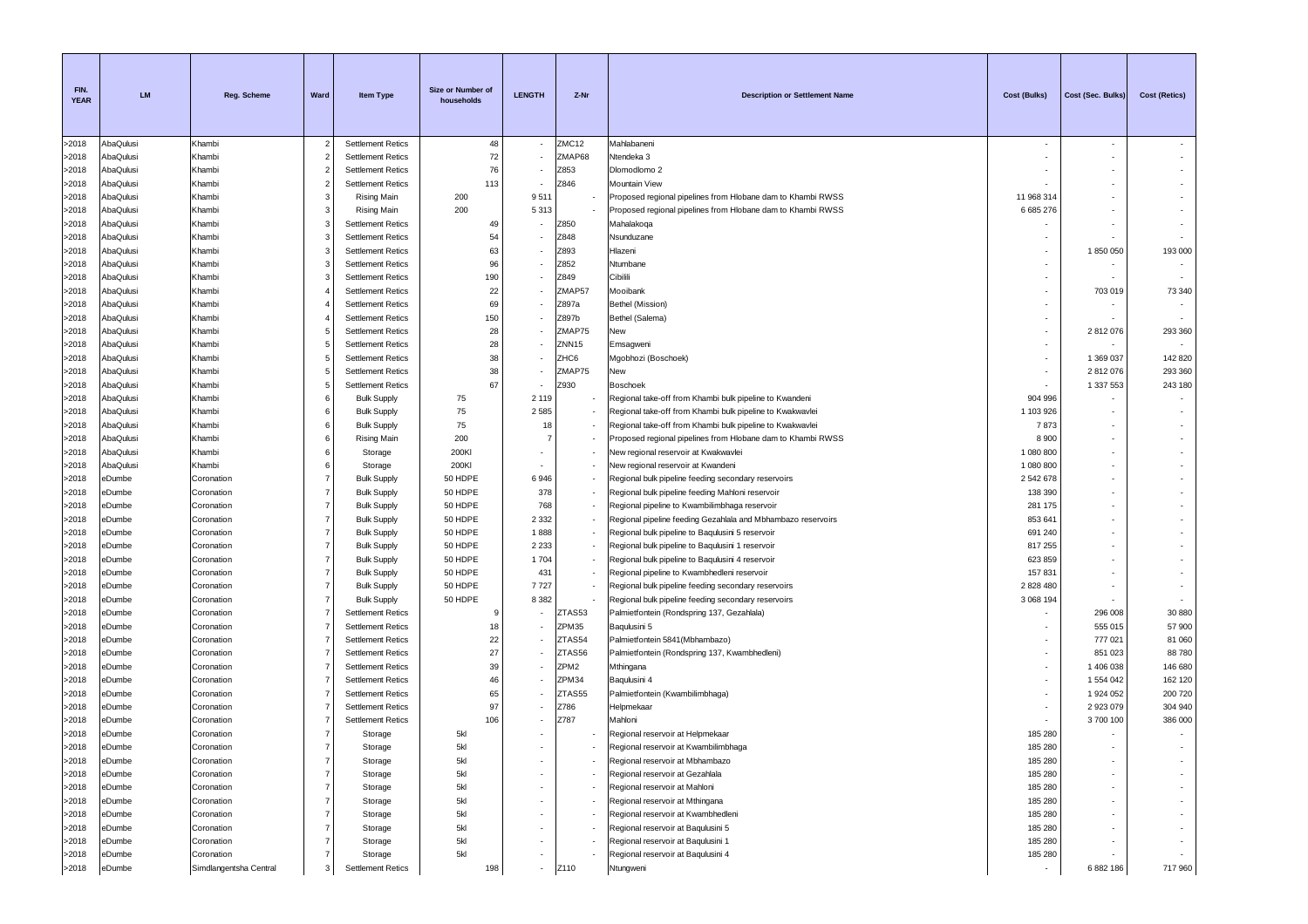| FIN. YEAR | LM | Reg. Scheme | Ward | Item Type | Size or Number of households | LENGTH | Z-Nr | Description or Settlement Name | Cost (Bulks) | Cost (Sec. Bulks) | Cost (Retics) |
|---|---|---|---|---|---|---|---|---|---|---|---|
| >2018 | AbaQulusi | Khambi | 2 | Settlement Retics | 48 | - | ZMC12 | Mahlabaneni | - | - | - |
| >2018 | AbaQulusi | Khambi | 2 | Settlement Retics | 72 | - | ZMAP68 | Ntendeka 3 | - | - | - |
| >2018 | AbaQulusi | Khambi | 2 | Settlement Retics | 76 | - | Z853 | Dlomodlomo 2 | - | - | - |
| >2018 | AbaQulusi | Khambi | 2 | Settlement Retics | 113 | - | Z846 | Mountain View | - | - | - |
| >2018 | AbaQulusi | Khambi | 3 | Rising Main | 200 | 9 511 | - | Proposed regional pipelines from Hlobane dam to Khambi RWSS | 11 968 314 | - | - |
| >2018 | AbaQulusi | Khambi | 3 | Rising Main | 200 | 5 313 | - | Proposed regional pipelines from Hlobane dam to Khambi RWSS | 6 685 276 | - | - |
| >2018 | AbaQulusi | Khambi | 3 | Settlement Retics | 49 | - | Z850 | Mahalakoqa | - | - | - |
| >2018 | AbaQulusi | Khambi | 3 | Settlement Retics | 54 | - | Z848 | Nsunduzane | - | - | - |
| >2018 | AbaQulusi | Khambi | 3 | Settlement Retics | 63 | - | Z893 | Hlazeni | - | 1 850 050 | 193 000 |
| >2018 | AbaQulusi | Khambi | 3 | Settlement Retics | 96 | - | Z852 | Ntumbane | - | - | - |
| >2018 | AbaQulusi | Khambi | 3 | Settlement Retics | 190 | - | Z849 | Cibilili | - | - | - |
| >2018 | AbaQulusi | Khambi | 4 | Settlement Retics | 22 | - | ZMAP57 | Mooibank | - | 703 019 | 73 340 |
| >2018 | AbaQulusi | Khambi | 4 | Settlement Retics | 69 | - | Z897a | Bethel (Mission) | - | - | - |
| >2018 | AbaQulusi | Khambi | 4 | Settlement Retics | 150 | - | Z897b | Bethel (Salema) | - | - | - |
| >2018 | AbaQulusi | Khambi | 5 | Settlement Retics | 28 | - | ZMAP75 | New | - | 2 812 076 | 293 360 |
| >2018 | AbaQulusi | Khambi | 5 | Settlement Retics | 28 | - | ZNN15 | Emsagweni | - | - | - |
| >2018 | AbaQulusi | Khambi | 5 | Settlement Retics | 38 | - | ZHC6 | Mgobhozi (Boschoek) | - | 1 369 037 | 142 820 |
| >2018 | AbaQulusi | Khambi | 5 | Settlement Retics | 38 | - | ZMAP75 | New | - | 2 812 076 | 293 360 |
| >2018 | AbaQulusi | Khambi | 5 | Settlement Retics | 67 | - | Z930 | Boschoek | - | 1 337 553 | 243 180 |
| >2018 | AbaQulusi | Khambi | 6 | Bulk Supply | 75 | 2 119 | - | Regional take-off from Khambi bulk pipeline to Kwandeni | 904 996 | - | - |
| >2018 | AbaQulusi | Khambi | 6 | Bulk Supply | 75 | 2 585 | - | Regional take-off from Khambi bulk pipeline to Kwakwavlei | 1 103 926 | - | - |
| >2018 | AbaQulusi | Khambi | 6 | Bulk Supply | 75 | 18 | - | Regional take-off from Khambi bulk pipeline to Kwakwavlei | 7 873 | - | - |
| >2018 | AbaQulusi | Khambi | 6 | Rising Main | 200 | 7 | - | Proposed regional pipelines from Hlobane dam to Khambi RWSS | 8 900 | - | - |
| >2018 | AbaQulusi | Khambi | 6 | Storage | 200Kl | - | - | New regional reservoir at Kwakwavlei | 1 080 800 | - | - |
| >2018 | AbaQulusi | Khambi | 6 | Storage | 200Kl | - | - | New regional reservoir at Kwandeni | 1 080 800 | - | - |
| >2018 | eDumbe | Coronation | 7 | Bulk Supply | 50 HDPE | 6 946 | - | Regional bulk pipeline feeding secondary reservoirs | 2 542 678 | - | - |
| >2018 | eDumbe | Coronation | 7 | Bulk Supply | 50 HDPE | 378 | - | Regional bulk pipeline feeding Mahloni reservoir | 138 390 | - | - |
| >2018 | eDumbe | Coronation | 7 | Bulk Supply | 50 HDPE | 768 | - | Regional pipeline to Kwambilimbhaga reservoir | 281 175 | - | - |
| >2018 | eDumbe | Coronation | 7 | Bulk Supply | 50 HDPE | 2 332 | - | Regional pipeline feeding Gezahlala and Mbhambazo reservoirs | 853 641 | - | - |
| >2018 | eDumbe | Coronation | 7 | Bulk Supply | 50 HDPE | 1 888 | - | Regional bulk pipeline to Baqulusini 5 reservoir | 691 240 | - | - |
| >2018 | eDumbe | Coronation | 7 | Bulk Supply | 50 HDPE | 2 233 | - | Regional bulk pipeline to Baqulusini 1 reservoir | 817 255 | - | - |
| >2018 | eDumbe | Coronation | 7 | Bulk Supply | 50 HDPE | 1 704 | - | Regional bulk pipeline to Baqulusini 4 reservoir | 623 859 | - | - |
| >2018 | eDumbe | Coronation | 7 | Bulk Supply | 50 HDPE | 431 | - | Regional pipeline to Kwambhedleni reservoir | 157 831 | - | - |
| >2018 | eDumbe | Coronation | 7 | Bulk Supply | 50 HDPE | 7 727 | - | Regional bulk pipeline feeding secondary reservoirs | 2 828 480 | - | - |
| >2018 | eDumbe | Coronation | 7 | Bulk Supply | 50 HDPE | 8 382 | - | Regional bulk pipeline feeding secondary reservoirs | 3 068 194 | - | - |
| >2018 | eDumbe | Coronation | 7 | Settlement Retics | 9 | - | ZTAS53 | Palmietfontein (Rondspring 137, Gezahlala) | - | 296 008 | 30 880 |
| >2018 | eDumbe | Coronation | 7 | Settlement Retics | 18 | - | ZPM35 | Baqulusini 5 | - | 555 015 | 57 900 |
| >2018 | eDumbe | Coronation | 7 | Settlement Retics | 22 | - | ZTAS54 | Palmietfontein 5841(Mbhambazo) | - | 777 021 | 81 060 |
| >2018 | eDumbe | Coronation | 7 | Settlement Retics | 27 | - | ZTAS56 | Palmietfontein (Rondspring 137, Kwambhedleni) | - | 851 023 | 88 780 |
| >2018 | eDumbe | Coronation | 7 | Settlement Retics | 39 | - | ZPM2 | Mthingana | - | 1 406 038 | 146 680 |
| >2018 | eDumbe | Coronation | 7 | Settlement Retics | 46 | - | ZPM34 | Baqulusini 4 | - | 1 554 042 | 162 120 |
| >2018 | eDumbe | Coronation | 7 | Settlement Retics | 65 | - | ZTAS55 | Palmietfontein (Kwambilimbhaga) | - | 1 924 052 | 200 720 |
| >2018 | eDumbe | Coronation | 7 | Settlement Retics | 97 | - | Z786 | Helpmekaar | - | 2 923 079 | 304 940 |
| >2018 | eDumbe | Coronation | 7 | Settlement Retics | 106 | - | Z787 | Mahloni | - | 3 700 100 | 386 000 |
| >2018 | eDumbe | Coronation | 7 | Storage | 5kl | - | - | Regional reservoir at Helpmekaar | 185 280 | - | - |
| >2018 | eDumbe | Coronation | 7 | Storage | 5kl | - | - | Regional reservoir at Kwambilimbhaga | 185 280 | - | - |
| >2018 | eDumbe | Coronation | 7 | Storage | 5kl | - | - | Regional reservoir at Mbhambazo | 185 280 | - | - |
| >2018 | eDumbe | Coronation | 7 | Storage | 5kl | - | - | Regional reservoir at Gezahlala | 185 280 | - | - |
| >2018 | eDumbe | Coronation | 7 | Storage | 5kl | - | - | Regional reservoir at Mahloni | 185 280 | - | - |
| >2018 | eDumbe | Coronation | 7 | Storage | 5kl | - | - | Regional reservoir at Mthingana | 185 280 | - | - |
| >2018 | eDumbe | Coronation | 7 | Storage | 5kl | - | - | Regional reservoir at Kwambhedleni | 185 280 | - | - |
| >2018 | eDumbe | Coronation | 7 | Storage | 5kl | - | - | Regional reservoir at Baqulusini 5 | 185 280 | - | - |
| >2018 | eDumbe | Coronation | 7 | Storage | 5kl | - | - | Regional reservoir at Baqulusini 1 | 185 280 | - | - |
| >2018 | eDumbe | Coronation | 7 | Storage | 5kl | - | - | Regional reservoir at Baqulusini 4 | 185 280 | - | - |
| >2018 | eDumbe | Simdlangentsha Central | 3 | Settlement Retics | 198 | - | Z110 | Ntungweni | - | 6 882 186 | 717 960 |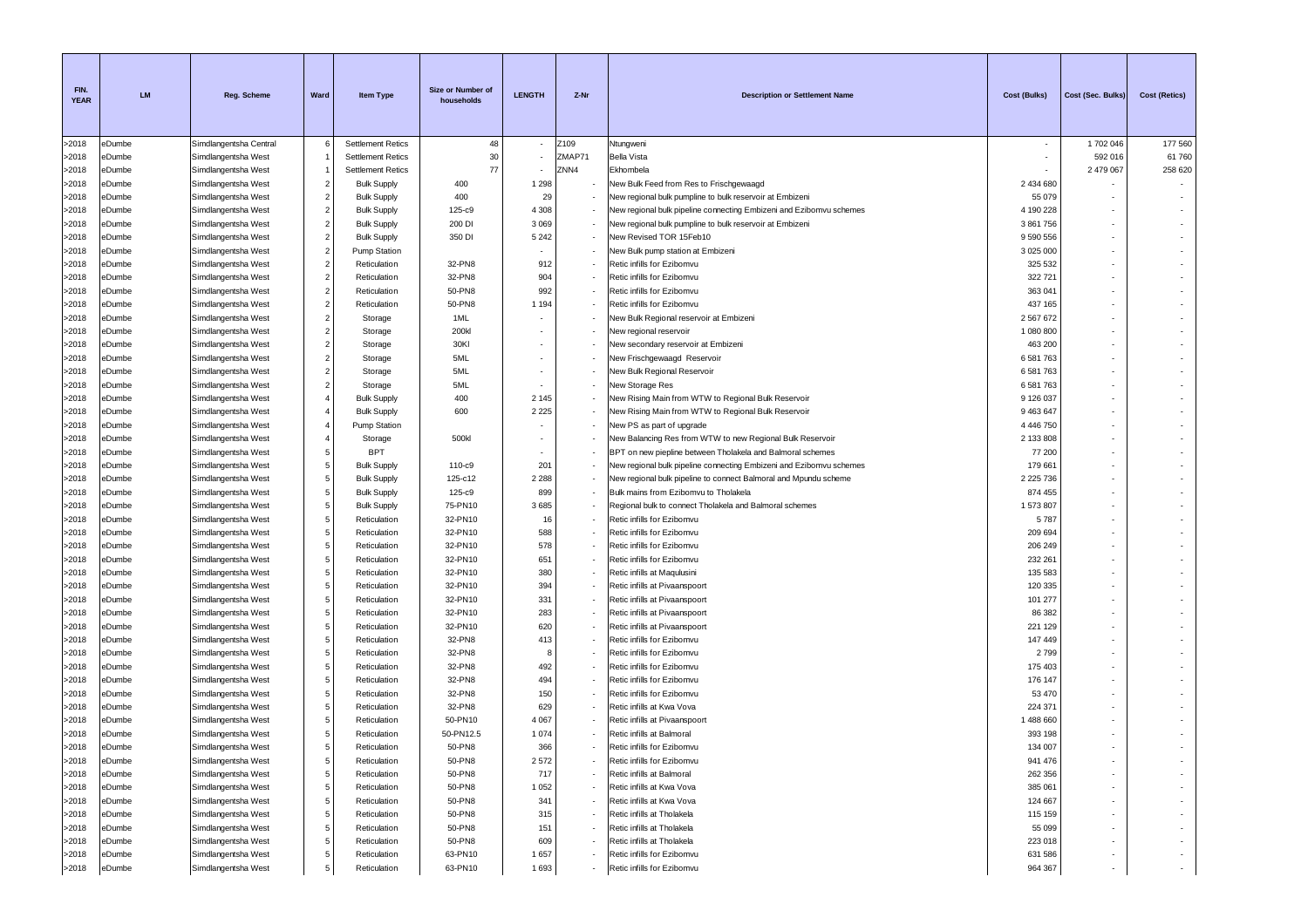| FIN. YEAR | LM | Reg. Scheme | Ward | Item Type | Size or Number of households | LENGTH | Z-Nr | Description or Settlement Name | Cost (Bulks) | Cost (Sec. Bulks) | Cost (Retics) |
|---|---|---|---|---|---|---|---|---|---|---|---|
| >2018 | eDumbe | Simdlangentsha Central | 6 | Settlement Retics | 48 | - | Z109 | Ntungweni | - | 1 702 046 | 177 560 |
| >2018 | eDumbe | Simdlangentsha West | 1 | Settlement Retics | 30 | - | ZMAP71 | Bella Vista | - | 592 016 | 61 760 |
| >2018 | eDumbe | Simdlangentsha West | 1 | Settlement Retics | 77 | - | ZNN4 | Ekhombela | - | 2 479 067 | 258 620 |
| >2018 | eDumbe | Simdlangentsha West | 2 | Bulk Supply | 400 | 1 298 | - | New Bulk Feed from Res to Frischgewaagd | 2 434 680 | - | - |
| >2018 | eDumbe | Simdlangentsha West | 2 | Bulk Supply | 400 | 29 | - | New regional bulk pumpline to bulk reservoir at Embizeni | 55 079 | - | - |
| >2018 | eDumbe | Simdlangentsha West | 2 | Bulk Supply | 125-c9 | 4 308 | - | New regional bulk pipeline connecting Embizeni and Ezibomvu schemes | 4 190 228 | - | - |
| >2018 | eDumbe | Simdlangentsha West | 2 | Bulk Supply | 200 DI | 3 069 | - | New regional bulk pumpline to bulk reservoir at Embizeni | 3 861 756 | - | - |
| >2018 | eDumbe | Simdlangentsha West | 2 | Bulk Supply | 350 DI | 5 242 | - | New Revised TOR 15Feb10 | 9 590 556 | - | - |
| >2018 | eDumbe | Simdlangentsha West | 2 | Pump Station | | - | - | New Bulk pump station at Embizeni | 3 025 000 | - | - |
| >2018 | eDumbe | Simdlangentsha West | 2 | Reticulation | 32-PN8 | 912 | - | Retic infills for Ezibomvu | 325 532 | - | - |
| >2018 | eDumbe | Simdlangentsha West | 2 | Reticulation | 32-PN8 | 904 | - | Retic infills for Ezibomvu | 322 721 | - | - |
| >2018 | eDumbe | Simdlangentsha West | 2 | Reticulation | 50-PN8 | 992 | - | Retic infills for Ezibomvu | 363 041 | - | - |
| >2018 | eDumbe | Simdlangentsha West | 2 | Reticulation | 50-PN8 | 1 194 | - | Retic infills for Ezibomvu | 437 165 | - | - |
| >2018 | eDumbe | Simdlangentsha West | 2 | Storage | 1ML | - | - | New Bulk Regional reservoir at Embizeni | 2 567 672 | - | - |
| >2018 | eDumbe | Simdlangentsha West | 2 | Storage | 200kl | - | - | New regional reservoir | 1 080 800 | - | - |
| >2018 | eDumbe | Simdlangentsha West | 2 | Storage | 30Kl | - | - | New secondary reservoir at Embizeni | 463 200 | - | - |
| >2018 | eDumbe | Simdlangentsha West | 2 | Storage | 5ML | - | - | New Frischgewaagd Reservoir | 6 581 763 | - | - |
| >2018 | eDumbe | Simdlangentsha West | 2 | Storage | 5ML | - | - | New Bulk Regional Reservoir | 6 581 763 | - | - |
| >2018 | eDumbe | Simdlangentsha West | 2 | Storage | 5ML | - | - | New Storage Res | 6 581 763 | - | - |
| >2018 | eDumbe | Simdlangentsha West | 4 | Bulk Supply | 400 | 2 145 | - | New Rising Main from WTW to Regional Bulk Reservoir | 9 126 037 | - | - |
| >2018 | eDumbe | Simdlangentsha West | 4 | Bulk Supply | 600 | 2 225 | - | New Rising Main from WTW to Regional Bulk Reservoir | 9 463 647 | - | - |
| >2018 | eDumbe | Simdlangentsha West | 4 | Pump Station | | - | - | New PS as part of upgrade | 4 446 750 | - | - |
| >2018 | eDumbe | Simdlangentsha West | 4 | Storage | 500kl | - | - | New Balancing Res from WTW to new Regional Bulk Reservoir | 2 133 808 | - | - |
| >2018 | eDumbe | Simdlangentsha West | 5 | BPT | | - | - | BPT on new piepline between Tholakela and Balmoral schemes | 77 200 | - | - |
| >2018 | eDumbe | Simdlangentsha West | 5 | Bulk Supply | 110-c9 | 201 | - | New regional bulk pipeline connecting Embizeni and Ezibomvu schemes | 179 661 | - | - |
| >2018 | eDumbe | Simdlangentsha West | 5 | Bulk Supply | 125-c12 | 2 288 | - | New regional bulk pipeline to connect Balmoral and Mpundu scheme | 2 225 736 | - | - |
| >2018 | eDumbe | Simdlangentsha West | 5 | Bulk Supply | 125-c9 | 899 | - | Bulk mains from Ezibomvu to Tholakela | 874 455 | - | - |
| >2018 | eDumbe | Simdlangentsha West | 5 | Bulk Supply | 75-PN10 | 3 685 | - | Regional bulk to connect Tholakela and Balmoral schemes | 1 573 807 | - | - |
| >2018 | eDumbe | Simdlangentsha West | 5 | Reticulation | 32-PN10 | 16 | - | Retic infills for Ezibomvu | 5 787 | - | - |
| >2018 | eDumbe | Simdlangentsha West | 5 | Reticulation | 32-PN10 | 588 | - | Retic infills for Ezibomvu | 209 694 | - | - |
| >2018 | eDumbe | Simdlangentsha West | 5 | Reticulation | 32-PN10 | 578 | - | Retic infills for Ezibomvu | 206 249 | - | - |
| >2018 | eDumbe | Simdlangentsha West | 5 | Reticulation | 32-PN10 | 651 | - | Retic infills for Ezibomvu | 232 261 | - | - |
| >2018 | eDumbe | Simdlangentsha West | 5 | Reticulation | 32-PN10 | 380 | - | Retic infills at Maqulusini | 135 583 | - | - |
| >2018 | eDumbe | Simdlangentsha West | 5 | Reticulation | 32-PN10 | 394 | - | Retic infills at Pivaanspoort | 120 335 | - | - |
| >2018 | eDumbe | Simdlangentsha West | 5 | Reticulation | 32-PN10 | 331 | - | Retic infills at Pivaanspoort | 101 277 | - | - |
| >2018 | eDumbe | Simdlangentsha West | 5 | Reticulation | 32-PN10 | 283 | - | Retic infills at Pivaanspoort | 86 382 | - | - |
| >2018 | eDumbe | Simdlangentsha West | 5 | Reticulation | 32-PN10 | 620 | - | Retic infills at Pivaanspoort | 221 129 | - | - |
| >2018 | eDumbe | Simdlangentsha West | 5 | Reticulation | 32-PN8 | 413 | - | Retic infills for Ezibomvu | 147 449 | - | - |
| >2018 | eDumbe | Simdlangentsha West | 5 | Reticulation | 32-PN8 | 8 | - | Retic infills for Ezibomvu | 2 799 | - | - |
| >2018 | eDumbe | Simdlangentsha West | 5 | Reticulation | 32-PN8 | 492 | - | Retic infills for Ezibomvu | 175 403 | - | - |
| >2018 | eDumbe | Simdlangentsha West | 5 | Reticulation | 32-PN8 | 494 | - | Retic infills for Ezibomvu | 176 147 | - | - |
| >2018 | eDumbe | Simdlangentsha West | 5 | Reticulation | 32-PN8 | 150 | - | Retic infills for Ezibomvu | 53 470 | - | - |
| >2018 | eDumbe | Simdlangentsha West | 5 | Reticulation | 32-PN8 | 629 | - | Retic infills at Kwa Vova | 224 371 | - | - |
| >2018 | eDumbe | Simdlangentsha West | 5 | Reticulation | 50-PN10 | 4 067 | - | Retic infills at Pivaanspoort | 1 488 660 | - | - |
| >2018 | eDumbe | Simdlangentsha West | 5 | Reticulation | 50-PN12.5 | 1 074 | - | Retic infills at Balmoral | 393 198 | - | - |
| >2018 | eDumbe | Simdlangentsha West | 5 | Reticulation | 50-PN8 | 366 | - | Retic infills for Ezibomvu | 134 007 | - | - |
| >2018 | eDumbe | Simdlangentsha West | 5 | Reticulation | 50-PN8 | 2 572 | - | Retic infills for Ezibomvu | 941 476 | - | - |
| >2018 | eDumbe | Simdlangentsha West | 5 | Reticulation | 50-PN8 | 717 | - | Retic infills at Balmoral | 262 356 | - | - |
| >2018 | eDumbe | Simdlangentsha West | 5 | Reticulation | 50-PN8 | 1 052 | - | Retic infills at Kwa Vova | 385 061 | - | - |
| >2018 | eDumbe | Simdlangentsha West | 5 | Reticulation | 50-PN8 | 341 | - | Retic infills at Kwa Vova | 124 667 | - | - |
| >2018 | eDumbe | Simdlangentsha West | 5 | Reticulation | 50-PN8 | 315 | - | Retic infills at Tholakela | 115 159 | - | - |
| >2018 | eDumbe | Simdlangentsha West | 5 | Reticulation | 50-PN8 | 151 | - | Retic infills at Tholakela | 55 099 | - | - |
| >2018 | eDumbe | Simdlangentsha West | 5 | Reticulation | 50-PN8 | 609 | - | Retic infills at Tholakela | 223 018 | - | - |
| >2018 | eDumbe | Simdlangentsha West | 5 | Reticulation | 63-PN10 | 1 657 | - | Retic infills for Ezibomvu | 631 586 | - | - |
| >2018 | eDumbe | Simdlangentsha West | 5 | Reticulation | 63-PN10 | 1 693 | - | Retic infills for Ezibomvu | 964 367 | - | - |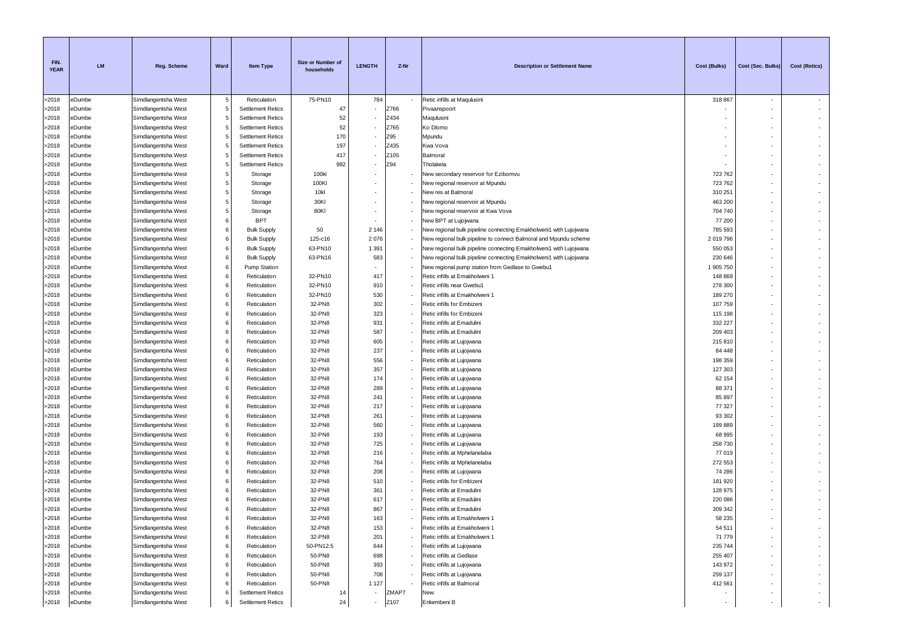| FIN. YEAR | LM | Reg. Scheme | Ward | Item Type | Size or Number of households | LENGTH | Z-Nr | Description or Settlement Name | Cost (Bulks) | Cost (Sec. Bulks) | Cost (Retics) |
|---|---|---|---|---|---|---|---|---|---|---|---|
| >2018 | eDumbe | Simdlangentsha West | 5 | Reticulation | 75-PN10 | 784 | - | Retic infills at Maqulusini | 318 867 | - | - |
| >2018 | eDumbe | Simdlangentsha West | 5 | Settlement Retics | 47 | - | Z766 | Pivaanspoort | - | - | - |
| >2018 | eDumbe | Simdlangentsha West | 5 | Settlement Retics | 52 | - | Z434 | Maqulusini | - | - | - |
| >2018 | eDumbe | Simdlangentsha West | 5 | Settlement Retics | 52 | - | Z765 | Ko Dlomo | - | - | - |
| >2018 | eDumbe | Simdlangentsha West | 5 | Settlement Retics | 170 | - | Z95 | Mpundu | - | - | - |
| >2018 | eDumbe | Simdlangentsha West | 5 | Settlement Retics | 197 | - | Z435 | Kwa Vova | - | - | - |
| >2018 | eDumbe | Simdlangentsha West | 5 | Settlement Retics | 417 | - | Z105 | Balmoral | - | - | - |
| >2018 | eDumbe | Simdlangentsha West | 5 | Settlement Retics | 982 | - | Z94 | Tholakela | - | - | - |
| >2018 | eDumbe | Simdlangentsha West | 5 | Storage | 100kl | - | - | New secondary reservoir for Ezibomvu | 723 762 | - | - |
| >2018 | eDumbe | Simdlangentsha West | 5 | Storage | 100Kl | - | - | New regional reservoir at Mpundu | 723 762 | - | - |
| >2018 | eDumbe | Simdlangentsha West | 5 | Storage | 10kl | - | - | New res at Balmoral | 310 251 | - | - |
| >2018 | eDumbe | Simdlangentsha West | 5 | Storage | 30Kl | - | - | New regional reservoir at Mpundu | 463 200 | - | - |
| >2018 | eDumbe | Simdlangentsha West | 5 | Storage | 80Kl | - | - | New regional reservoir at Kwa Vova | 704 740 | - | - |
| >2018 | eDumbe | Simdlangentsha West | 6 | BPT | | - | - | New BPT at Lujojwana | 77 200 | - | - |
| >2018 | eDumbe | Simdlangentsha West | 6 | Bulk Supply | 50 | 2 146 | - | New regional bulk pipeline connecting Emakholweni1 with Lujojwana | 785 593 | - | - |
| >2018 | eDumbe | Simdlangentsha West | 6 | Bulk Supply | 125-c16 | 2 076 | - | New regional bulk pipeline to connect Balmoral and Mpundu scheme | 2 019 796 | - | - |
| >2018 | eDumbe | Simdlangentsha West | 6 | Bulk Supply | 63-PN10 | 1 391 | - | New regional bulk pipeline connecting Emakholweni1 with Lujojwana | 550 053 | - | - |
| >2018 | eDumbe | Simdlangentsha West | 6 | Bulk Supply | 63-PN16 | 583 | - | New regional bulk pipeline connecting Emakholweni1 with Lujojwana | 230 646 | - | - |
| >2018 | eDumbe | Simdlangentsha West | 6 | Pump Station | | - | - | New regional pump station from Gedlase to Gwebu1 | 1 905 750 | - | - |
| >2018 | eDumbe | Simdlangentsha West | 6 | Reticulation | 32-PN10 | 417 | - | Retic infills at Emakholweni 1 | 148 869 | - | - |
| >2018 | eDumbe | Simdlangentsha West | 6 | Reticulation | 32-PN10 | 910 | - | Retic infills near Gwebu1 | 278 300 | - | - |
| >2018 | eDumbe | Simdlangentsha West | 6 | Reticulation | 32-PN10 | 530 | - | Retic infills at Emakholweni 1 | 189 270 | - | - |
| >2018 | eDumbe | Simdlangentsha West | 6 | Reticulation | 32-PN8 | 302 | - | Retic infills for Embizeni | 107 759 | - | - |
| >2018 | eDumbe | Simdlangentsha West | 6 | Reticulation | 32-PN8 | 323 | - | Retic infills for Embizeni | 115 198 | - | - |
| >2018 | eDumbe | Simdlangentsha West | 6 | Reticulation | 32-PN8 | 931 | - | Retic infills at Emadulini | 332 227 | - | - |
| >2018 | eDumbe | Simdlangentsha West | 6 | Reticulation | 32-PN8 | 587 | - | Retic infills at Emadulini | 209 403 | - | - |
| >2018 | eDumbe | Simdlangentsha West | 6 | Reticulation | 32-PN8 | 605 | - | Retic infills at Lujojwana | 215 810 | - | - |
| >2018 | eDumbe | Simdlangentsha West | 6 | Reticulation | 32-PN8 | 237 | - | Retic infills at Lujojwana | 84 448 | - | - |
| >2018 | eDumbe | Simdlangentsha West | 6 | Reticulation | 32-PN8 | 556 | - | Retic infills at Lujojwana | 198 359 | - | - |
| >2018 | eDumbe | Simdlangentsha West | 6 | Reticulation | 32-PN8 | 357 | - | Retic infills at Lujojwana | 127 303 | - | - |
| >2018 | eDumbe | Simdlangentsha West | 6 | Reticulation | 32-PN8 | 174 | - | Retic infills at Lujojwana | 62 154 | - | - |
| >2018 | eDumbe | Simdlangentsha West | 6 | Reticulation | 32-PN8 | 289 | - | Retic infills at Lujojwana | 88 371 | - | - |
| >2018 | eDumbe | Simdlangentsha West | 6 | Reticulation | 32-PN8 | 241 | - | Retic infills at Lujojwana | 85 897 | - | - |
| >2018 | eDumbe | Simdlangentsha West | 6 | Reticulation | 32-PN8 | 217 | - | Retic infills at Lujojwana | 77 327 | - | - |
| >2018 | eDumbe | Simdlangentsha West | 6 | Reticulation | 32-PN8 | 261 | - | Retic infills at Lujojwana | 93 302 | - | - |
| >2018 | eDumbe | Simdlangentsha West | 6 | Reticulation | 32-PN8 | 560 | - | Retic infills at Lujojwana | 199 889 | - | - |
| >2018 | eDumbe | Simdlangentsha West | 6 | Reticulation | 32-PN8 | 193 | - | Retic infills at Lujojwana | 68 995 | - | - |
| >2018 | eDumbe | Simdlangentsha West | 6 | Reticulation | 32-PN8 | 725 | - | Retic infills at Lujojwana | 258 730 | - | - |
| >2018 | eDumbe | Simdlangentsha West | 6 | Reticulation | 32-PN8 | 216 | - | Retic infills at Mphelanelaba | 77 019 | - | - |
| >2018 | eDumbe | Simdlangentsha West | 6 | Reticulation | 32-PN8 | 764 | - | Retic infills at Mphelanelaba | 272 553 | - | - |
| >2018 | eDumbe | Simdlangentsha West | 6 | Reticulation | 32-PN8 | 208 | - | Retic infills at Lujojwana | 74 286 | - | - |
| >2018 | eDumbe | Simdlangentsha West | 6 | Reticulation | 32-PN8 | 510 | - | Retic infills for Embizeni | 181 920 | - | - |
| >2018 | eDumbe | Simdlangentsha West | 6 | Reticulation | 32-PN8 | 361 | - | Retic infills at Emadulini | 128 975 | - | - |
| >2018 | eDumbe | Simdlangentsha West | 6 | Reticulation | 32-PN8 | 617 | - | Retic infills at Emadulini | 220 086 | - | - |
| >2018 | eDumbe | Simdlangentsha West | 6 | Reticulation | 32-PN8 | 867 | - | Retic infills at Emadulini | 309 342 | - | - |
| >2018 | eDumbe | Simdlangentsha West | 6 | Reticulation | 32-PN8 | 163 | - | Retic infills at Emakholweni 1 | 58 235 | - | - |
| >2018 | eDumbe | Simdlangentsha West | 6 | Reticulation | 32-PN8 | 153 | - | Retic infills at Emakholweni 1 | 54 511 | - | - |
| >2018 | eDumbe | Simdlangentsha West | 6 | Reticulation | 32-PN8 | 201 | - | Retic infills at Emakholweni 1 | 71 779 | - | - |
| >2018 | eDumbe | Simdlangentsha West | 6 | Reticulation | 50-PN12.5 | 644 | - | Retic infills at Lujojwana | 235 744 | - | - |
| >2018 | eDumbe | Simdlangentsha West | 6 | Reticulation | 50-PN8 | 698 | - | Retic infills at Gedlase | 255 407 | - | - |
| >2018 | eDumbe | Simdlangentsha West | 6 | Reticulation | 50-PN8 | 393 | - | Retic infills at Lujojwana | 143 972 | - | - |
| >2018 | eDumbe | Simdlangentsha West | 6 | Reticulation | 50-PN8 | 708 | - | Retic infills at Lujojwana | 259 137 | - | - |
| >2018 | eDumbe | Simdlangentsha West | 6 | Reticulation | 50-PN8 | 1 127 | - | Retic infills at Balmoral | 412 561 | - | - |
| >2018 | eDumbe | Simdlangentsha West | 6 | Settlement Retics | 14 | - | ZMAP7 | New | - | - | - |
| >2018 | eDumbe | Simdlangentsha West | 6 | Settlement Retics | 24 | - | Z107 | Enkembeni B | - | - | - |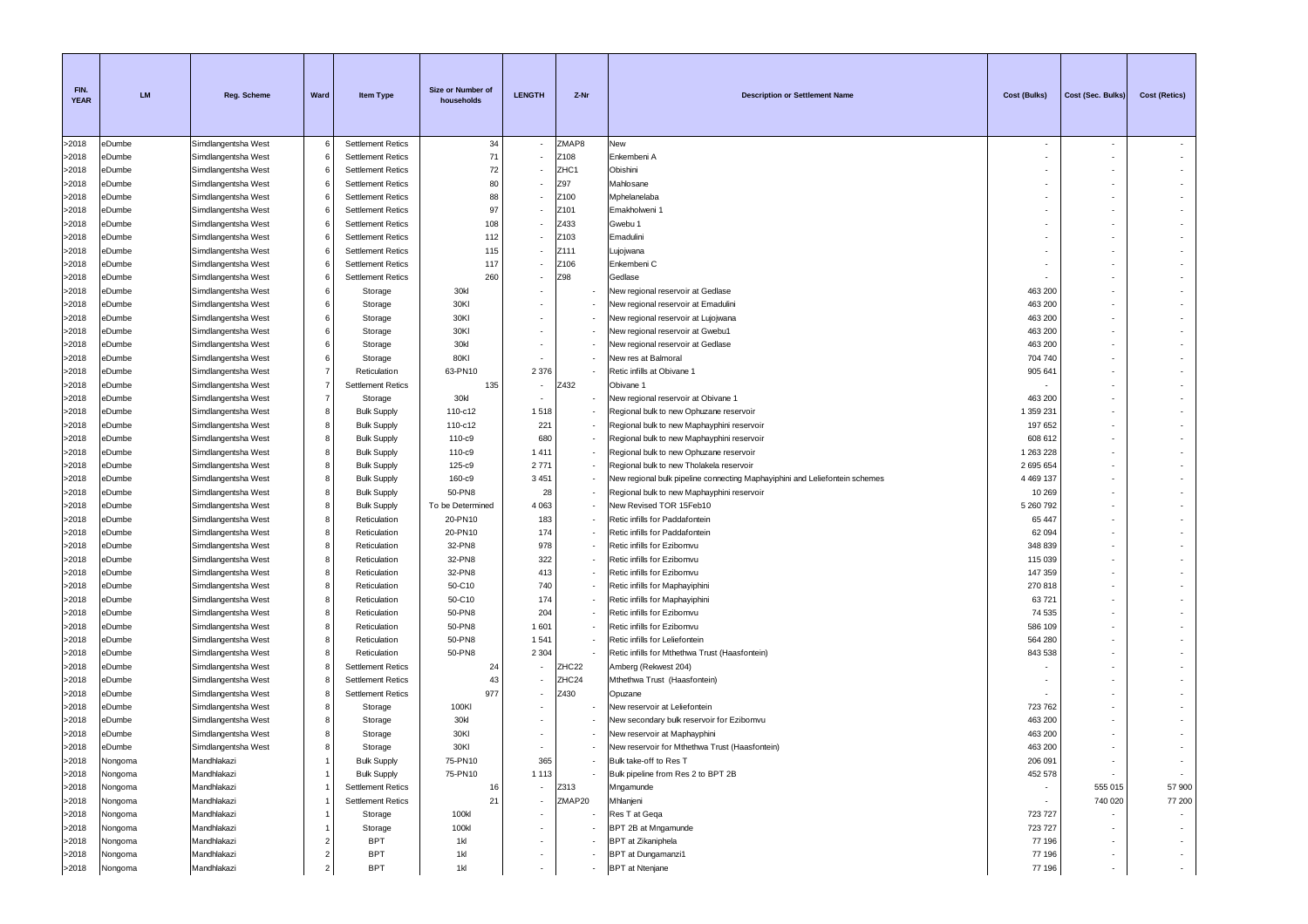| FIN. YEAR | LM | Reg. Scheme | Ward | Item Type | Size or Number of households | LENGTH | Z-Nr | Description or Settlement Name | Cost (Bulks) | Cost (Sec. Bulks) | Cost (Retics) |
|---|---|---|---|---|---|---|---|---|---|---|---|
| >2018 | eDumbe | Simdlangentsha West | 6 | Settlement Retics | 34 | - | ZMAP8 | New | - | - | - |
| >2018 | eDumbe | Simdlangentsha West | 6 | Settlement Retics | 71 | - | Z108 | Enkembeni A | - | - | - |
| >2018 | eDumbe | Simdlangentsha West | 6 | Settlement Retics | 72 | - | ZHC1 | Obishini | - | - | - |
| >2018 | eDumbe | Simdlangentsha West | 6 | Settlement Retics | 80 | - | Z97 | Mahlosane | - | - | - |
| >2018 | eDumbe | Simdlangentsha West | 6 | Settlement Retics | 88 | - | Z100 | Mphelanelaba | - | - | - |
| >2018 | eDumbe | Simdlangentsha West | 6 | Settlement Retics | 97 | - | Z101 | Emakholweni 1 | - | - | - |
| >2018 | eDumbe | Simdlangentsha West | 6 | Settlement Retics | 108 | - | Z433 | Gwebu 1 | - | - | - |
| >2018 | eDumbe | Simdlangentsha West | 6 | Settlement Retics | 112 | - | Z103 | Emadulini | - | - | - |
| >2018 | eDumbe | Simdlangentsha West | 6 | Settlement Retics | 115 | - | Z111 | Lujojwana | - | - | - |
| >2018 | eDumbe | Simdlangentsha West | 6 | Settlement Retics | 117 | - | Z106 | Enkembeni C | - | - | - |
| >2018 | eDumbe | Simdlangentsha West | 6 | Settlement Retics | 260 | - | Z98 | Gedlase | - | - | - |
| >2018 | eDumbe | Simdlangentsha West | 6 | Storage | 30kl | - | - | New regional reservoir at Gedlase | 463 200 | - | - |
| >2018 | eDumbe | Simdlangentsha West | 6 | Storage | 30Kl | - | - | New regional reservoir at Emadulini | 463 200 | - | - |
| >2018 | eDumbe | Simdlangentsha West | 6 | Storage | 30Kl | - | - | New regional reservoir at Lujojwana | 463 200 | - | - |
| >2018 | eDumbe | Simdlangentsha West | 6 | Storage | 30Kl | - | - | New regional reservoir at Gwebu1 | 463 200 | - | - |
| >2018 | eDumbe | Simdlangentsha West | 6 | Storage | 30kl | - | - | New regional reservoir at Gedlase | 463 200 | - | - |
| >2018 | eDumbe | Simdlangentsha West | 6 | Storage | 80Kl | - | - | New res at Balmoral | 704 740 | - | - |
| >2018 | eDumbe | Simdlangentsha West | 7 | Reticulation | 63-PN10 | 2 376 | - | Retic infills at Obivane 1 | 905 641 | - | - |
| >2018 | eDumbe | Simdlangentsha West | 7 | Settlement Retics | 135 | - | Z432 | Obivane 1 | - | - | - |
| >2018 | eDumbe | Simdlangentsha West | 7 | Storage | 30kl | - | - | New regional reservoir at Obivane 1 | 463 200 | - | - |
| >2018 | eDumbe | Simdlangentsha West | 8 | Bulk Supply | 110-c12 | 1 518 | - | Regional bulk to new Ophuzane reservoir | 1 359 231 | - | - |
| >2018 | eDumbe | Simdlangentsha West | 8 | Bulk Supply | 110-c12 | 221 | - | Regional bulk to new Maphayphini reservoir | 197 652 | - | - |
| >2018 | eDumbe | Simdlangentsha West | 8 | Bulk Supply | 110-c9 | 680 | - | Regional bulk to new Maphayphini reservoir | 608 612 | - | - |
| >2018 | eDumbe | Simdlangentsha West | 8 | Bulk Supply | 110-c9 | 1 411 | - | Regional bulk to new Ophuzane reservoir | 1 263 228 | - | - |
| >2018 | eDumbe | Simdlangentsha West | 8 | Bulk Supply | 125-c9 | 2 771 | - | Regional bulk to new Tholakela reservoir | 2 695 654 | - | - |
| >2018 | eDumbe | Simdlangentsha West | 8 | Bulk Supply | 160-c9 | 3 451 | - | New regional bulk pipeline connecting Maphayiphini and Leliefontein schemes | 4 469 137 | - | - |
| >2018 | eDumbe | Simdlangentsha West | 8 | Bulk Supply | 50-PN8 | 28 | - | Regional bulk to new Maphayphini reservoir | 10 269 | - | - |
| >2018 | eDumbe | Simdlangentsha West | 8 | Bulk Supply | To be Determined | 4 063 | - | New Revised TOR 15Feb10 | 5 260 792 | - | - |
| >2018 | eDumbe | Simdlangentsha West | 8 | Reticulation | 20-PN10 | 183 | - | Retic infills for Paddafontein | 65 447 | - | - |
| >2018 | eDumbe | Simdlangentsha West | 8 | Reticulation | 20-PN10 | 174 | - | Retic infills for Paddafontein | 62 094 | - | - |
| >2018 | eDumbe | Simdlangentsha West | 8 | Reticulation | 32-PN8 | 978 | - | Retic infills for Ezibomvu | 348 839 | - | - |
| >2018 | eDumbe | Simdlangentsha West | 8 | Reticulation | 32-PN8 | 322 | - | Retic infills for Ezibomvu | 115 039 | - | - |
| >2018 | eDumbe | Simdlangentsha West | 8 | Reticulation | 32-PN8 | 413 | - | Retic infills for Ezibomvu | 147 359 | - | - |
| >2018 | eDumbe | Simdlangentsha West | 8 | Reticulation | 50-C10 | 740 | - | Retic infills for Maphayiphini | 270 818 | - | - |
| >2018 | eDumbe | Simdlangentsha West | 8 | Reticulation | 50-C10 | 174 | - | Retic infills for Maphayiphini | 63 721 | - | - |
| >2018 | eDumbe | Simdlangentsha West | 8 | Reticulation | 50-PN8 | 204 | - | Retic infills for Ezibomvu | 74 535 | - | - |
| >2018 | eDumbe | Simdlangentsha West | 8 | Reticulation | 50-PN8 | 1 601 | - | Retic infills for Ezibomvu | 586 109 | - | - |
| >2018 | eDumbe | Simdlangentsha West | 8 | Reticulation | 50-PN8 | 1 541 | - | Retic infills for Leliefontein | 564 280 | - | - |
| >2018 | eDumbe | Simdlangentsha West | 8 | Reticulation | 50-PN8 | 2 304 | - | Retic infills for Mthethwa Trust (Haasfontein) | 843 538 | - | - |
| >2018 | eDumbe | Simdlangentsha West | 8 | Settlement Retics | 24 | - | ZHC22 | Amberg (Rekwest 204) | - | - | - |
| >2018 | eDumbe | Simdlangentsha West | 8 | Settlement Retics | 43 | - | ZHC24 | Mthethwa Trust (Haasfontein) | - | - | - |
| >2018 | eDumbe | Simdlangentsha West | 8 | Settlement Retics | 977 | - | Z430 | Opuzane | - | - | - |
| >2018 | eDumbe | Simdlangentsha West | 8 | Storage | 100Kl | - | - | New reservoir at Leliefontein | 723 762 | - | - |
| >2018 | eDumbe | Simdlangentsha West | 8 | Storage | 30kl | - | - | New secondary bulk reservoir for Ezibomvu | 463 200 | - | - |
| >2018 | eDumbe | Simdlangentsha West | 8 | Storage | 30Kl | - | - | New reservoir at Maphayphini | 463 200 | - | - |
| >2018 | eDumbe | Simdlangentsha West | 8 | Storage | 30Kl | - | - | New reservoir for Mthethwa Trust (Haasfontein) | 463 200 | - | - |
| >2018 | Nongoma | Mandhlakazi | 1 | Bulk Supply | 75-PN10 | 365 | - | Bulk take-off to Res T | 206 091 | - | - |
| >2018 | Nongoma | Mandhlakazi | 1 | Bulk Supply | 75-PN10 | 1 113 | - | Bulk pipeline from Res 2 to BPT 2B | 452 578 | - | - |
| >2018 | Nongoma | Mandhlakazi | 1 | Settlement Retics | 16 | - | Z313 | Mngamunde | - | 555 015 | 57 900 |
| >2018 | Nongoma | Mandhlakazi | 1 | Settlement Retics | 21 | - | ZMAP20 | Mhlanjeni | - | 740 020 | 77 200 |
| >2018 | Nongoma | Mandhlakazi | 1 | Storage | 100kl | - | - | Res T at Geqa | 723 727 | - | - |
| >2018 | Nongoma | Mandhlakazi | 1 | Storage | 100kl | - | - | BPT 2B at Mngamunde | 723 727 | - | - |
| >2018 | Nongoma | Mandhlakazi | 2 | BPT | 1kl | - | - | BPT at Zikaniphela | 77 196 | - | - |
| >2018 | Nongoma | Mandhlakazi | 2 | BPT | 1kl | - | - | BPT at Dungamanzi1 | 77 196 | - | - |
| >2018 | Nongoma | Mandhlakazi | 2 | BPT | 1kl | - | - | BPT at Ntenjane | 77 196 | - | - |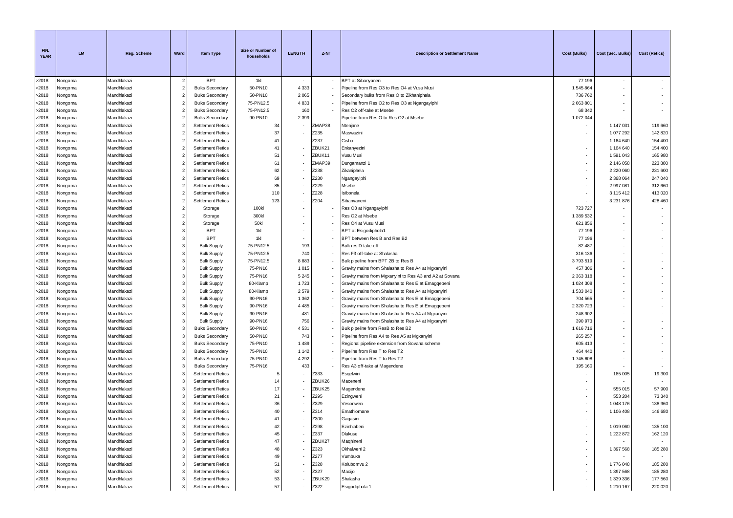| FIN. YEAR | LM | Reg. Scheme | Ward | Item Type | Size or Number of households | LENGTH | Z-Nr | Description or Settlement Name | Cost (Bulks) | Cost (Sec. Bulks) | Cost (Retics) |
|---|---|---|---|---|---|---|---|---|---|---|---|
| >2018 | Nongoma | Mandhlakazi | 2 | BPT | 1kl | - | - | BPT at Sibanyaneni | 77 196 | - | - |
| >2018 | Nongoma | Mandhlakazi | 2 | Bulks Secondary | 50-PN10 | 4 333 | - | Pipeline from Res O3 to Res O4 at Vusu Musi | 1 545 864 | - | - |
| >2018 | Nongoma | Mandhlakazi | 2 | Bulks Secondary | 50-PN10 | 2 065 | - | Secondary bulks from Res O to Zikhaniphela | 736 762 | - | - |
| >2018 | Nongoma | Mandhlakazi | 2 | Bulks Secondary | 75-PN12.5 | 4 833 | - | Pipeline from Res O2 to Res O3 at Ngangayiphi | 2 063 801 | - | - |
| >2018 | Nongoma | Mandhlakazi | 2 | Bulks Secondary | 75-PN12.5 | 160 | - | Res O2 off-take at Msebe | 68 342 | - | - |
| >2018 | Nongoma | Mandhlakazi | 2 | Bulks Secondary | 90-PN10 | 2 399 | - | Pipeline from Res O to Res O2 at Msebe | 1 072 044 | - | - |
| >2018 | Nongoma | Mandhlakazi | 2 | Settlement Retics | 34 | - | ZMAP38 | Ntenjane | - | 1 147 031 | 119 660 |
| >2018 | Nongoma | Mandhlakazi | 2 | Settlement Retics | 37 | - | Z235 | Maswazini | - | 1 077 292 | 142 820 |
| >2018 | Nongoma | Mandhlakazi | 2 | Settlement Retics | 41 | - | Z237 | Cisho | - | 1 164 640 | 154 400 |
| >2018 | Nongoma | Mandhlakazi | 2 | Settlement Retics | 41 | - | ZBUK21 | Enkanyezini | - | 1 164 640 | 154 400 |
| >2018 | Nongoma | Mandhlakazi | 2 | Settlement Retics | 51 | - | ZBUK11 | Vusu Musi | - | 1 591 043 | 165 980 |
| >2018 | Nongoma | Mandhlakazi | 2 | Settlement Retics | 61 | - | ZMAP39 | Dungamanzi 1 | - | 2 146 058 | 223 880 |
| >2018 | Nongoma | Mandhlakazi | 2 | Settlement Retics | 62 | - | Z238 | Zikaniphela | - | 2 220 060 | 231 600 |
| >2018 | Nongoma | Mandhlakazi | 2 | Settlement Retics | 69 | - | Z230 | Ngangayiphi | - | 2 368 064 | 247 040 |
| >2018 | Nongoma | Mandhlakazi | 2 | Settlement Retics | 85 | - | Z229 | Msebe | - | 2 997 081 | 312 660 |
| >2018 | Nongoma | Mandhlakazi | 2 | Settlement Retics | 110 | - | Z228 | Isibonela | - | 3 115 412 | 413 020 |
| >2018 | Nongoma | Mandhlakazi | 2 | Settlement Retics | 123 | - | Z204 | Sibanyaneni | - | 3 231 876 | 428 460 |
| >2018 | Nongoma | Mandhlakazi | 2 | Storage | 100kl | - | - | Res O3 at Ngangayiphi | 723 727 | - | - |
| >2018 | Nongoma | Mandhlakazi | 2 | Storage | 300kl | - | - | Res O2 at Msebe | 1 389 532 | - | - |
| >2018 | Nongoma | Mandhlakazi | 2 | Storage | 50kl | - | - | Res O4 at Vusu Musi | 621 856 | - | - |
| >2018 | Nongoma | Mandhlakazi | 3 | BPT | 1kl | - | - | BPT at Esigodiphola1 | 77 196 | - | - |
| >2018 | Nongoma | Mandhlakazi | 3 | BPT | 1kl | - | - | BPT between Res B and Res B2 | 77 196 | - | - |
| >2018 | Nongoma | Mandhlakazi | 3 | Bulk Supply | 75-PN12.5 | 193 | - | Bulk res D take-off | 82 487 | - | - |
| >2018 | Nongoma | Mandhlakazi | 3 | Bulk Supply | 75-PN12.5 | 740 | - | Res F3 off-take at Shalasha | 316 136 | - | - |
| >2018 | Nongoma | Mandhlakazi | 3 | Bulk Supply | 75-PN12.5 | 8 883 | - | Bulk pipeline from BPT 2B to Res B | 3 793 519 | - | - |
| >2018 | Nongoma | Mandhlakazi | 3 | Bulk Supply | 75-PN16 | 1 015 | - | Gravity mains from Shalasha to Res A4 at Mgxanyini | 457 306 | - | - |
| >2018 | Nongoma | Mandhlakazi | 3 | Bulk Supply | 75-PN16 | 5 245 | - | Gravity mains from Mgxanyini to Res A3 and A2 at Sovana | 2 363 318 | - | - |
| >2018 | Nongoma | Mandhlakazi | 3 | Bulk Supply | 80-Klamp | 1 723 | - | Gravity mains from Shalasha to Res E at Emagqebeni | 1 024 308 | - | - |
| >2018 | Nongoma | Mandhlakazi | 3 | Bulk Supply | 80-Klamp | 2 579 | - | Gravity mains from Shalasha to Res A4 at Mgxanyini | 1 533 040 | - | - |
| >2018 | Nongoma | Mandhlakazi | 3 | Bulk Supply | 90-PN16 | 1 362 | - | Gravity mains from Shalasha to Res E at Emagqebeni | 704 565 | - | - |
| >2018 | Nongoma | Mandhlakazi | 3 | Bulk Supply | 90-PN16 | 4 485 | - | Gravity mains from Shalasha to Res E at Emagqebeni | 2 320 723 | - | - |
| >2018 | Nongoma | Mandhlakazi | 3 | Bulk Supply | 90-PN16 | 481 | - | Gravity mains from Shalasha to Res A4 at Mgxanyini | 248 902 | - | - |
| >2018 | Nongoma | Mandhlakazi | 3 | Bulk Supply | 90-PN16 | 756 | - | Gravity mains from Shalasha to Res A4 at Mgxanyini | 390 973 | - | - |
| >2018 | Nongoma | Mandhlakazi | 3 | Bulks Secondary | 50-PN10 | 4 531 | - | Bulk pipeline from ResB to Res B2 | 1 616 716 | - | - |
| >2018 | Nongoma | Mandhlakazi | 3 | Bulks Secondary | 50-PN10 | 743 | - | Pipeline from Res A4 to Res A5 at Mgxanyini | 265 257 | - | - |
| >2018 | Nongoma | Mandhlakazi | 3 | Bulks Secondary | 75-PN10 | 1 489 | - | Regional pipeline extension from Sovana scheme | 605 413 | - | - |
| >2018 | Nongoma | Mandhlakazi | 3 | Bulks Secondary | 75-PN10 | 1 142 | - | Pipeline from Res T to Res T2 | 464 440 | - | - |
| >2018 | Nongoma | Mandhlakazi | 3 | Bulks Secondary | 75-PN10 | 4 292 | - | Pipeline from Res T to Res T2 | 1 745 608 | - | - |
| >2018 | Nongoma | Mandhlakazi | 3 | Bulks Secondary | 75-PN16 | 433 | - | Res A3 off-take at Magendene | 195 160 | - | - |
| >2018 | Nongoma | Mandhlakazi | 3 | Settlement Retics | 5 | - | Z333 | Esqelwini | - | 185 005 | 19 300 |
| >2018 | Nongoma | Mandhlakazi | 3 | Settlement Retics | 14 | - | ZBUK26 | Maceneni | - | - | - |
| >2018 | Nongoma | Mandhlakazi | 3 | Settlement Retics | 17 | - | ZBUK25 | Magendene | - | 555 015 | 57 900 |
| >2018 | Nongoma | Mandhlakazi | 3 | Settlement Retics | 21 | - | Z295 | Ezingweni | - | 553 204 | 73 340 |
| >2018 | Nongoma | Mandhlakazi | 3 | Settlement Retics | 36 | - | Z329 | Vesonweni | - | 1 048 176 | 138 960 |
| >2018 | Nongoma | Mandhlakazi | 3 | Settlement Retics | 40 | - | Z314 | Emathlomane | - | 1 106 408 | 146 680 |
| >2018 | Nongoma | Mandhlakazi | 3 | Settlement Retics | 41 | - | Z300 | Gagasini | - | - | - |
| >2018 | Nongoma | Mandhlakazi | 3 | Settlement Retics | 42 | - | Z298 | Ezinhlabeni | - | 1 019 060 | 135 100 |
| >2018 | Nongoma | Mandhlakazi | 3 | Settlement Retics | 45 | - | Z337 | Dlakuse | - | 1 222 872 | 162 120 |
| >2018 | Nongoma | Mandhlakazi | 3 | Settlement Retics | 47 | - | ZBUK27 | Maqhineni | - | - | - |
| >2018 | Nongoma | Mandhlakazi | 3 | Settlement Retics | 48 | - | Z323 | Okhalweni 2 | - | 1 397 568 | 185 280 |
| >2018 | Nongoma | Mandhlakazi | 3 | Settlement Retics | 49 | - | Z277 | Vumbuka | - | - | - |
| >2018 | Nongoma | Mandhlakazi | 3 | Settlement Retics | 51 | - | Z328 | Kolubomvu 2 | - | 1 776 048 | 185 280 |
| >2018 | Nongoma | Mandhlakazi | 3 | Settlement Retics | 52 | - | Z327 | Macijo | - | 1 397 568 | 185 280 |
| >2018 | Nongoma | Mandhlakazi | 3 | Settlement Retics | 53 | - | ZBUK29 | Shalasha | - | 1 339 336 | 177 560 |
| >2018 | Nongoma | Mandhlakazi | 3 | Settlement Retics | 57 | - | Z322 | Esigodiphola 1 | - | 1 210 167 | 220 020 |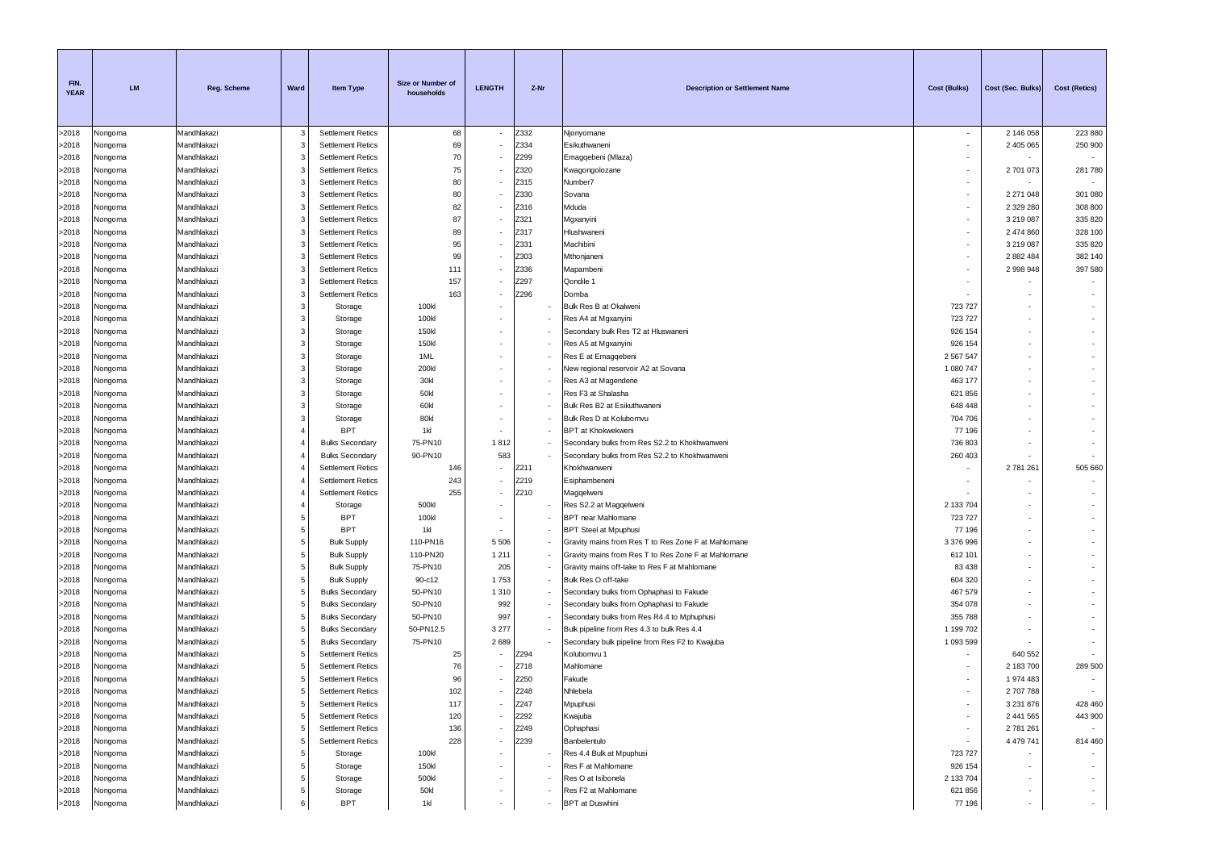| FIN. YEAR | LM | Reg. Scheme | Ward | Item Type | Size or Number of households | LENGTH | Z-Nr | Description or Settlement Name | Cost (Bulks) | Cost (Sec. Bulks) | Cost (Retics) |
|---|---|---|---|---|---|---|---|---|---|---|---|
| >2018 | Nongoma | Mandhlakazi | 3 | Settlement Retics | 68 | - | Z332 | Njonyomane | - | 2 146 058 | 223 880 |
| >2018 | Nongoma | Mandhlakazi | 3 | Settlement Retics | 69 | - | Z334 | Esikuthwaneni | - | 2 405 065 | 250 900 |
| >2018 | Nongoma | Mandhlakazi | 3 | Settlement Retics | 70 | - | Z299 | Emagqebeni (Mlaza) | - | - | - |
| >2018 | Nongoma | Mandhlakazi | 3 | Settlement Retics | 75 | - | Z320 | Kwagongolozane | - | 2 701 073 | 281 780 |
| >2018 | Nongoma | Mandhlakazi | 3 | Settlement Retics | 80 | - | Z315 | Number7 | - | - | - |
| >2018 | Nongoma | Mandhlakazi | 3 | Settlement Retics | 80 | - | Z330 | Sovana | - | 2 271 048 | 301 080 |
| >2018 | Nongoma | Mandhlakazi | 3 | Settlement Retics | 82 | - | Z316 | Mduda | - | 2 329 280 | 308 800 |
| >2018 | Nongoma | Mandhlakazi | 3 | Settlement Retics | 87 | - | Z321 | Mgxanyini | - | 3 219 087 | 335 820 |
| >2018 | Nongoma | Mandhlakazi | 3 | Settlement Retics | 89 | - | Z317 | Hlushwaneni | - | 2 474 860 | 328 100 |
| >2018 | Nongoma | Mandhlakazi | 3 | Settlement Retics | 95 | - | Z331 | Machibini | - | 3 219 087 | 335 820 |
| >2018 | Nongoma | Mandhlakazi | 3 | Settlement Retics | 99 | - | Z303 | Mthonjaneni | - | 2 882 484 | 382 140 |
| >2018 | Nongoma | Mandhlakazi | 3 | Settlement Retics | 111 | - | Z336 | Mapambeni | - | 2 998 948 | 397 580 |
| >2018 | Nongoma | Mandhlakazi | 3 | Settlement Retics | 157 | - | Z297 | Qondile 1 | - | - | - |
| >2018 | Nongoma | Mandhlakazi | 3 | Settlement Retics | 163 | - | Z296 | Domba | - | - | - |
| >2018 | Nongoma | Mandhlakazi | 3 | Storage | 100kl | - | - | Bulk Res B at Okalweni | 723 727 | - | - |
| >2018 | Nongoma | Mandhlakazi | 3 | Storage | 100kl | - | - | Res A4 at Mgxanyini | 723 727 | - | - |
| >2018 | Nongoma | Mandhlakazi | 3 | Storage | 150kl | - | - | Secondary bulk Res T2 at Hluswaneni | 926 154 | - | - |
| >2018 | Nongoma | Mandhlakazi | 3 | Storage | 150kl | - | - | Res A5 at Mgxanyini | 926 154 | - | - |
| >2018 | Nongoma | Mandhlakazi | 3 | Storage | 1ML | - | - | Res E at Emagqebeni | 2 567 547 | - | - |
| >2018 | Nongoma | Mandhlakazi | 3 | Storage | 200kl | - | - | New regional reservoir A2 at Sovana | 1 080 747 | - | - |
| >2018 | Nongoma | Mandhlakazi | 3 | Storage | 30kl | - | - | Res A3 at Magendene | 463 177 | - | - |
| >2018 | Nongoma | Mandhlakazi | 3 | Storage | 50kl | - | - | Res F3 at Shalasha | 621 856 | - | - |
| >2018 | Nongoma | Mandhlakazi | 3 | Storage | 60kl | - | - | Bulk Res B2 at Esikuthwaneni | 648 448 | - | - |
| >2018 | Nongoma | Mandhlakazi | 3 | Storage | 80kl | - | - | Bulk Res D at Kolubomvu | 704 706 | - | - |
| >2018 | Nongoma | Mandhlakazi | 4 | BPT | 1kl | - | - | BPT at Khokwekweni | 77 196 | - | - |
| >2018 | Nongoma | Mandhlakazi | 4 | Bulks Secondary | 75-PN10 | 1 812 | - | Secondary bulks from Res S2.2 to Khokhwanweni | 736 803 | - | - |
| >2018 | Nongoma | Mandhlakazi | 4 | Bulks Secondary | 90-PN10 | 583 | - | Secondary bulks from Res S2.2 to Khokhwanweni | 260 403 | - | - |
| >2018 | Nongoma | Mandhlakazi | 4 | Settlement Retics | 146 | - | Z211 | Khokhwanweni | - | 2 781 261 | 505 660 |
| >2018 | Nongoma | Mandhlakazi | 4 | Settlement Retics | 243 | - | Z219 | Esiphambeneni | - | - | - |
| >2018 | Nongoma | Mandhlakazi | 4 | Settlement Retics | 255 | - | Z210 | Maggelweni | - | - | - |
| >2018 | Nongoma | Mandhlakazi | 4 | Storage | 500kl | - | - | Res S2.2 at Maggelweni | 2 133 704 | - | - |
| >2018 | Nongoma | Mandhlakazi | 5 | BPT | 100kl | - | - | BPT near Mahlomane | 723 727 | - | - |
| >2018 | Nongoma | Mandhlakazi | 5 | BPT | 1kl | - | - | BPT Steel at Mpuphusi | 77 196 | - | - |
| >2018 | Nongoma | Mandhlakazi | 5 | Bulk Supply | 110-PN16 | 5 506 | - | Gravity mains from Res T to Res Zone F at Mahlomane | 3 376 996 | - | - |
| >2018 | Nongoma | Mandhlakazi | 5 | Bulk Supply | 110-PN20 | 1 211 | - | Gravity mains from Res T to Res Zone F at Mahlomane | 612 101 | - | - |
| >2018 | Nongoma | Mandhlakazi | 5 | Bulk Supply | 75-PN10 | 205 | - | Gravity mains off-take to Res F at Mahlomane | 83 438 | - | - |
| >2018 | Nongoma | Mandhlakazi | 5 | Bulk Supply | 90-c12 | 1 753 | - | Bulk Res O off-take | 604 320 | - | - |
| >2018 | Nongoma | Mandhlakazi | 5 | Bulks Secondary | 50-PN10 | 1 310 | - | Secondary bulks from Ophaphasi to Fakude | 467 579 | - | - |
| >2018 | Nongoma | Mandhlakazi | 5 | Bulks Secondary | 50-PN10 | 992 | - | Secondary bulks from Ophaphasi to Fakude | 354 078 | - | - |
| >2018 | Nongoma | Mandhlakazi | 5 | Bulks Secondary | 50-PN10 | 997 | - | Secondary bulks from Res R4.4 to Mphuphusi | 355 788 | - | - |
| >2018 | Nongoma | Mandhlakazi | 5 | Bulks Secondary | 50-PN12.5 | 3 277 | - | Bulk pipeline from Res 4.3 to bulk Res 4.4 | 1 199 702 | - | - |
| >2018 | Nongoma | Mandhlakazi | 5 | Bulks Secondary | 75-PN10 | 2 689 | - | Secondary bulk pipeline from Res F2 to Kwajuba | 1 093 599 | - | - |
| >2018 | Nongoma | Mandhlakazi | 5 | Settlement Retics | 25 | - | Z294 | Kolubomvu 1 | - | 640 552 | - |
| >2018 | Nongoma | Mandhlakazi | 5 | Settlement Retics | 76 | - | Z718 | Mahlomane | - | 2 183 700 | 289 500 |
| >2018 | Nongoma | Mandhlakazi | 5 | Settlement Retics | 96 | - | Z250 | Fakude | - | 1 974 483 | - |
| >2018 | Nongoma | Mandhlakazi | 5 | Settlement Retics | 102 | - | Z248 | Nhlebela | - | 2 707 788 | - |
| >2018 | Nongoma | Mandhlakazi | 5 | Settlement Retics | 117 | - | Z247 | Mpuphusi | - | 3 231 876 | 428 460 |
| >2018 | Nongoma | Mandhlakazi | 5 | Settlement Retics | 120 | - | Z292 | Kwajuba | - | 2 441 565 | 443 900 |
| >2018 | Nongoma | Mandhlakazi | 5 | Settlement Retics | 136 | - | Z249 | Ophaphasi | - | 2 781 261 | - |
| >2018 | Nongoma | Mandhlakazi | 5 | Settlement Retics | 228 | - | Z239 | Banbelentulo | - | 4 479 741 | 814 460 |
| >2018 | Nongoma | Mandhlakazi | 5 | Storage | 100kl | - | - | Res 4.4 Bulk at Mpuphusi | 723 727 | - | - |
| >2018 | Nongoma | Mandhlakazi | 5 | Storage | 150kl | - | - | Res F at Mahlomane | 926 154 | - | - |
| >2018 | Nongoma | Mandhlakazi | 5 | Storage | 500kl | - | - | Res O at Isibonela | 2 133 704 | - | - |
| >2018 | Nongoma | Mandhlakazi | 5 | Storage | 50kl | - | - | Res F2 at Mahlomane | 621 856 | - | - |
| >2018 | Nongoma | Mandhlakazi | 6 | BPT | 1kl | - | - | BPT at Duswhini | 77 196 | - | - |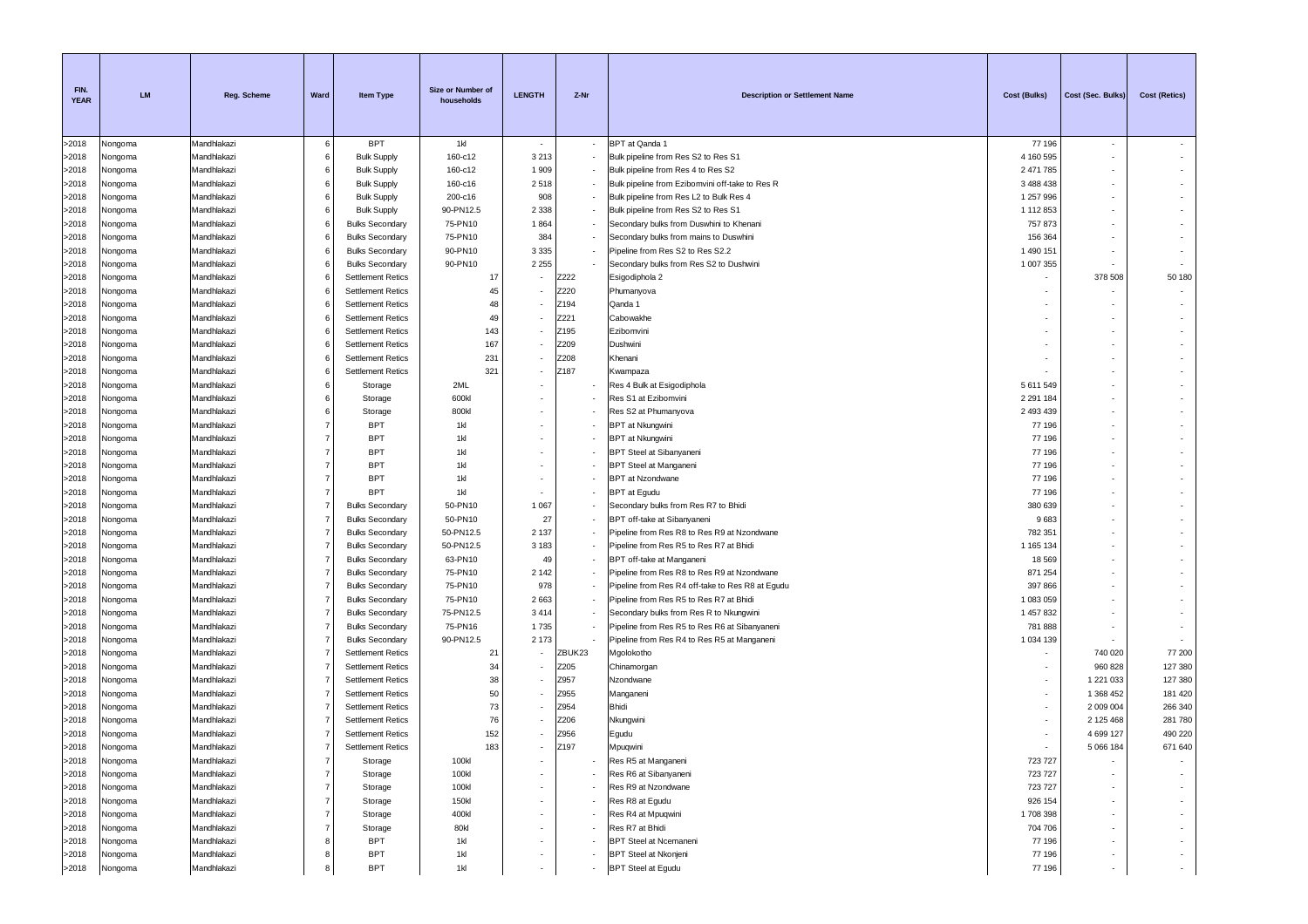| FIN. YEAR | LM | Reg. Scheme | Ward | Item Type | Size or Number of households | LENGTH | Z-Nr | Description or Settlement Name | Cost (Bulks) | Cost (Sec. Bulks) | Cost (Retics) |
|---|---|---|---|---|---|---|---|---|---|---|---|
| >2018 | Nongoma | Mandhlakazi | 6 | BPT | 1kl | - | - | BPT at Qanda 1 | 77 196 | - | - |
| >2018 | Nongoma | Mandhlakazi | 6 | Bulk Supply | 160-c12 | 3 213 | - | Bulk pipeline from Res S2 to Res S1 | 4 160 595 | - | - |
| >2018 | Nongoma | Mandhlakazi | 6 | Bulk Supply | 160-c12 | 1 909 | - | Bulk pipeline from Res 4 to Res S2 | 2 471 785 | - | - |
| >2018 | Nongoma | Mandhlakazi | 6 | Bulk Supply | 160-c16 | 2 518 | - | Bulk pipeline from Ezibomvini off-take to Res R | 3 488 438 | - | - |
| >2018 | Nongoma | Mandhlakazi | 6 | Bulk Supply | 200-c16 | 908 | - | Bulk pipeline from Res L2 to Bulk Res 4 | 1 257 996 | - | - |
| >2018 | Nongoma | Mandhlakazi | 6 | Bulk Supply | 90-PN12.5 | 2 338 | - | Bulk pipeline from Res S2 to Res S1 | 1 112 853 | - | - |
| >2018 | Nongoma | Mandhlakazi | 6 | Bulks Secondary | 75-PN10 | 1 864 | - | Secondary bulks from Duswhini to Khenani | 757 873 | - | - |
| >2018 | Nongoma | Mandhlakazi | 6 | Bulks Secondary | 75-PN10 | 384 | - | Secondary bulks from mains to Duswhini | 156 364 | - | - |
| >2018 | Nongoma | Mandhlakazi | 6 | Bulks Secondary | 90-PN10 | 3 335 | - | Pipeline from Res S2 to Res S2.2 | 1 490 151 | - | - |
| >2018 | Nongoma | Mandhlakazi | 6 | Bulks Secondary | 90-PN10 | 2 255 | - | Secondary bulks from Res S2 to Dushwini | 1 007 355 | - | - |
| >2018 | Nongoma | Mandhlakazi | 6 | Settlement Retics | 17 | - | Z222 | Esigodiphola 2 | - | 378 508 | 50 180 |
| >2018 | Nongoma | Mandhlakazi | 6 | Settlement Retics | 45 | - | Z220 | Phumanyova | - | - | - |
| >2018 | Nongoma | Mandhlakazi | 6 | Settlement Retics | 48 | - | Z194 | Qanda 1 | - | - | - |
| >2018 | Nongoma | Mandhlakazi | 6 | Settlement Retics | 49 | - | Z221 | Cabowakhe | - | - | - |
| >2018 | Nongoma | Mandhlakazi | 6 | Settlement Retics | 143 | - | Z195 | Ezibomvini | - | - | - |
| >2018 | Nongoma | Mandhlakazi | 6 | Settlement Retics | 167 | - | Z209 | Dushwini | - | - | - |
| >2018 | Nongoma | Mandhlakazi | 6 | Settlement Retics | 231 | - | Z208 | Khenani | - | - | - |
| >2018 | Nongoma | Mandhlakazi | 6 | Settlement Retics | 321 | - | Z187 | Kwampaza | - | - | - |
| >2018 | Nongoma | Mandhlakazi | 6 | Storage | 2ML | - | - | Res 4 Bulk at Esigodiphola | 5 611 549 | - | - |
| >2018 | Nongoma | Mandhlakazi | 6 | Storage | 600kl | - | - | Res S1 at Ezibomvini | 2 291 184 | - | - |
| >2018 | Nongoma | Mandhlakazi | 6 | Storage | 800kl | - | - | Res S2 at Phumanyova | 2 493 439 | - | - |
| >2018 | Nongoma | Mandhlakazi | 7 | BPT | 1kl | - | - | BPT at Nkungwini | 77 196 | - | - |
| >2018 | Nongoma | Mandhlakazi | 7 | BPT | 1kl | - | - | BPT at Nkungwini | 77 196 | - | - |
| >2018 | Nongoma | Mandhlakazi | 7 | BPT | 1kl | - | - | BPT Steel at Sibanyaneni | 77 196 | - | - |
| >2018 | Nongoma | Mandhlakazi | 7 | BPT | 1kl | - | - | BPT Steel at Manganeni | 77 196 | - | - |
| >2018 | Nongoma | Mandhlakazi | 7 | BPT | 1kl | - | - | BPT at Nzondwane | 77 196 | - | - |
| >2018 | Nongoma | Mandhlakazi | 7 | BPT | 1kl | - | - | BPT at Egudu | 77 196 | - | - |
| >2018 | Nongoma | Mandhlakazi | 7 | Bulks Secondary | 50-PN10 | 1 067 | - | Secondary bulks from Res R7 to Bhidi | 380 639 | - | - |
| >2018 | Nongoma | Mandhlakazi | 7 | Bulks Secondary | 50-PN10 | 27 | - | BPT off-take at Sibanyaneni | 9 683 | - | - |
| >2018 | Nongoma | Mandhlakazi | 7 | Bulks Secondary | 50-PN12.5 | 2 137 | - | Pipeline from Res R8 to Res R9 at Nzondwane | 782 351 | - | - |
| >2018 | Nongoma | Mandhlakazi | 7 | Bulks Secondary | 50-PN12.5 | 3 183 | - | Pipeline from Res R5 to Res R7 at Bhidi | 1 165 134 | - | - |
| >2018 | Nongoma | Mandhlakazi | 7 | Bulks Secondary | 63-PN10 | 49 | - | BPT off-take at Manganeni | 18 569 | - | - |
| >2018 | Nongoma | Mandhlakazi | 7 | Bulks Secondary | 75-PN10 | 2 142 | - | Pipeline from Res R8 to Res R9 at Nzondwane | 871 254 | - | - |
| >2018 | Nongoma | Mandhlakazi | 7 | Bulks Secondary | 75-PN10 | 978 | - | Pipeline from Res R4 off-take to Res R8 at Egudu | 397 866 | - | - |
| >2018 | Nongoma | Mandhlakazi | 7 | Bulks Secondary | 75-PN10 | 2 663 | - | Pipeline from Res R5 to Res R7 at Bhidi | 1 083 059 | - | - |
| >2018 | Nongoma | Mandhlakazi | 7 | Bulks Secondary | 75-PN12.5 | 3 414 | - | Secondary bulks from Res R to Nkungwini | 1 457 832 | - | - |
| >2018 | Nongoma | Mandhlakazi | 7 | Bulks Secondary | 75-PN16 | 1 735 | - | Pipeline from Res R5 to Res R6 at Sibanyaneni | 781 888 | - | - |
| >2018 | Nongoma | Mandhlakazi | 7 | Bulks Secondary | 90-PN12.5 | 2 173 | - | Pipeline from Res R4 to Res R5 at Manganeni | 1 034 139 | - | - |
| >2018 | Nongoma | Mandhlakazi | 7 | Settlement Retics | 21 | - | ZBUK23 | Mgolokotho | - | 740 020 | 77 200 |
| >2018 | Nongoma | Mandhlakazi | 7 | Settlement Retics | 34 | - | Z205 | Chinamorgan | - | 960 828 | 127 380 |
| >2018 | Nongoma | Mandhlakazi | 7 | Settlement Retics | 38 | - | Z957 | Nzondwane | - | 1 221 033 | 127 380 |
| >2018 | Nongoma | Mandhlakazi | 7 | Settlement Retics | 50 | - | Z955 | Manganeni | - | 1 368 452 | 181 420 |
| >2018 | Nongoma | Mandhlakazi | 7 | Settlement Retics | 73 | - | Z954 | Bhidi | - | 2 009 004 | 266 340 |
| >2018 | Nongoma | Mandhlakazi | 7 | Settlement Retics | 76 | - | Z206 | Nkungwini | - | 2 125 468 | 281 780 |
| >2018 | Nongoma | Mandhlakazi | 7 | Settlement Retics | 152 | - | Z956 | Egudu | - | 4 699 127 | 490 220 |
| >2018 | Nongoma | Mandhlakazi | 7 | Settlement Retics | 183 | - | Z197 | Mpuqwini | - | 5 066 184 | 671 640 |
| >2018 | Nongoma | Mandhlakazi | 7 | Storage | 100kl | - | - | Res R5 at Manganeni | 723 727 | - | - |
| >2018 | Nongoma | Mandhlakazi | 7 | Storage | 100kl | - | - | Res R6 at Sibanyaneni | 723 727 | - | - |
| >2018 | Nongoma | Mandhlakazi | 7 | Storage | 100kl | - | - | Res R9 at Nzondwane | 723 727 | - | - |
| >2018 | Nongoma | Mandhlakazi | 7 | Storage | 150kl | - | - | Res R8 at Egudu | 926 154 | - | - |
| >2018 | Nongoma | Mandhlakazi | 7 | Storage | 400kl | - | - | Res R4 at Mpuqwini | 1 708 398 | - | - |
| >2018 | Nongoma | Mandhlakazi | 7 | Storage | 80kl | - | - | Res R7 at Bhidi | 704 706 | - | - |
| >2018 | Nongoma | Mandhlakazi | 8 | BPT | 1kl | - | - | BPT Steel at Ncemaneni | 77 196 | - | - |
| >2018 | Nongoma | Mandhlakazi | 8 | BPT | 1kl | - | - | BPT Steel at Nkonjeni | 77 196 | - | - |
| >2018 | Nongoma | Mandhlakazi | 8 | BPT | 1kl | - | - | BPT Steel at Egudu | 77 196 | - | - |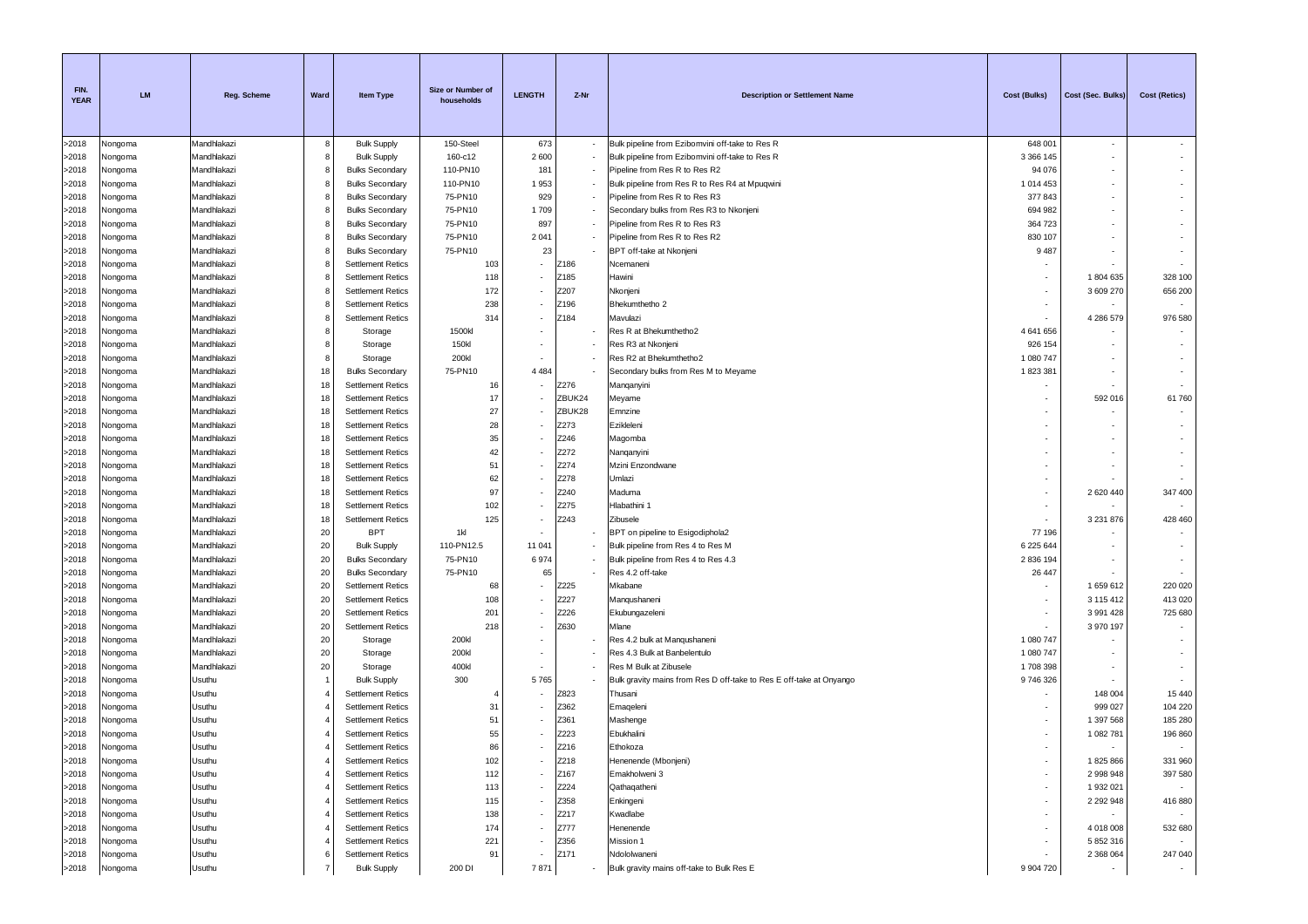| FIN. YEAR | LM | Reg. Scheme | Ward | Item Type | Size or Number of households | LENGTH | Z-Nr | Description or Settlement Name | Cost (Bulks) | Cost (Sec. Bulks) | Cost (Retics) |
|---|---|---|---|---|---|---|---|---|---|---|---|
| >2018 | Nongoma | Mandhlakazi | 8 | Bulk Supply | 150-Steel | 673 | - | Bulk pipeline from Ezibomvini off-take to Res R | 648 001 | - | - |
| >2018 | Nongoma | Mandhlakazi | 8 | Bulk Supply | 160-c12 | 2 600 | - | Bulk pipeline from Ezibomvini off-take to Res R | 3 366 145 | - | - |
| >2018 | Nongoma | Mandhlakazi | 8 | Bulks Secondary | 110-PN10 | 181 | - | Pipeline from Res R to Res R2 | 94 076 | - | - |
| >2018 | Nongoma | Mandhlakazi | 8 | Bulks Secondary | 110-PN10 | 1 953 | - | Bulk pipeline from Res R to Res R4 at Mpuqwini | 1 014 453 | - | - |
| >2018 | Nongoma | Mandhlakazi | 8 | Bulks Secondary | 75-PN10 | 929 | - | Pipeline from Res R to Res R3 | 377 843 | - | - |
| >2018 | Nongoma | Mandhlakazi | 8 | Bulks Secondary | 75-PN10 | 1 709 | - | Secondary bulks from Res R3 to Nkonjeni | 694 982 | - | - |
| >2018 | Nongoma | Mandhlakazi | 8 | Bulks Secondary | 75-PN10 | 897 | - | Pipeline from Res R to Res R3 | 364 723 | - | - |
| >2018 | Nongoma | Mandhlakazi | 8 | Bulks Secondary | 75-PN10 | 2 041 | - | Pipeline from Res R to Res R2 | 830 107 | - | - |
| >2018 | Nongoma | Mandhlakazi | 8 | Bulks Secondary | 75-PN10 | 23 | - | BPT off-take at Nkonjeni | 9 487 | - | - |
| >2018 | Nongoma | Mandhlakazi | 8 | Settlement Retics | 103 | - | Z186 | Ncemaneni | - | - | - |
| >2018 | Nongoma | Mandhlakazi | 8 | Settlement Retics | 118 | - | Z185 | Hawini | - | 1 804 635 | 328 100 |
| >2018 | Nongoma | Mandhlakazi | 8 | Settlement Retics | 172 | - | Z207 | Nkonjeni | - | 3 609 270 | 656 200 |
| >2018 | Nongoma | Mandhlakazi | 8 | Settlement Retics | 238 | - | Z196 | Bhekumthetho 2 | - | - | - |
| >2018 | Nongoma | Mandhlakazi | 8 | Settlement Retics | 314 | - | Z184 | Mavulazi | - | 4 286 579 | 976 580 |
| >2018 | Nongoma | Mandhlakazi | 8 | Storage | 1500kl | - | - | Res R at Bhekumthetho2 | 4 641 656 | - | - |
| >2018 | Nongoma | Mandhlakazi | 8 | Storage | 150kl | - | - | Res R3 at Nkonjeni | 926 154 | - | - |
| >2018 | Nongoma | Mandhlakazi | 8 | Storage | 200kl | - | - | Res R2 at Bhekumthetho2 | 1 080 747 | - | - |
| >2018 | Nongoma | Mandhlakazi | 18 | Bulks Secondary | 75-PN10 | 4 484 | - | Secondary bulks from Res M to Meyame | 1 823 381 | - | - |
| >2018 | Nongoma | Mandhlakazi | 18 | Settlement Retics | 16 | - | Z276 | Manqanyini | - | - | - |
| >2018 | Nongoma | Mandhlakazi | 18 | Settlement Retics | 17 | - | ZBUK24 | Meyame | - | 592 016 | 61 760 |
| >2018 | Nongoma | Mandhlakazi | 18 | Settlement Retics | 27 | - | ZBUK28 | Emnzine | - | - | - |
| >2018 | Nongoma | Mandhlakazi | 18 | Settlement Retics | 28 | - | Z273 | Ezikleleni | - | - | - |
| >2018 | Nongoma | Mandhlakazi | 18 | Settlement Retics | 35 | - | Z246 | Magomba | - | - | - |
| >2018 | Nongoma | Mandhlakazi | 18 | Settlement Retics | 42 | - | Z272 | Nanqanyini | - | - | - |
| >2018 | Nongoma | Mandhlakazi | 18 | Settlement Retics | 51 | - | Z274 | Mzini Enzondwane | - | - | - |
| >2018 | Nongoma | Mandhlakazi | 18 | Settlement Retics | 62 | - | Z278 | Umlazi | - | - | - |
| >2018 | Nongoma | Mandhlakazi | 18 | Settlement Retics | 97 | - | Z240 | Maduma | - | 2 620 440 | 347 400 |
| >2018 | Nongoma | Mandhlakazi | 18 | Settlement Retics | 102 | - | Z275 | Hlabathini 1 | - | - | - |
| >2018 | Nongoma | Mandhlakazi | 18 | Settlement Retics | 125 | - | Z243 | Zibusele | - | 3 231 876 | 428 460 |
| >2018 | Nongoma | Mandhlakazi | 20 | BPT | 1kl | - | - | BPT on pipeline to Esigodiphola2 | 77 196 | - | - |
| >2018 | Nongoma | Mandhlakazi | 20 | Bulk Supply | 110-PN12.5 | 11 041 | - | Bulk pipeline from Res 4 to Res M | 6 225 644 | - | - |
| >2018 | Nongoma | Mandhlakazi | 20 | Bulks Secondary | 75-PN10 | 6 974 | - | Bulk pipeline from Res 4 to Res 4.3 | 2 836 194 | - | - |
| >2018 | Nongoma | Mandhlakazi | 20 | Bulks Secondary | 75-PN10 | 65 | - | Res 4.2 off-take | 26 447 | - | - |
| >2018 | Nongoma | Mandhlakazi | 20 | Settlement Retics | 68 | - | Z225 | Mkabane | - | 1 659 612 | 220 020 |
| >2018 | Nongoma | Mandhlakazi | 20 | Settlement Retics | 108 | - | Z227 | Manqushaneni | - | 3 115 412 | 413 020 |
| >2018 | Nongoma | Mandhlakazi | 20 | Settlement Retics | 201 | - | Z226 | Ekubungazeleni | - | 3 991 428 | 725 680 |
| >2018 | Nongoma | Mandhlakazi | 20 | Settlement Retics | 218 | - | Z630 | Mlane | - | 3 970 197 | - |
| >2018 | Nongoma | Mandhlakazi | 20 | Storage | 200kl | - | - | Res 4.2 bulk at Manqushaneni | 1 080 747 | - | - |
| >2018 | Nongoma | Mandhlakazi | 20 | Storage | 200kl | - | - | Res 4.3 Bulk at Banbelentulo | 1 080 747 | - | - |
| >2018 | Nongoma | Mandhlakazi | 20 | Storage | 400kl | - | - | Res M Bulk at Zibusele | 1 708 398 | - | - |
| >2018 | Nongoma | Usuthu | 1 | Bulk Supply | 300 | 5 765 | - | Bulk gravity mains from Res D off-take to Res E off-take at Onyango | 9 746 326 | - | - |
| >2018 | Nongoma | Usuthu | 4 | Settlement Retics | 4 | - | Z823 | Thusani | - | 148 004 | 15 440 |
| >2018 | Nongoma | Usuthu | 4 | Settlement Retics | 31 | - | Z362 | Emaqeleni | - | 999 027 | 104 220 |
| >2018 | Nongoma | Usuthu | 4 | Settlement Retics | 51 | - | Z361 | Mashenge | - | 1 397 568 | 185 280 |
| >2018 | Nongoma | Usuthu | 4 | Settlement Retics | 55 | - | Z223 | Ebukhalini | - | 1 082 781 | 196 860 |
| >2018 | Nongoma | Usuthu | 4 | Settlement Retics | 86 | - | Z216 | Ethokoza | - | - | - |
| >2018 | Nongoma | Usuthu | 4 | Settlement Retics | 102 | - | Z218 | Henenende (Mbonjeni) | - | 1 825 866 | 331 960 |
| >2018 | Nongoma | Usuthu | 4 | Settlement Retics | 112 | - | Z167 | Emakholweni 3 | - | 2 998 948 | 397 580 |
| >2018 | Nongoma | Usuthu | 4 | Settlement Retics | 113 | - | Z224 | Qathaqatheni | - | 1 932 021 | - |
| >2018 | Nongoma | Usuthu | 4 | Settlement Retics | 115 | - | Z358 | Enkingeni | - | 2 292 948 | 416 880 |
| >2018 | Nongoma | Usuthu | 4 | Settlement Retics | 138 | - | Z217 | Kwadlabe | - | - | - |
| >2018 | Nongoma | Usuthu | 4 | Settlement Retics | 174 | - | Z777 | Henenende | - | 4 018 008 | 532 680 |
| >2018 | Nongoma | Usuthu | 4 | Settlement Retics | 221 | - | Z356 | Mission 1 | - | 5 852 316 | - |
| >2018 | Nongoma | Usuthu | 6 | Settlement Retics | 91 | - | Z171 | Ndololwaneni | - | 2 368 064 | 247 040 |
| >2018 | Nongoma | Usuthu | 7 | Bulk Supply | 200 DI | 7 871 | - | Bulk gravity mains off-take to Bulk Res E | 9 904 720 | - | - |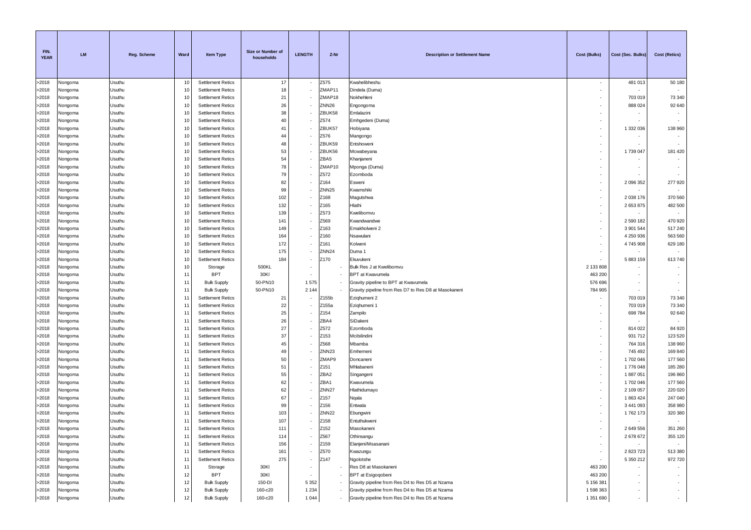| FIN. YEAR | LM | Reg. Scheme | Ward | Item Type | Size or Number of households | LENGTH | Z-Nr | Description or Settlement Name | Cost (Bulks) | Cost (Sec. Bulks) | Cost (Retics) |
|---|---|---|---|---|---|---|---|---|---|---|---|
| >2018 | Nongoma | Usuthu | 10 | Settlement Retics | 17 | - | Z575 | Kwahelibheshu | - | 481 013 | 50 180 |
| >2018 | Nongoma | Usuthu | 10 | Settlement Retics | 18 | - | ZMAP11 | Dindela (Duma) | - | - | - |
| >2018 | Nongoma | Usuthu | 10 | Settlement Retics | 21 | - | ZMAP18 | Nokhehleni | - | 703 019 | 73 340 |
| >2018 | Nongoma | Usuthu | 10 | Settlement Retics | 26 | - | ZNN26 | Engongoma | - | 888 024 | 92 640 |
| >2018 | Nongoma | Usuthu | 10 | Settlement Retics | 38 | - | ZBUK58 | Emlalazini | - | - | - |
| >2018 | Nongoma | Usuthu | 10 | Settlement Retics | 40 | - | Z574 | Emhgedeni (Duma) | - | - | - |
| >2018 | Nongoma | Usuthu | 10 | Settlement Retics | 41 | - | ZBUK57 | Hobiyana | - | 1 332 036 | 138 960 |
| >2018 | Nongoma | Usuthu | 10 | Settlement Retics | 44 | - | Z576 | Mangongo | - | - | - |
| >2018 | Nongoma | Usuthu | 10 | Settlement Retics | 48 | - | ZBUK59 | Entshoweni | - | - | - |
| >2018 | Nongoma | Usuthu | 10 | Settlement Retics | 53 | - | ZBUK56 | Mcwabeyana | - | 1 739 047 | 181 420 |
| >2018 | Nongoma | Usuthu | 10 | Settlement Retics | 54 | - | ZBA5 | Khanjaneni | - | - | - |
| >2018 | Nongoma | Usuthu | 10 | Settlement Retics | 78 | - | ZMAP10 | Mponga (Duma) | - | - | - |
| >2018 | Nongoma | Usuthu | 10 | Settlement Retics | 79 | - | Z572 | Ezomboda | - | - | - |
| >2018 | Nongoma | Usuthu | 10 | Settlement Retics | 82 | - | Z164 | Esweni | - | 2 096 352 | 277 920 |
| >2018 | Nongoma | Usuthu | 10 | Settlement Retics | 99 | - | ZNN25 | Kwamshiki | - | - | - |
| >2018 | Nongoma | Usuthu | 10 | Settlement Retics | 102 | - | Z168 | Magutshwa | - | 2 038 176 | 370 560 |
| >2018 | Nongoma | Usuthu | 10 | Settlement Retics | 132 | - | Z165 | Hlathi | - | 2 653 875 | 482 500 |
| >2018 | Nongoma | Usuthu | 10 | Settlement Retics | 139 | - | Z573 | Kwelibomvu | - | - | - |
| >2018 | Nongoma | Usuthu | 10 | Settlement Retics | 141 | - | Z569 | Kwandwandwe | - | 2 590 182 | 470 920 |
| >2018 | Nongoma | Usuthu | 10 | Settlement Retics | 149 | - | Z163 | Emakholweni 2 | - | 3 901 544 | 517 240 |
| >2018 | Nongoma | Usuthu | 10 | Settlement Retics | 164 | - | Z160 | Nsawulani | - | 4 250 936 | 563 560 |
| >2018 | Nongoma | Usuthu | 10 | Settlement Retics | 172 | - | Z161 | Kolweni | - | 4 745 908 | 629 180 |
| >2018 | Nongoma | Usuthu | 10 | Settlement Retics | 175 | - | ZNN24 | Duma 1 | - | - | - |
| >2018 | Nongoma | Usuthu | 10 | Settlement Retics | 184 | - | Z170 | Ekuvukeni | - | 5 883 159 | 613 740 |
| >2018 | Nongoma | Usuthu | 10 | Storage | 500KL | - | - | Bulk Res J at Kwelibomvu | 2 133 808 | - | - |
| >2018 | Nongoma | Usuthu | 11 | BPT | 30Kl | - | - | BPT at Kwavumela | 463 200 | - | - |
| >2018 | Nongoma | Usuthu | 11 | Bulk Supply | 50-PN10 | 1 575 | - | Gravity pipeline to BPT at Kwavumela | 576 696 | - | - |
| >2018 | Nongoma | Usuthu | 11 | Bulk Supply | 50-PN10 | 2 144 | - | Gravity pipeline from Res D7 to Res D8 at Masokaneni | 784 905 | - | - |
| >2018 | Nongoma | Usuthu | 11 | Settlement Retics | 21 | - | Z155b | Eziqhumeni 2 | - | 703 019 | 73 340 |
| >2018 | Nongoma | Usuthu | 11 | Settlement Retics | 22 | - | Z155a | Eziqhumeni 1 | - | 703 019 | 73 340 |
| >2018 | Nongoma | Usuthu | 11 | Settlement Retics | 25 | - | Z154 | Zampilo | - | 698 784 | 92 640 |
| >2018 | Nongoma | Usuthu | 11 | Settlement Retics | 26 | - | ZBA4 | SiDakeni | - | - | - |
| >2018 | Nongoma | Usuthu | 11 | Settlement Retics | 27 | - | Z572 | Ezomboda | - | 814 022 | 84 920 |
| >2018 | Nongoma | Usuthu | 11 | Settlement Retics | 37 | - | Z153 | Mcibilindini | - | 931 712 | 123 520 |
| >2018 | Nongoma | Usuthu | 11 | Settlement Retics | 45 | - | Z568 | Mbamba | - | 764 316 | 138 960 |
| >2018 | Nongoma | Usuthu | 11 | Settlement Retics | 49 | - | ZNN23 | Emhemeni | - | 745 492 | 169 840 |
| >2018 | Nongoma | Usuthu | 11 | Settlement Retics | 50 | - | ZMAP9 | Doncaneni | - | 1 702 046 | 177 560 |
| >2018 | Nongoma | Usuthu | 11 | Settlement Retics | 51 | - | Z151 | Mhlabaneni | - | 1 776 048 | 185 280 |
| >2018 | Nongoma | Usuthu | 11 | Settlement Retics | 55 | - | ZBA2 | Singangeni | - | 1 887 051 | 196 860 |
| >2018 | Nongoma | Usuthu | 11 | Settlement Retics | 62 | - | ZBA1 | Kwavumela | - | 1 702 046 | 177 560 |
| >2018 | Nongoma | Usuthu | 11 | Settlement Retics | 62 | - | ZNN27 | Hlathidumayo | - | 2 109 057 | 220 020 |
| >2018 | Nongoma | Usuthu | 11 | Settlement Retics | 67 | - | Z157 | Nqala | - | 1 863 424 | 247 040 |
| >2018 | Nongoma | Usuthu | 11 | Settlement Retics | 99 | - | Z156 | Entwala | - | 3 441 093 | 358 980 |
| >2018 | Nongoma | Usuthu | 11 | Settlement Retics | 103 | - | ZNN22 | Ebungwini | - | 1 762 173 | 320 380 |
| >2018 | Nongoma | Usuthu | 11 | Settlement Retics | 107 | - | Z158 | Entuthukweni | - | - | - |
| >2018 | Nongoma | Usuthu | 11 | Settlement Retics | 111 | - | Z152 | Masokaneni | - | 2 649 556 | 351 260 |
| >2018 | Nongoma | Usuthu | 11 | Settlement Retics | 114 | - | Z567 | Othinsangu | - | 2 678 672 | 355 120 |
| >2018 | Nongoma | Usuthu | 11 | Settlement Retics | 156 | - | Z159 | Elanjeni/Msasanani | - | - | - |
| >2018 | Nongoma | Usuthu | 11 | Settlement Retics | 161 | - | Z570 | Kwazungu | - | 2 823 723 | 513 380 |
| >2018 | Nongoma | Usuthu | 11 | Settlement Retics | 275 | - | Z147 | Ngolotshe | - | 5 350 212 | 972 720 |
| >2018 | Nongoma | Usuthu | 11 | Storage | 30Kl | - | - | Res D8 at Masokaneni | 463 200 | - | - |
| >2018 | Nongoma | Usuthu | 12 | BPT | 30Kl | - | - | BPT at Esigoqobeni | 463 200 | - | - |
| >2018 | Nongoma | Usuthu | 12 | Bulk Supply | 150-DI | 5 352 | - | Gravity pipeline from Res D4 to Res D5 at Nzama | 5 156 381 | - | - |
| >2018 | Nongoma | Usuthu | 12 | Bulk Supply | 160-c20 | 1 234 | - | Gravity pipeline from Res D4 to Res D5 at Nzama | 1 598 363 | - | - |
| >2018 | Nongoma | Usuthu | 12 | Bulk Supply | 160-c20 | 1 044 | - | Gravity pipeline from Res D4 to Res D5 at Nzama | 1 351 690 | - | - |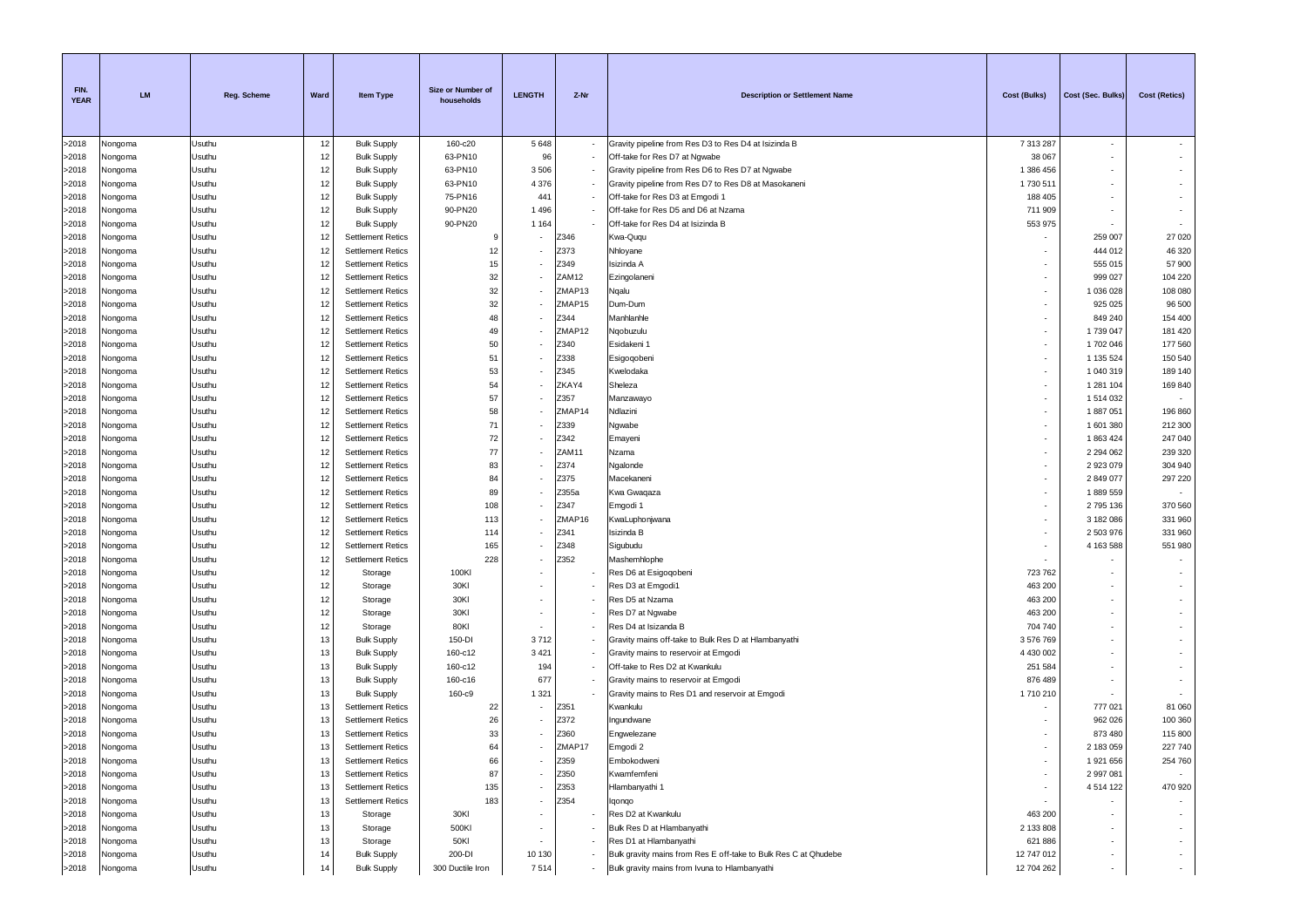| FIN. YEAR | LM | Reg. Scheme | Ward | Item Type | Size or Number of households | LENGTH | Z-Nr | Description or Settlement Name | Cost (Bulks) | Cost (Sec. Bulks) | Cost (Retics) |
|---|---|---|---|---|---|---|---|---|---|---|---|
| >2018 | Nongoma | Usuthu | 12 | Bulk Supply | 160-c20 | 5 648 | - | Gravity pipeline from Res D3 to Res D4 at Isizinda B | 7 313 287 | - | - |
| >2018 | Nongoma | Usuthu | 12 | Bulk Supply | 63-PN10 | 96 | - | Off-take for Res D7 at Ngwabe | 38 067 | - | - |
| >2018 | Nongoma | Usuthu | 12 | Bulk Supply | 63-PN10 | 3 506 | - | Gravity pipeline from Res D6 to Res D7 at Ngwabe | 1 386 456 | - | - |
| >2018 | Nongoma | Usuthu | 12 | Bulk Supply | 63-PN10 | 4 376 | - | Gravity pipeline from Res D7 to Res D8 at Masokaneni | 1 730 511 | - | - |
| >2018 | Nongoma | Usuthu | 12 | Bulk Supply | 75-PN16 | 441 | - | Off-take for Res D3 at Emgodi 1 | 188 405 | - | - |
| >2018 | Nongoma | Usuthu | 12 | Bulk Supply | 90-PN20 | 1 496 | - | Off-take for Res D5 and D6 at Nzama | 711 909 | - | - |
| >2018 | Nongoma | Usuthu | 12 | Bulk Supply | 90-PN20 | 1 164 | - | Off-take for Res D4 at Isizinda B | 553 975 | - | - |
| >2018 | Nongoma | Usuthu | 12 | Settlement Retics | 9 | - | Z346 | Kwa-Ququ | - | 259 007 | 27 020 |
| >2018 | Nongoma | Usuthu | 12 | Settlement Retics | 12 | - | Z373 | Nhloyane | - | 444 012 | 46 320 |
| >2018 | Nongoma | Usuthu | 12 | Settlement Retics | 15 | - | Z349 | Isizinda A | - | 555 015 | 57 900 |
| >2018 | Nongoma | Usuthu | 12 | Settlement Retics | 32 | - | ZAM12 | Ezingolaneni | - | 999 027 | 104 220 |
| >2018 | Nongoma | Usuthu | 12 | Settlement Retics | 32 | - | ZMAP13 | Nqalu | - | 1 036 028 | 108 080 |
| >2018 | Nongoma | Usuthu | 12 | Settlement Retics | 32 | - | ZMAP15 | Dum-Dum | - | 925 025 | 96 500 |
| >2018 | Nongoma | Usuthu | 12 | Settlement Retics | 48 | - | Z344 | Manhlanhle | - | 849 240 | 154 400 |
| >2018 | Nongoma | Usuthu | 12 | Settlement Retics | 49 | - | ZMAP12 | Nqobuzulu | - | 1 739 047 | 181 420 |
| >2018 | Nongoma | Usuthu | 12 | Settlement Retics | 50 | - | Z340 | Esidakeni 1 | - | 1 702 046 | 177 560 |
| >2018 | Nongoma | Usuthu | 12 | Settlement Retics | 51 | - | Z338 | Esigoqobeni | - | 1 135 524 | 150 540 |
| >2018 | Nongoma | Usuthu | 12 | Settlement Retics | 53 | - | Z345 | Kwelodaka | - | 1 040 319 | 189 140 |
| >2018 | Nongoma | Usuthu | 12 | Settlement Retics | 54 | - | ZKAY4 | Sheleza | - | 1 281 104 | 169 840 |
| >2018 | Nongoma | Usuthu | 12 | Settlement Retics | 57 | - | Z357 | Manzawayo | - | 1 514 032 | - |
| >2018 | Nongoma | Usuthu | 12 | Settlement Retics | 58 | - | ZMAP14 | Ndlazini | - | 1 887 051 | 196 860 |
| >2018 | Nongoma | Usuthu | 12 | Settlement Retics | 71 | - | Z339 | Ngwabe | - | 1 601 380 | 212 300 |
| >2018 | Nongoma | Usuthu | 12 | Settlement Retics | 72 | - | Z342 | Emayeni | - | 1 863 424 | 247 040 |
| >2018 | Nongoma | Usuthu | 12 | Settlement Retics | 77 | - | ZAM11 | Nzama | - | 2 294 062 | 239 320 |
| >2018 | Nongoma | Usuthu | 12 | Settlement Retics | 83 | - | Z374 | Ngalonde | - | 2 923 079 | 304 940 |
| >2018 | Nongoma | Usuthu | 12 | Settlement Retics | 84 | - | Z375 | Macekaneni | - | 2 849 077 | 297 220 |
| >2018 | Nongoma | Usuthu | 12 | Settlement Retics | 89 | - | Z355a | Kwa Gwaqaza | - | 1 889 559 | - |
| >2018 | Nongoma | Usuthu | 12 | Settlement Retics | 108 | - | Z347 | Emgodi 1 | - | 2 795 136 | 370 560 |
| >2018 | Nongoma | Usuthu | 12 | Settlement Retics | 113 | - | ZMAP16 | KwaLuphonjwana | - | 3 182 086 | 331 960 |
| >2018 | Nongoma | Usuthu | 12 | Settlement Retics | 114 | - | Z341 | Isizinda B | - | 2 503 976 | 331 960 |
| >2018 | Nongoma | Usuthu | 12 | Settlement Retics | 165 | - | Z348 | Sigubudu | - | 4 163 588 | 551 980 |
| >2018 | Nongoma | Usuthu | 12 | Settlement Retics | 228 | - | Z352 | Mashemhlophe | - | - | - |
| >2018 | Nongoma | Usuthu | 12 | Storage | 100Kl | - | - | Res D6 at Esigoqobeni | 723 762 | - | - |
| >2018 | Nongoma | Usuthu | 12 | Storage | 30Kl | - | - | Res D3 at Emgodi1 | 463 200 | - | - |
| >2018 | Nongoma | Usuthu | 12 | Storage | 30Kl | - | - | Res D5 at Nzama | 463 200 | - | - |
| >2018 | Nongoma | Usuthu | 12 | Storage | 30Kl | - | - | Res D7 at Ngwabe | 463 200 | - | - |
| >2018 | Nongoma | Usuthu | 12 | Storage | 80Kl | - | - | Res D4 at Isizanda B | 704 740 | - | - |
| >2018 | Nongoma | Usuthu | 13 | Bulk Supply | 150-DI | 3 712 | - | Gravity mains off-take to Bulk Res D at Hlambanyathi | 3 576 769 | - | - |
| >2018 | Nongoma | Usuthu | 13 | Bulk Supply | 160-c12 | 3 421 | - | Gravity mains to reservoir at Emgodi | 4 430 002 | - | - |
| >2018 | Nongoma | Usuthu | 13 | Bulk Supply | 160-c12 | 194 | - | Off-take to Res D2 at Kwankulu | 251 584 | - | - |
| >2018 | Nongoma | Usuthu | 13 | Bulk Supply | 160-c16 | 677 | - | Gravity mains to reservoir at Emgodi | 876 489 | - | - |
| >2018 | Nongoma | Usuthu | 13 | Bulk Supply | 160-c9 | 1 321 | - | Gravity mains to Res D1 and reservoir at Emgodi | 1 710 210 | - | - |
| >2018 | Nongoma | Usuthu | 13 | Settlement Retics | 22 | - | Z351 | Kwankulu | - | 777 021 | 81 060 |
| >2018 | Nongoma | Usuthu | 13 | Settlement Retics | 26 | - | Z372 | Ingundwane | - | 962 026 | 100 360 |
| >2018 | Nongoma | Usuthu | 13 | Settlement Retics | 33 | - | Z360 | Engwelezane | - | 873 480 | 115 800 |
| >2018 | Nongoma | Usuthu | 13 | Settlement Retics | 64 | - | ZMAP17 | Emgodi 2 | - | 2 183 059 | 227 740 |
| >2018 | Nongoma | Usuthu | 13 | Settlement Retics | 66 | - | Z359 | Embokodweni | - | 1 921 656 | 254 760 |
| >2018 | Nongoma | Usuthu | 13 | Settlement Retics | 87 | - | Z350 | Kwamfemfeni | - | 2 997 081 | - |
| >2018 | Nongoma | Usuthu | 13 | Settlement Retics | 135 | - | Z353 | Hlambanyathi 1 | - | 4 514 122 | 470 920 |
| >2018 | Nongoma | Usuthu | 13 | Settlement Retics | 183 | - | Z354 | Iqonqo | - | - | - |
| >2018 | Nongoma | Usuthu | 13 | Storage | 30Kl | - | - | Res D2 at Kwankulu | 463 200 | - | - |
| >2018 | Nongoma | Usuthu | 13 | Storage | 500Kl | - | - | Bulk Res D at Hlambanyathi | 2 133 808 | - | - |
| >2018 | Nongoma | Usuthu | 13 | Storage | 50Kl | - | - | Res D1 at Hlambanyathi | 621 886 | - | - |
| >2018 | Nongoma | Usuthu | 14 | Bulk Supply | 200-DI | 10 130 | - | Bulk gravity mains from Res E off-take to Bulk Res C at Qhudebe | 12 747 012 | - | - |
| >2018 | Nongoma | Usuthu | 14 | Bulk Supply | 300 Ductile Iron | 7 514 | - | Bulk gravity mains from Ivuna to Hlambanyathi | 12 704 262 | - | - |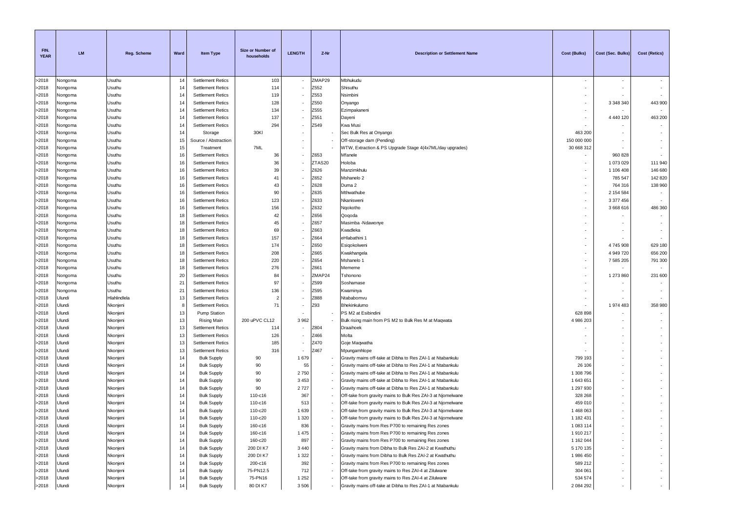| FIN. YEAR | LM | Reg. Scheme | Ward | Item Type | Size or Number of households | LENGTH | Z-Nr | Description or Settlement Name | Cost (Bulks) | Cost (Sec. Bulks) | Cost (Retics) |
|---|---|---|---|---|---|---|---|---|---|---|---|
| >2018 | Nongoma | Usuthu | 14 | Settlement Retics | 103 | - | ZMAP29 | Mbhukudu | - | - | - |
| >2018 | Nongoma | Usuthu | 14 | Settlement Retics | 114 | - | Z552 | Shisuthu | - | - | - |
| >2018 | Nongoma | Usuthu | 14 | Settlement Retics | 119 | - | Z553 | Nsimbini | - | - | - |
| >2018 | Nongoma | Usuthu | 14 | Settlement Retics | 128 | - | Z550 | Onyango | - | 3 348 340 | 443 900 |
| >2018 | Nongoma | Usuthu | 14 | Settlement Retics | 134 | - | Z555 | Ezimpakaneni | - | - | - |
| >2018 | Nongoma | Usuthu | 14 | Settlement Retics | 137 | - | Z551 | Dayeni | - | 4 440 120 | 463 200 |
| >2018 | Nongoma | Usuthu | 14 | Settlement Retics | 294 | - | Z549 | Kwa Musi | - | - | - |
| >2018 | Nongoma | Usuthu | 14 | Storage | 30Kl | - | - | Sec Bulk Res at Onyango | 463 200 | - | - |
| >2018 | Nongoma | Usuthu | 15 | Source / Abstraction | | - | - | Off-storage dam (Pending) | 150 000 000 | - | - |
| >2018 | Nongoma | Usuthu | 15 | Treatment | 7ML | - | - | WTW, Extraction & PS Upgrade Stage 4(4x7ML/day upgrades) | 30 668 312 | - | - |
| >2018 | Nongoma | Usuthu | 16 | Settlement Retics | 36 | - | Z653 | Mfanele | - | 960 828 | - |
| >2018 | Nongoma | Usuthu | 16 | Settlement Retics | 36 | - | ZTAS20 | Holoba | - | 1 073 029 | 111 940 |
| >2018 | Nongoma | Usuthu | 16 | Settlement Retics | 39 | - | Z626 | Manzimkhulu | - | 1 106 408 | 146 680 |
| >2018 | Nongoma | Usuthu | 16 | Settlement Retics | 41 | - | Z652 | Mshanelo 2 | - | 785 547 | 142 820 |
| >2018 | Nongoma | Usuthu | 16 | Settlement Retics | 43 | - | Z628 | Duma 2 | - | 764 316 | 138 960 |
| >2018 | Nongoma | Usuthu | 16 | Settlement Retics | 90 | - | Z635 | Mthwathube | - | 2 154 584 | - |
| >2018 | Nongoma | Usuthu | 16 | Settlement Retics | 123 | - | Z633 | Nkanisweni | - | 3 377 456 | - |
| >2018 | Nongoma | Usuthu | 16 | Settlement Retics | 156 | - | Z632 | Nqokotho | - | 3 668 616 | 486 360 |
| >2018 | Nongoma | Usuthu | 18 | Settlement Retics | 42 | - | Z656 | Qoqoda | - | - | - |
| >2018 | Nongoma | Usuthu | 18 | Settlement Retics | 45 | - | Z657 | Masimba -Ndawonye | - | - | - |
| >2018 | Nongoma | Usuthu | 18 | Settlement Retics | 69 | - | Z663 | Kwadleka | - | - | - |
| >2018 | Nongoma | Usuthu | 18 | Settlement Retics | 157 | - | Z664 | eHlabathini 1 | - | - | - |
| >2018 | Nongoma | Usuthu | 18 | Settlement Retics | 174 | - | Z650 | Esiqokolweni | - | 4 745 908 | 629 180 |
| >2018 | Nongoma | Usuthu | 18 | Settlement Retics | 208 | - | Z665 | Kwakhangela | - | 4 949 720 | 656 200 |
| >2018 | Nongoma | Usuthu | 18 | Settlement Retics | 220 | - | Z654 | Mshanelo 1 | - | 7 585 205 | 791 300 |
| >2018 | Nongoma | Usuthu | 18 | Settlement Retics | 276 | - | Z661 | Mememe | - | - | - |
| >2018 | Nongoma | Usuthu | 20 | Settlement Retics | 84 | - | ZMAP24 | Tshonono | - | 1 273 860 | 231 600 |
| >2018 | Nongoma | Usuthu | 21 | Settlement Retics | 97 | - | Z599 | Soshamase | - | - | - |
| >2018 | Nongoma | Usuthu | 21 | Settlement Retics | 136 | - | Z595 | Kwaminya | - | - | - |
| >2018 | Ulundi | Hlahlindlela | 13 | Settlement Retics | 2 | - | Z888 | Ntababomvu | - | - | - |
| >2018 | Ulundi | Nkonjeni | 8 | Settlement Retics | 71 | - | Z93 | Bhekinkulumo | - | 1 974 483 | 358 980 |
| >2018 | Ulundi | Nkonjeni | 13 | Pump Station | | - | - | PS M2 at Esibindini | 628 898 | - | - |
| >2018 | Ulundi | Nkonjeni | 13 | Rising Main | 200 uPVC CL12 | 3 962 | - | Bulk rising main from PS M2 to Bulk Res M at Maqwata | 4 986 203 | - | - |
| >2018 | Ulundi | Nkonjeni | 13 | Settlement Retics | 114 | - | Z804 | Draaihoek | - | - | - |
| >2018 | Ulundi | Nkonjeni | 13 | Settlement Retics | 126 | - | Z466 | Molta | - | - | - |
| >2018 | Ulundi | Nkonjeni | 13 | Settlement Retics | 185 | - | Z470 | Goje Maqwatha | - | - | - |
| >2018 | Ulundi | Nkonjeni | 13 | Settlement Retics | 316 | - | Z467 | Mpungamhlope | - | - | - |
| >2018 | Ulundi | Nkonjeni | 14 | Bulk Supply | 90 | 1 679 | - | Gravity mains off-take at Dibha to Res ZAI-1 at Ntabankulu | 799 193 | - | - |
| >2018 | Ulundi | Nkonjeni | 14 | Bulk Supply | 90 | 55 | - | Gravity mains off-take at Dibha to Res ZAI-1 at Ntabankulu | 26 106 | - | - |
| >2018 | Ulundi | Nkonjeni | 14 | Bulk Supply | 90 | 2 750 | - | Gravity mains off-take at Dibha to Res ZAI-1 at Ntabankulu | 1 308 796 | - | - |
| >2018 | Ulundi | Nkonjeni | 14 | Bulk Supply | 90 | 3 453 | - | Gravity mains off-take at Dibha to Res ZAI-1 at Ntabankulu | 1 643 651 | - | - |
| >2018 | Ulundi | Nkonjeni | 14 | Bulk Supply | 90 | 2 727 | - | Gravity mains off-take at Dibha to Res ZAI-1 at Ntabankulu | 1 297 930 | - | - |
| >2018 | Ulundi | Nkonjeni | 14 | Bulk Supply | 110-c16 | 367 | - | Off-take from gravity mains to Bulk Res ZAI-3 at Njomelwane | 328 268 | - | - |
| >2018 | Ulundi | Nkonjeni | 14 | Bulk Supply | 110-c16 | 513 | - | Off-take from gravity mains to Bulk Res ZAI-3 at Njomelwane | 459 010 | - | - |
| >2018 | Ulundi | Nkonjeni | 14 | Bulk Supply | 110-c20 | 1 639 | - | Off-take from gravity mains to Bulk Res ZAI-3 at Njomelwane | 1 468 063 | - | - |
| >2018 | Ulundi | Nkonjeni | 14 | Bulk Supply | 110-c20 | 1 320 | - | Off-take from gravity mains to Bulk Res ZAI-3 at Njomelwane | 1 182 431 | - | - |
| >2018 | Ulundi | Nkonjeni | 14 | Bulk Supply | 160-c16 | 836 | - | Gravity mains from Res P700 to remaining Res zones | 1 083 114 | - | - |
| >2018 | Ulundi | Nkonjeni | 14 | Bulk Supply | 160-c16 | 1 475 | - | Gravity mains from Res P700 to remaining Res zones | 1 910 217 | - | - |
| >2018 | Ulundi | Nkonjeni | 14 | Bulk Supply | 160-c20 | 897 | - | Gravity mains from Res P700 to remaining Res zones | 1 162 044 | - | - |
| >2018 | Ulundi | Nkonjeni | 14 | Bulk Supply | 200 DI K7 | 3 440 | - | Gravity mains from Dibha to Bulk Res ZAI-2 at Kwathuthu | 5 170 135 | - | - |
| >2018 | Ulundi | Nkonjeni | 14 | Bulk Supply | 200 DI K7 | 1 322 | - | Gravity mains from Dibha to Bulk Res ZAI-2 at Kwathuthu | 1 986 450 | - | - |
| >2018 | Ulundi | Nkonjeni | 14 | Bulk Supply | 200-c16 | 392 | - | Gravity mains from Res P700 to remaining Res zones | 589 212 | - | - |
| >2018 | Ulundi | Nkonjeni | 14 | Bulk Supply | 75-PN12.5 | 712 | - | Off-take from gravity mains to Res ZAI-4 at Zilulwane | 304 061 | - | - |
| >2018 | Ulundi | Nkonjeni | 14 | Bulk Supply | 75-PN16 | 1 252 | - | Off-take from gravity mains to Res ZAI-4 at Zilulwane | 534 574 | - | - |
| >2018 | Ulundi | Nkonjeni | 14 | Bulk Supply | 80 DI K7 | 3 506 | - | Gravity mains off-take at Dibha to Res ZAI-1 at Ntabankulu | 2 084 292 | - | - |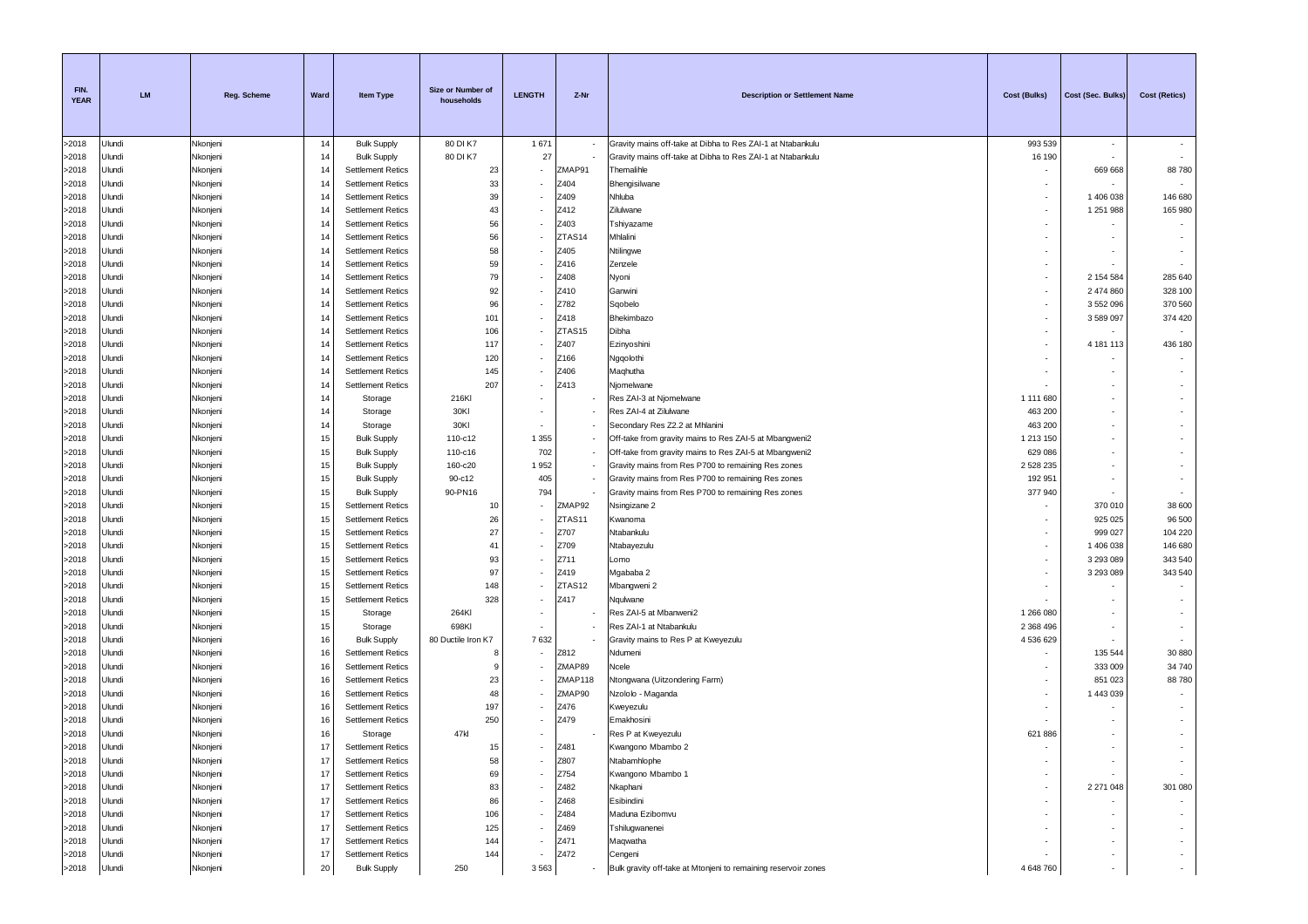| FIN. YEAR | LM | Reg. Scheme | Ward | Item Type | Size or Number of households | LENGTH | Z-Nr | Description or Settlement Name | Cost (Bulks) | Cost (Sec. Bulks) | Cost (Retics) |
|---|---|---|---|---|---|---|---|---|---|---|---|
| >2018 | Ulundi | Nkonjeni | 14 | Bulk Supply | 80 DI K7 | 1 671 | - | Gravity mains off-take at Dibha to Res ZAI-1 at Ntabankulu | 993 539 | - | - |
| >2018 | Ulundi | Nkonjeni | 14 | Bulk Supply | 80 DI K7 | 27 | - | Gravity mains off-take at Dibha to Res ZAI-1 at Ntabankulu | 16 190 | - | - |
| >2018 | Ulundi | Nkonjeni | 14 | Settlement Retics | 23 | - | ZMAP91 | Themalihle | - | 669 668 | 88 780 |
| >2018 | Ulundi | Nkonjeni | 14 | Settlement Retics | 33 | - | Z404 | Bhengisilwane | - | - | - |
| >2018 | Ulundi | Nkonjeni | 14 | Settlement Retics | 39 | - | Z409 | Nhluba | - | 1 406 038 | 146 680 |
| >2018 | Ulundi | Nkonjeni | 14 | Settlement Retics | 43 | - | Z412 | Zilulwane | - | 1 251 988 | 165 980 |
| >2018 | Ulundi | Nkonjeni | 14 | Settlement Retics | 56 | - | Z403 | Tshiyazame | - | - | - |
| >2018 | Ulundi | Nkonjeni | 14 | Settlement Retics | 56 | - | ZTAS14 | Mhlalini | - | - | - |
| >2018 | Ulundi | Nkonjeni | 14 | Settlement Retics | 58 | - | Z405 | Ntilingwe | - | - | - |
| >2018 | Ulundi | Nkonjeni | 14 | Settlement Retics | 59 | - | Z416 | Zenzele | - | - | - |
| >2018 | Ulundi | Nkonjeni | 14 | Settlement Retics | 79 | - | Z408 | Nyoni | - | 2 154 584 | 285 640 |
| >2018 | Ulundi | Nkonjeni | 14 | Settlement Retics | 92 | - | Z410 | Ganwini | - | 2 474 860 | 328 100 |
| >2018 | Ulundi | Nkonjeni | 14 | Settlement Retics | 96 | - | Z782 | Sqobelo | - | 3 552 096 | 370 560 |
| >2018 | Ulundi | Nkonjeni | 14 | Settlement Retics | 101 | - | Z418 | Bhekimbazo | - | 3 589 097 | 374 420 |
| >2018 | Ulundi | Nkonjeni | 14 | Settlement Retics | 106 | - | ZTAS15 | Dibha | - | - | - |
| >2018 | Ulundi | Nkonjeni | 14 | Settlement Retics | 117 | - | Z407 | Ezinyoshini | - | 4 181 113 | 436 180 |
| >2018 | Ulundi | Nkonjeni | 14 | Settlement Retics | 120 | - | Z166 | Ngqolothi | - | - | - |
| >2018 | Ulundi | Nkonjeni | 14 | Settlement Retics | 145 | - | Z406 | Maqhutha | - | - | - |
| >2018 | Ulundi | Nkonjeni | 14 | Settlement Retics | 207 | - | Z413 | Njomelwane | - | - | - |
| >2018 | Ulundi | Nkonjeni | 14 | Storage | 216Kl | - | - | Res ZAI-3 at Njomelwane | 1 111 680 | - | - |
| >2018 | Ulundi | Nkonjeni | 14 | Storage | 30Kl | - | - | Res ZAI-4 at Zilulwane | 463 200 | - | - |
| >2018 | Ulundi | Nkonjeni | 14 | Storage | 30Kl | - | - | Secondary Res Z2.2 at Mhlanini | 463 200 | - | - |
| >2018 | Ulundi | Nkonjeni | 15 | Bulk Supply | 110-c12 | 1 355 | - | Off-take from gravity mains to Res ZAI-5 at Mbangweni2 | 1 213 150 | - | - |
| >2018 | Ulundi | Nkonjeni | 15 | Bulk Supply | 110-c16 | 702 | - | Off-take from gravity mains to Res ZAI-5 at Mbangweni2 | 629 086 | - | - |
| >2018 | Ulundi | Nkonjeni | 15 | Bulk Supply | 160-c20 | 1 952 | - | Gravity mains from Res P700 to remaining Res zones | 2 528 235 | - | - |
| >2018 | Ulundi | Nkonjeni | 15 | Bulk Supply | 90-c12 | 405 | - | Gravity mains from Res P700 to remaining Res zones | 192 951 | - | - |
| >2018 | Ulundi | Nkonjeni | 15 | Bulk Supply | 90-PN16 | 794 | - | Gravity mains from Res P700 to remaining Res zones | 377 940 | - | - |
| >2018 | Ulundi | Nkonjeni | 15 | Settlement Retics | 10 | - | ZMAP92 | Nsingizane 2 | - | 370 010 | 38 600 |
| >2018 | Ulundi | Nkonjeni | 15 | Settlement Retics | 26 | - | ZTAS11 | Kwanoma | - | 925 025 | 96 500 |
| >2018 | Ulundi | Nkonjeni | 15 | Settlement Retics | 27 | - | Z707 | Ntabankulu | - | 999 027 | 104 220 |
| >2018 | Ulundi | Nkonjeni | 15 | Settlement Retics | 41 | - | Z709 | Ntabayezulu | - | 1 406 038 | 146 680 |
| >2018 | Ulundi | Nkonjeni | 15 | Settlement Retics | 93 | - | Z711 | Lomo | - | 3 293 089 | 343 540 |
| >2018 | Ulundi | Nkonjeni | 15 | Settlement Retics | 97 | - | Z419 | Mgababa 2 | - | 3 293 089 | 343 540 |
| >2018 | Ulundi | Nkonjeni | 15 | Settlement Retics | 148 | - | ZTAS12 | Mbangweni 2 | - | - | - |
| >2018 | Ulundi | Nkonjeni | 15 | Settlement Retics | 328 | - | Z417 | Nqulwane | - | - | - |
| >2018 | Ulundi | Nkonjeni | 15 | Storage | 264Kl | - | - | Res ZAI-5 at Mbanweni2 | 1 266 080 | - | - |
| >2018 | Ulundi | Nkonjeni | 15 | Storage | 698Kl | - | - | Res ZAI-1 at Ntabankulu | 2 368 496 | - | - |
| >2018 | Ulundi | Nkonjeni | 16 | Bulk Supply | 80 Ductile Iron K7 | 7 632 | - | Gravity mains to Res P at Kweyezulu | 4 536 629 | - | - |
| >2018 | Ulundi | Nkonjeni | 16 | Settlement Retics | 8 | - | Z812 | Ndumeni | - | 135 544 | 30 880 |
| >2018 | Ulundi | Nkonjeni | 16 | Settlement Retics | 9 | - | ZMAP89 | Ncele | - | 333 009 | 34 740 |
| >2018 | Ulundi | Nkonjeni | 16 | Settlement Retics | 23 | - | ZMAP118 | Ntongwana (Uitzondering Farm) | - | 851 023 | 88 780 |
| >2018 | Ulundi | Nkonjeni | 16 | Settlement Retics | 48 | - | ZMAP90 | Nzololo - Maganda | - | 1 443 039 | - |
| >2018 | Ulundi | Nkonjeni | 16 | Settlement Retics | 197 | - | Z476 | Kweyezulu | - | - | - |
| >2018 | Ulundi | Nkonjeni | 16 | Settlement Retics | 250 | - | Z479 | Emakhosini | - | - | - |
| >2018 | Ulundi | Nkonjeni | 16 | Storage | 47kl | - | - | Res P at Kweyezulu | 621 886 | - | - |
| >2018 | Ulundi | Nkonjeni | 17 | Settlement Retics | 15 | - | Z481 | Kwangono Mbambo 2 | - | - | - |
| >2018 | Ulundi | Nkonjeni | 17 | Settlement Retics | 58 | - | Z807 | Ntabamhlophe | - | - | - |
| >2018 | Ulundi | Nkonjeni | 17 | Settlement Retics | 69 | - | Z754 | Kwangono Mbambo 1 | - | - | - |
| >2018 | Ulundi | Nkonjeni | 17 | Settlement Retics | 83 | - | Z482 | Nkaphani | - | 2 271 048 | 301 080 |
| >2018 | Ulundi | Nkonjeni | 17 | Settlement Retics | 86 | - | Z468 | Esibindini | - | - | - |
| >2018 | Ulundi | Nkonjeni | 17 | Settlement Retics | 106 | - | Z484 | Maduna Ezibomvu | - | - | - |
| >2018 | Ulundi | Nkonjeni | 17 | Settlement Retics | 125 | - | Z469 | Tshilugwanenei | - | - | - |
| >2018 | Ulundi | Nkonjeni | 17 | Settlement Retics | 144 | - | Z471 | Maqwatha | - | - | - |
| >2018 | Ulundi | Nkonjeni | 17 | Settlement Retics | 144 | - | Z472 | Cengeni | - | - | - |
| >2018 | Ulundi | Nkonjeni | 20 | Bulk Supply | 250 | 3 563 | - | Bulk gravity off-take at Mtonjeni to remaining reservoir zones | 4 648 760 | - | - |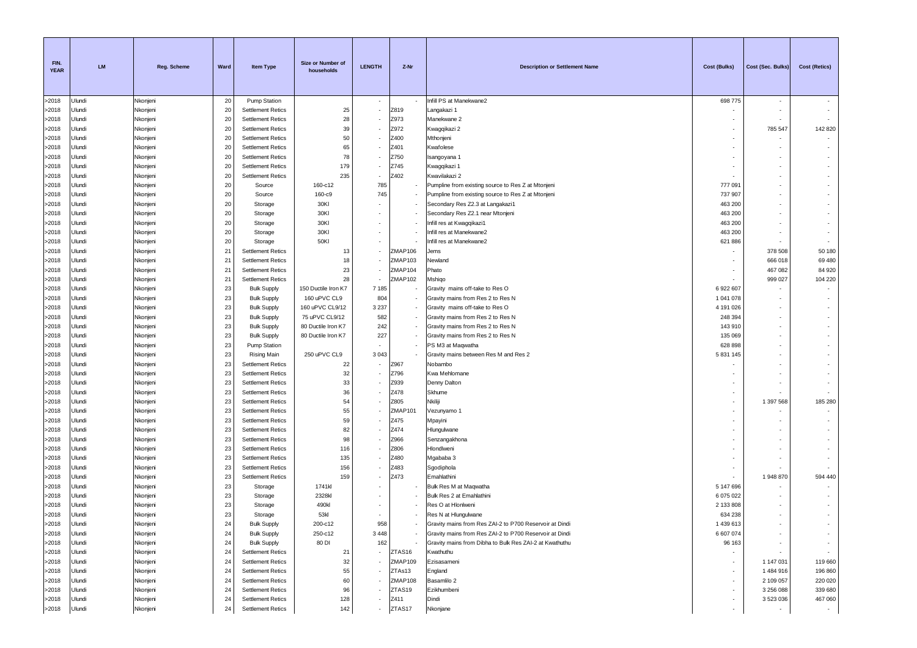| FIN. YEAR | LM | Reg. Scheme | Ward | Item Type | Size or Number of households | LENGTH | Z-Nr | Description or Settlement Name | Cost (Bulks) | Cost (Sec. Bulks) | Cost (Retics) |
|---|---|---|---|---|---|---|---|---|---|---|---|
| >2018 | Ulundi | Nkonjeni | 20 | Pump Station | | - | - | Infill PS at Manekwane2 | 698 775 | - | - |
| >2018 | Ulundi | Nkonjeni | 20 | Settlement Retics | 25 | - | Z819 | Langakazi 1 | - | - | - |
| >2018 | Ulundi | Nkonjeni | 20 | Settlement Retics | 28 | - | Z973 | Manekwane 2 | - | - | - |
| >2018 | Ulundi | Nkonjeni | 20 | Settlement Retics | 39 | - | Z972 | Kwagqikazi 2 | - | 785 547 | 142 820 |
| >2018 | Ulundi | Nkonjeni | 20 | Settlement Retics | 50 | - | Z400 | Mthonjeni | - | - | - |
| >2018 | Ulundi | Nkonjeni | 20 | Settlement Retics | 65 | - | Z401 | Kwafolese | - | - | - |
| >2018 | Ulundi | Nkonjeni | 20 | Settlement Retics | 78 | - | Z750 | Isangoyana 1 | - | - | - |
| >2018 | Ulundi | Nkonjeni | 20 | Settlement Retics | 179 | - | Z745 | Kwagqikazi 1 | - | - | - |
| >2018 | Ulundi | Nkonjeni | 20 | Settlement Retics | 235 | - | Z402 | Kwavilakazi 2 | - | - | - |
| >2018 | Ulundi | Nkonjeni | 20 | Source | 160-c12 | 785 | - | Pumpline from existing source to Res Z at Mtonjeni | 777 091 | - | - |
| >2018 | Ulundi | Nkonjeni | 20 | Source | 160-c9 | 745 | - | Pumpline from existing source to Res Z at Mtonjeni | 737 907 | - | - |
| >2018 | Ulundi | Nkonjeni | 20 | Storage | 30Kl | - | - | Secondary Res Z2.3 at Langakazi1 | 463 200 | - | - |
| >2018 | Ulundi | Nkonjeni | 20 | Storage | 30Kl | - | - | Secondary Res Z2.1 near Mtonjeni | 463 200 | - | - |
| >2018 | Ulundi | Nkonjeni | 20 | Storage | 30Kl | - | - | Infill res at Kwagqikazi1 | 463 200 | - | - |
| >2018 | Ulundi | Nkonjeni | 20 | Storage | 30Kl | - | - | Infill res at Manekwane2 | 463 200 | - | - |
| >2018 | Ulundi | Nkonjeni | 20 | Storage | 50Kl | - | - | Infill res at Manekwane2 | 621 886 | - | - |
| >2018 | Ulundi | Nkonjeni | 21 | Settlement Retics | 13 | - | ZMAP106 | Jems | - | 378 508 | 50 180 |
| >2018 | Ulundi | Nkonjeni | 21 | Settlement Retics | 18 | - | ZMAP103 | Newland | - | 666 018 | 69 480 |
| >2018 | Ulundi | Nkonjeni | 21 | Settlement Retics | 23 | - | ZMAP104 | Phato | - | 467 082 | 84 920 |
| >2018 | Ulundi | Nkonjeni | 21 | Settlement Retics | 28 | - | ZMAP102 | Mshiqo | - | 999 027 | 104 220 |
| >2018 | Ulundi | Nkonjeni | 23 | Bulk Supply | 150 Ductile Iron K7 | 7 185 | - | Gravity mains off-take to Res O | 6 922 607 | - | - |
| >2018 | Ulundi | Nkonjeni | 23 | Bulk Supply | 160 uPVC CL9 | 804 | - | Gravity mains from Res 2 to Res N | 1 041 078 | - | - |
| >2018 | Ulundi | Nkonjeni | 23 | Bulk Supply | 160 uPVC CL9/12 | 3 237 | - | Gravity mains off-take to Res O | 4 191 026 | - | - |
| >2018 | Ulundi | Nkonjeni | 23 | Bulk Supply | 75 uPVC CL9/12 | 582 | - | Gravity mains from Res 2 to Res N | 248 394 | - | - |
| >2018 | Ulundi | Nkonjeni | 23 | Bulk Supply | 80 Ductile Iron K7 | 242 | - | Gravity mains from Res 2 to Res N | 143 910 | - | - |
| >2018 | Ulundi | Nkonjeni | 23 | Bulk Supply | 80 Ductile Iron K7 | 227 | - | Gravity mains from Res 2 to Res N | 135 069 | - | - |
| >2018 | Ulundi | Nkonjeni | 23 | Pump Station | | - | - | PS M3 at Maqwatha | 628 898 | - | - |
| >2018 | Ulundi | Nkonjeni | 23 | Rising Main | 250 uPVC CL9 | 3 043 | - | Gravity mains between Res M and Res 2 | 5 831 145 | - | - |
| >2018 | Ulundi | Nkonjeni | 23 | Settlement Retics | 22 | - | Z967 | Nobambo | - | - | - |
| >2018 | Ulundi | Nkonjeni | 23 | Settlement Retics | 32 | - | Z796 | Kwa Mehlomane | - | - | - |
| >2018 | Ulundi | Nkonjeni | 23 | Settlement Retics | 33 | - | Z939 | Denny Dalton | - | - | - |
| >2018 | Ulundi | Nkonjeni | 23 | Settlement Retics | 36 | - | Z478 | Skhume | - | - | - |
| >2018 | Ulundi | Nkonjeni | 23 | Settlement Retics | 54 | - | Z805 | Nkiliji | - | 1 397 568 | 185 280 |
| >2018 | Ulundi | Nkonjeni | 23 | Settlement Retics | 55 | - | ZMAP101 | Vezunyamo 1 | - | - | - |
| >2018 | Ulundi | Nkonjeni | 23 | Settlement Retics | 59 | - | Z475 | Mpayini | - | - | - |
| >2018 | Ulundi | Nkonjeni | 23 | Settlement Retics | 82 | - | Z474 | Hlungulwane | - | - | - |
| >2018 | Ulundi | Nkonjeni | 23 | Settlement Retics | 98 | - | Z966 | Senzangakhona | - | - | - |
| >2018 | Ulundi | Nkonjeni | 23 | Settlement Retics | 116 | - | Z806 | Hlonlweni | - | - | - |
| >2018 | Ulundi | Nkonjeni | 23 | Settlement Retics | 135 | - | Z480 | Mgababa 3 | - | - | - |
| >2018 | Ulundi | Nkonjeni | 23 | Settlement Retics | 156 | - | Z483 | Sgodiphola | - | - | - |
| >2018 | Ulundi | Nkonjeni | 23 | Settlement Retics | 159 | - | Z473 | Emahlathini | - | 1 948 870 | 594 440 |
| >2018 | Ulundi | Nkonjeni | 23 | Storage | 1741kl | - | - | Bulk Res M at Maqwatha | 5 147 696 | - | - |
| >2018 | Ulundi | Nkonjeni | 23 | Storage | 2328kl | - | - | Bulk Res 2 at Emahlathini | 6 075 022 | - | - |
| >2018 | Ulundi | Nkonjeni | 23 | Storage | 490kl | - | - | Res O at Hlonlweni | 2 133 808 | - | - |
| >2018 | Ulundi | Nkonjeni | 23 | Storage | 53kl | - | - | Res N at Hlungulwane | 634 238 | - | - |
| >2018 | Ulundi | Nkonjeni | 24 | Bulk Supply | 200-c12 | 958 | - | Gravity mains from Res ZAI-2 to P700 Reservoir at Dindi | 1 439 613 | - | - |
| >2018 | Ulundi | Nkonjeni | 24 | Bulk Supply | 250-c12 | 3 448 | - | Gravity mains from Res ZAI-2 to P700 Reservoir at Dindi | 6 607 074 | - | - |
| >2018 | Ulundi | Nkonjeni | 24 | Bulk Supply | 80 DI | 162 | - | Gravity mains from Dibha to Bulk Res ZAI-2 at Kwathuthu | 96 163 | - | - |
| >2018 | Ulundi | Nkonjeni | 24 | Settlement Retics | 21 | - | ZTAS16 | Kwathuthu | - | - | - |
| >2018 | Ulundi | Nkonjeni | 24 | Settlement Retics | 32 | - | ZMAP109 | Ezisasameni | - | 1 147 031 | 119 660 |
| >2018 | Ulundi | Nkonjeni | 24 | Settlement Retics | 55 | - | ZTAs13 | England | - | 1 484 916 | 196 860 |
| >2018 | Ulundi | Nkonjeni | 24 | Settlement Retics | 60 | - | ZMAP108 | Basamlilo 2 | - | 2 109 057 | 220 020 |
| >2018 | Ulundi | Nkonjeni | 24 | Settlement Retics | 96 | - | ZTAS19 | Ezikhumbeni | - | 3 256 088 | 339 680 |
| >2018 | Ulundi | Nkonjeni | 24 | Settlement Retics | 128 | - | Z411 | Dindi | - | 3 523 036 | 467 060 |
| >2018 | Ulundi | Nkonjeni | 24 | Settlement Retics | 142 | - | ZTAS17 | Nkonjane | - | - | - |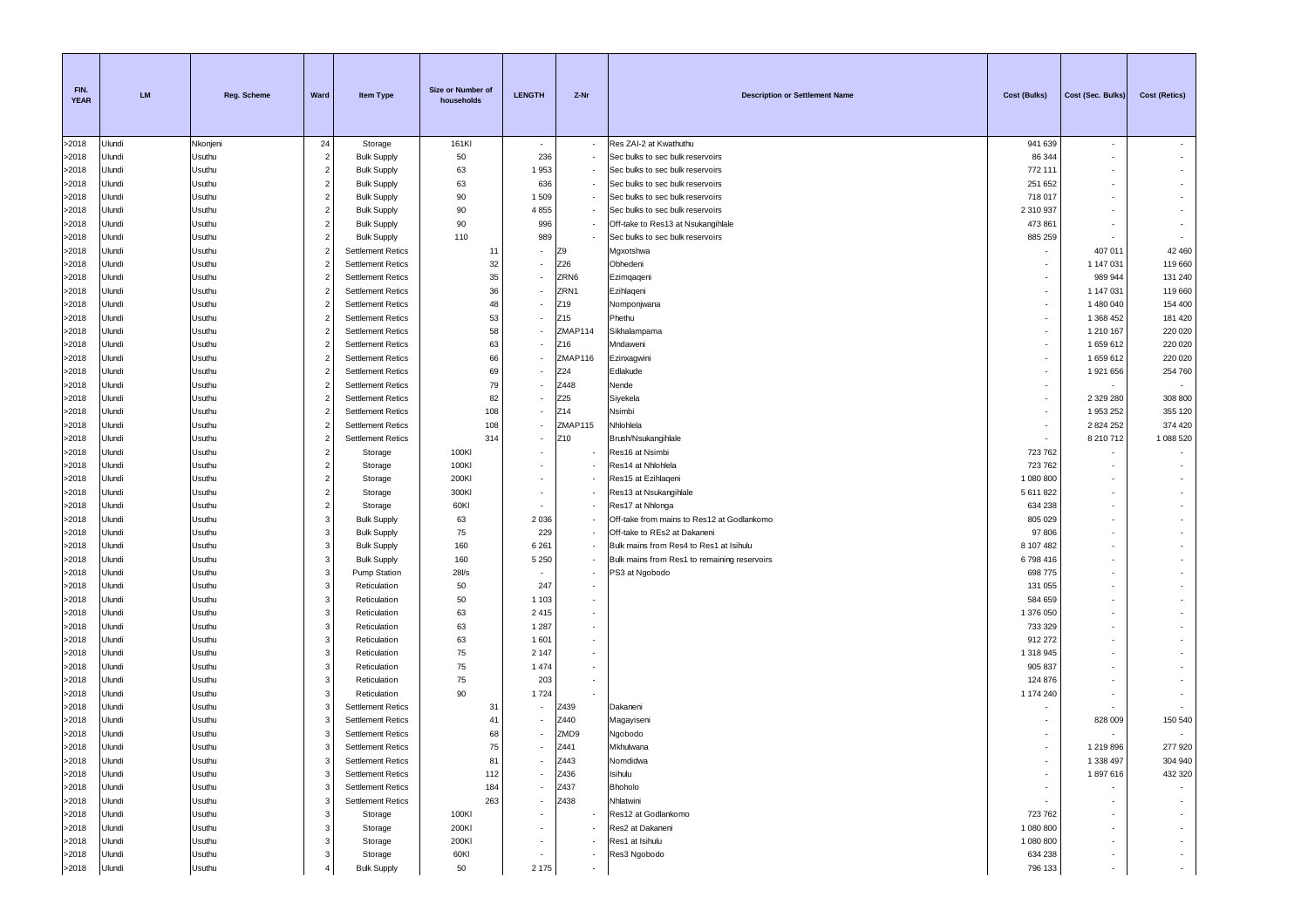| FIN. YEAR | LM | Reg. Scheme | Ward | Item Type | Size or Number of households | LENGTH | Z-Nr | Description or Settlement Name | Cost (Bulks) | Cost (Sec. Bulks) | Cost (Retics) |
|---|---|---|---|---|---|---|---|---|---|---|---|
| >2018 | Ulundi | Nkonjeni | 24 | Storage | 161Kl | - | - | Res ZAI-2 at Kwathuthu | 941 639 | - | - |
| >2018 | Ulundi | Usuthu | 2 | Bulk Supply | 50 | 236 | - | Sec bulks to sec bulk reservoirs | 86 344 | - | - |
| >2018 | Ulundi | Usuthu | 2 | Bulk Supply | 63 | 1 953 | - | Sec bulks to sec bulk reservoirs | 772 111 | - | - |
| >2018 | Ulundi | Usuthu | 2 | Bulk Supply | 63 | 636 | - | Sec bulks to sec bulk reservoirs | 251 652 | - | - |
| >2018 | Ulundi | Usuthu | 2 | Bulk Supply | 90 | 1 509 | - | Sec bulks to sec bulk reservoirs | 718 017 | - | - |
| >2018 | Ulundi | Usuthu | 2 | Bulk Supply | 90 | 4 855 | - | Sec bulks to sec bulk reservoirs | 2 310 937 | - | - |
| >2018 | Ulundi | Usuthu | 2 | Bulk Supply | 90 | 996 | - | Off-take to Res13 at Nsukangihlale | 473 861 | - | - |
| >2018 | Ulundi | Usuthu | 2 | Bulk Supply | 110 | 989 | - | Sec bulks to sec bulk reservoirs | 885 259 | - | - |
| >2018 | Ulundi | Usuthu | 2 | Settlement Retics | 11 | - | Z9 | Mgxotshwa | - | 407 011 | 42 460 |
| >2018 | Ulundi | Usuthu | 2 | Settlement Retics | 32 | - | Z26 | Obhedeni | - | 1 147 031 | 119 660 |
| >2018 | Ulundi | Usuthu | 2 | Settlement Retics | 35 | - | ZRN6 | Ezimqaqeni | - | 989 944 | 131 240 |
| >2018 | Ulundi | Usuthu | 2 | Settlement Retics | 36 | - | ZRN1 | Ezihlaqeni | - | 1 147 031 | 119 660 |
| >2018 | Ulundi | Usuthu | 2 | Settlement Retics | 48 | - | Z19 | Nomponjwana | - | 1 480 040 | 154 400 |
| >2018 | Ulundi | Usuthu | 2 | Settlement Retics | 53 | - | Z15 | Phethu | - | 1 368 452 | 181 420 |
| >2018 | Ulundi | Usuthu | 2 | Settlement Retics | 58 | - | ZMAP114 | Sikhalampama | - | 1 210 167 | 220 020 |
| >2018 | Ulundi | Usuthu | 2 | Settlement Retics | 63 | - | Z16 | Mndaweni | - | 1 659 612 | 220 020 |
| >2018 | Ulundi | Usuthu | 2 | Settlement Retics | 66 | - | ZMAP116 | Ezinxagwini | - | 1 659 612 | 220 020 |
| >2018 | Ulundi | Usuthu | 2 | Settlement Retics | 69 | - | Z24 | Edlakude | - | 1 921 656 | 254 760 |
| >2018 | Ulundi | Usuthu | 2 | Settlement Retics | 79 | - | Z448 | Nende | - | - | - |
| >2018 | Ulundi | Usuthu | 2 | Settlement Retics | 82 | - | Z25 | Siyekela | - | 2 329 280 | 308 800 |
| >2018 | Ulundi | Usuthu | 2 | Settlement Retics | 108 | - | Z14 | Nsimbi | - | 1 953 252 | 355 120 |
| >2018 | Ulundi | Usuthu | 2 | Settlement Retics | 108 | - | ZMAP115 | Nhlohlela | - | 2 824 252 | 374 420 |
| >2018 | Ulundi | Usuthu | 2 | Settlement Retics | 314 | - | Z10 | Brush/Nsukangihlale | - | 8 210 712 | 1 088 520 |
| >2018 | Ulundi | Usuthu | 2 | Storage | 100Kl | - | - | Res16 at Nsimbi | 723 762 | - | - |
| >2018 | Ulundi | Usuthu | 2 | Storage | 100Kl | - | - | Res14 at Nhlohlela | 723 762 | - | - |
| >2018 | Ulundi | Usuthu | 2 | Storage | 200Kl | - | - | Res15 at Ezihlaqeni | 1 080 800 | - | - |
| >2018 | Ulundi | Usuthu | 2 | Storage | 300Kl | - | - | Res13 at Nsukangihlale | 5 611 822 | - | - |
| >2018 | Ulundi | Usuthu | 2 | Storage | 60Kl | - | - | Res17 at Nhlonga | 634 238 | - | - |
| >2018 | Ulundi | Usuthu | 3 | Bulk Supply | 63 | 2 036 | - | Off-take from mains to Res12 at Godlankomo | 805 029 | - | - |
| >2018 | Ulundi | Usuthu | 3 | Bulk Supply | 75 | 229 | - | Off-take to REs2 at Dakaneni | 97 806 | - | - |
| >2018 | Ulundi | Usuthu | 3 | Bulk Supply | 160 | 6 261 | - | Bulk mains from Res4 to Res1 at Isihulu | 8 107 482 | - | - |
| >2018 | Ulundi | Usuthu | 3 | Bulk Supply | 160 | 5 250 | - | Bulk mains from Res1 to remaining reservoirs | 6 798 416 | - | - |
| >2018 | Ulundi | Usuthu | 3 | Pump Station | 28l/s | - | - | PS3 at Ngobodo | 698 775 | - | - |
| >2018 | Ulundi | Usuthu | 3 | Reticulation | 50 | 247 | - | | 131 055 | - | - |
| >2018 | Ulundi | Usuthu | 3 | Reticulation | 50 | 1 103 | - | | 584 659 | - | - |
| >2018 | Ulundi | Usuthu | 3 | Reticulation | 63 | 2 415 | - | | 1 376 050 | - | - |
| >2018 | Ulundi | Usuthu | 3 | Reticulation | 63 | 1 287 | - | | 733 329 | - | - |
| >2018 | Ulundi | Usuthu | 3 | Reticulation | 63 | 1 601 | - | | 912 272 | - | - |
| >2018 | Ulundi | Usuthu | 3 | Reticulation | 75 | 2 147 | - | | 1 318 945 | - | - |
| >2018 | Ulundi | Usuthu | 3 | Reticulation | 75 | 1 474 | - | | 905 837 | - | - |
| >2018 | Ulundi | Usuthu | 3 | Reticulation | 75 | 203 | - | | 124 876 | - | - |
| >2018 | Ulundi | Usuthu | 3 | Reticulation | 90 | 1 724 | - | | 1 174 240 | - | - |
| >2018 | Ulundi | Usuthu | 3 | Settlement Retics | 31 | - | Z439 | Dakaneni | - | - | - |
| >2018 | Ulundi | Usuthu | 3 | Settlement Retics | 41 | - | Z440 | Magayiseni | - | 828 009 | 150 540 |
| >2018 | Ulundi | Usuthu | 3 | Settlement Retics | 68 | - | ZMD9 | Ngobodo | - | - | - |
| >2018 | Ulundi | Usuthu | 3 | Settlement Retics | 75 | - | Z441 | Mkhulwana | - | 1 219 896 | 277 920 |
| >2018 | Ulundi | Usuthu | 3 | Settlement Retics | 81 | - | Z443 | Nomdidwa | - | 1 338 497 | 304 940 |
| >2018 | Ulundi | Usuthu | 3 | Settlement Retics | 112 | - | Z436 | Isihulu | - | 1 897 616 | 432 320 |
| >2018 | Ulundi | Usuthu | 3 | Settlement Retics | 184 | - | Z437 | Bhoholo | - | - | - |
| >2018 | Ulundi | Usuthu | 3 | Settlement Retics | 263 | - | Z438 | Nhlatwini | - | - | - |
| >2018 | Ulundi | Usuthu | 3 | Storage | 100Kl | - | - | Res12 at Godlankomo | 723 762 | - | - |
| >2018 | Ulundi | Usuthu | 3 | Storage | 200Kl | - | - | Res2 at Dakaneni | 1 080 800 | - | - |
| >2018 | Ulundi | Usuthu | 3 | Storage | 200Kl | - | - | Res1 at Isihulu | 1 080 800 | - | - |
| >2018 | Ulundi | Usuthu | 3 | Storage | 60Kl | - | - | Res3 Ngobodo | 634 238 | - | - |
| >2018 | Ulundi | Usuthu | 4 | Bulk Supply | 50 | 2 175 | - | | 796 133 | - | - |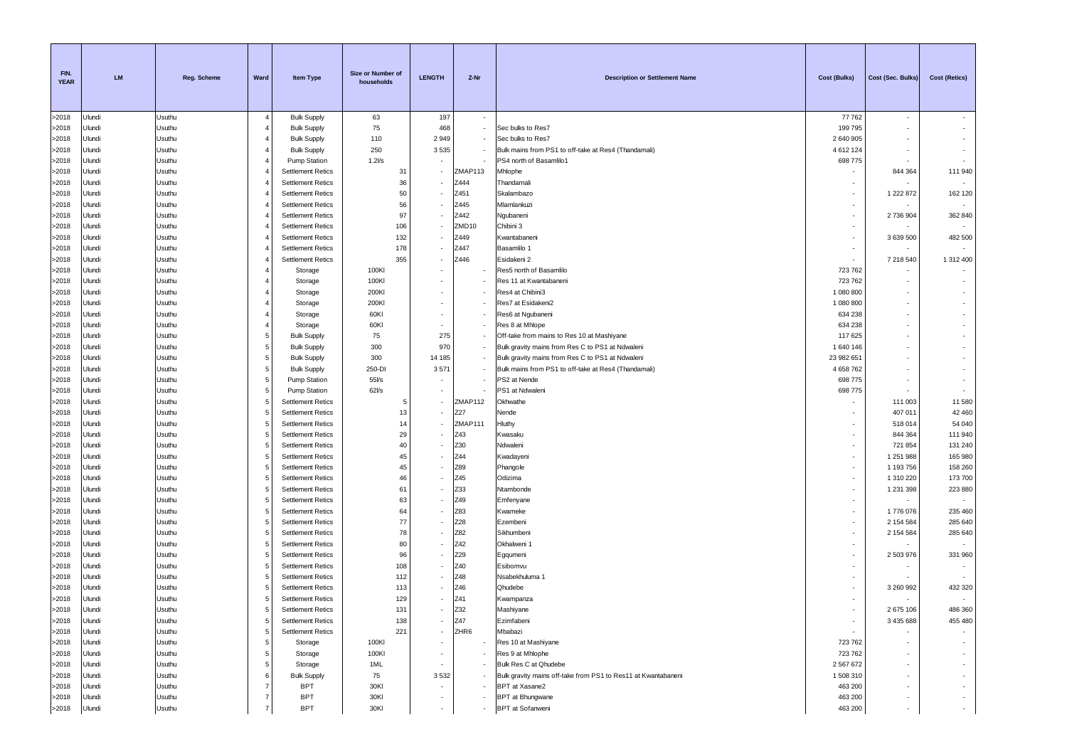| FIN. YEAR | LM | Reg. Scheme | Ward | Item Type | Size or Number of households | LENGTH | Z-Nr | Description or Settlement Name | Cost (Bulks) | Cost (Sec. Bulks) | Cost (Retics) |
|---|---|---|---|---|---|---|---|---|---|---|---|
| >2018 | Ulundi | Usuthu | 4 | Bulk Supply | 63 | 197 | - | | 77 762 | - | - |
| >2018 | Ulundi | Usuthu | 4 | Bulk Supply | 75 | 468 | - | Sec bulks to Res7 | 199 795 | - | - |
| >2018 | Ulundi | Usuthu | 4 | Bulk Supply | 110 | 2 949 | - | Sec bulks to Res7 | 2 640 905 | - | - |
| >2018 | Ulundi | Usuthu | 4 | Bulk Supply | 250 | 3 535 | - | Bulk mains from PS1 to off-take at Res4 (Thandamali) | 4 612 124 | - | - |
| >2018 | Ulundi | Usuthu | 4 | Pump Station | 1.2l/s | - | - | PS4 north of Basamlilo1 | 698 775 | - | - |
| >2018 | Ulundi | Usuthu | 4 | Settlement Retics | 31 | - | ZMAP113 | Mhlophe | - | 844 364 | 111 940 |
| >2018 | Ulundi | Usuthu | 4 | Settlement Retics | 36 | - | Z444 | Thandamali | - | - | - |
| >2018 | Ulundi | Usuthu | 4 | Settlement Retics | 50 | - | Z451 | Skalambazo | - | 1 222 872 | 162 120 |
| >2018 | Ulundi | Usuthu | 4 | Settlement Retics | 56 | - | Z445 | Mlamlankuzi | - | - | - |
| >2018 | Ulundi | Usuthu | 4 | Settlement Retics | 97 | - | Z442 | Ngubaneni | - | 2 736 904 | 362 840 |
| >2018 | Ulundi | Usuthu | 4 | Settlement Retics | 106 | - | ZMD10 | Chibini 3 | - | - | - |
| >2018 | Ulundi | Usuthu | 4 | Settlement Retics | 132 | - | Z449 | Kwantabaneni | - | 3 639 500 | 482 500 |
| >2018 | Ulundi | Usuthu | 4 | Settlement Retics | 178 | - | Z447 | Basamlilo 1 | - | - | - |
| >2018 | Ulundi | Usuthu | 4 | Settlement Retics | 355 | - | Z446 | Esidakeni 2 | - | 7 218 540 | 1 312 400 |
| >2018 | Ulundi | Usuthu | 4 | Storage | 100Kl | - | - | Res5 north of Basamlilo | 723 762 | - | - |
| >2018 | Ulundi | Usuthu | 4 | Storage | 100Kl | - | - | Res 11 at Kwantabaneni | 723 762 | - | - |
| >2018 | Ulundi | Usuthu | 4 | Storage | 200Kl | - | - | Res4 at Chibini3 | 1 080 800 | - | - |
| >2018 | Ulundi | Usuthu | 4 | Storage | 200Kl | - | - | Res7 at Esidakeni2 | 1 080 800 | - | - |
| >2018 | Ulundi | Usuthu | 4 | Storage | 60Kl | - | - | Res6 at Ngubaneni | 634 238 | - | - |
| >2018 | Ulundi | Usuthu | 4 | Storage | 60Kl | - | - | Res 8 at Mhlope | 634 238 | - | - |
| >2018 | Ulundi | Usuthu | 5 | Bulk Supply | 75 | 275 | - | Off-take from mains to Res 10 at Mashiyane | 117 625 | - | - |
| >2018 | Ulundi | Usuthu | 5 | Bulk Supply | 300 | 970 | - | Bulk gravity mains from Res C to PS1 at Ndwaleni | 1 640 146 | - | - |
| >2018 | Ulundi | Usuthu | 5 | Bulk Supply | 300 | 14 185 | - | Bulk gravity mains from Res C to PS1 at Ndwaleni | 23 982 651 | - | - |
| >2018 | Ulundi | Usuthu | 5 | Bulk Supply | 250-DI | 3 571 | - | Bulk mains from PS1 to off-take at Res4 (Thandamali) | 4 658 762 | - | - |
| >2018 | Ulundi | Usuthu | 5 | Pump Station | 55l/s | - | - | PS2 at Nende | 698 775 | - | - |
| >2018 | Ulundi | Usuthu | 5 | Pump Station | 62l/s | - | - | PS1 at Ndwaleni | 698 775 | - | - |
| >2018 | Ulundi | Usuthu | 5 | Settlement Retics | 5 | - | ZMAP112 | Okhwathe | - | 111 003 | 11 580 |
| >2018 | Ulundi | Usuthu | 5 | Settlement Retics | 13 | - | Z27 | Nende | - | 407 011 | 42 460 |
| >2018 | Ulundi | Usuthu | 5 | Settlement Retics | 14 | - | ZMAP111 | Hluthy | - | 518 014 | 54 040 |
| >2018 | Ulundi | Usuthu | 5 | Settlement Retics | 29 | - | Z43 | Kwasaku | - | 844 364 | 111 940 |
| >2018 | Ulundi | Usuthu | 5 | Settlement Retics | 40 | - | Z30 | Ndwaleni | - | 721 854 | 131 240 |
| >2018 | Ulundi | Usuthu | 5 | Settlement Retics | 45 | - | Z44 | Kwadayeni | - | 1 251 988 | 165 980 |
| >2018 | Ulundi | Usuthu | 5 | Settlement Retics | 45 | - | Z89 | Phangole | - | 1 193 756 | 158 260 |
| >2018 | Ulundi | Usuthu | 5 | Settlement Retics | 46 | - | Z45 | Odizima | - | 1 310 220 | 173 700 |
| >2018 | Ulundi | Usuthu | 5 | Settlement Retics | 61 | - | Z33 | Ntambonde | - | 1 231 398 | 223 880 |
| >2018 | Ulundi | Usuthu | 5 | Settlement Retics | 63 | - | Z49 | Emfenyane | - | - | - |
| >2018 | Ulundi | Usuthu | 5 | Settlement Retics | 64 | - | Z83 | Kwameke | - | 1 776 076 | 235 460 |
| >2018 | Ulundi | Usuthu | 5 | Settlement Retics | 77 | - | Z28 | Ezembeni | - | 2 154 584 | 285 640 |
| >2018 | Ulundi | Usuthu | 5 | Settlement Retics | 78 | - | Z82 | Sikhumbeni | - | 2 154 584 | 285 640 |
| >2018 | Ulundi | Usuthu | 5 | Settlement Retics | 80 | - | Z42 | Okhalweni 1 | - | - | - |
| >2018 | Ulundi | Usuthu | 5 | Settlement Retics | 96 | - | Z29 | Egqumeni | - | 2 503 976 | 331 960 |
| >2018 | Ulundi | Usuthu | 5 | Settlement Retics | 108 | - | Z40 | Esibomvu | - | - | - |
| >2018 | Ulundi | Usuthu | 5 | Settlement Retics | 112 | - | Z48 | Nsabekhuluma 1 | - | - | - |
| >2018 | Ulundi | Usuthu | 5 | Settlement Retics | 113 | - | Z46 | Qhudebe | - | 3 260 992 | 432 320 |
| >2018 | Ulundi | Usuthu | 5 | Settlement Retics | 129 | - | Z41 | Kwampanza | - | - | - |
| >2018 | Ulundi | Usuthu | 5 | Settlement Retics | 131 | - | Z32 | Mashiyane | - | 2 675 106 | 486 360 |
| >2018 | Ulundi | Usuthu | 5 | Settlement Retics | 138 | - | Z47 | Ezimfabeni | - | 3 435 688 | 455 480 |
| >2018 | Ulundi | Usuthu | 5 | Settlement Retics | 221 | - | ZHR6 | Mbabazi | - | - | - |
| >2018 | Ulundi | Usuthu | 5 | Storage | 100Kl | - | - | Res 10 at Mashiyane | 723 762 | - | - |
| >2018 | Ulundi | Usuthu | 5 | Storage | 100Kl | - | - | Res 9 at Mhlophe | 723 762 | - | - |
| >2018 | Ulundi | Usuthu | 5 | Storage | 1ML | - | - | Bulk Res C at Qhudebe | 2 567 672 | - | - |
| >2018 | Ulundi | Usuthu | 6 | Bulk Supply | 75 | 3 532 | - | Bulk gravity mains off-take from PS1 to Res11 at Kwantabaneni | 1 508 310 | - | - |
| >2018 | Ulundi | Usuthu | 7 | BPT | 30Kl | - | - | BPT at Xasane2 | 463 200 | - | - |
| >2018 | Ulundi | Usuthu | 7 | BPT | 30Kl | - | - | BPT at Bhungwane | 463 200 | - | - |
| >2018 | Ulundi | Usuthu | 7 | BPT | 30Kl | - | - | BPT at Sofanweni | 463 200 | - | - |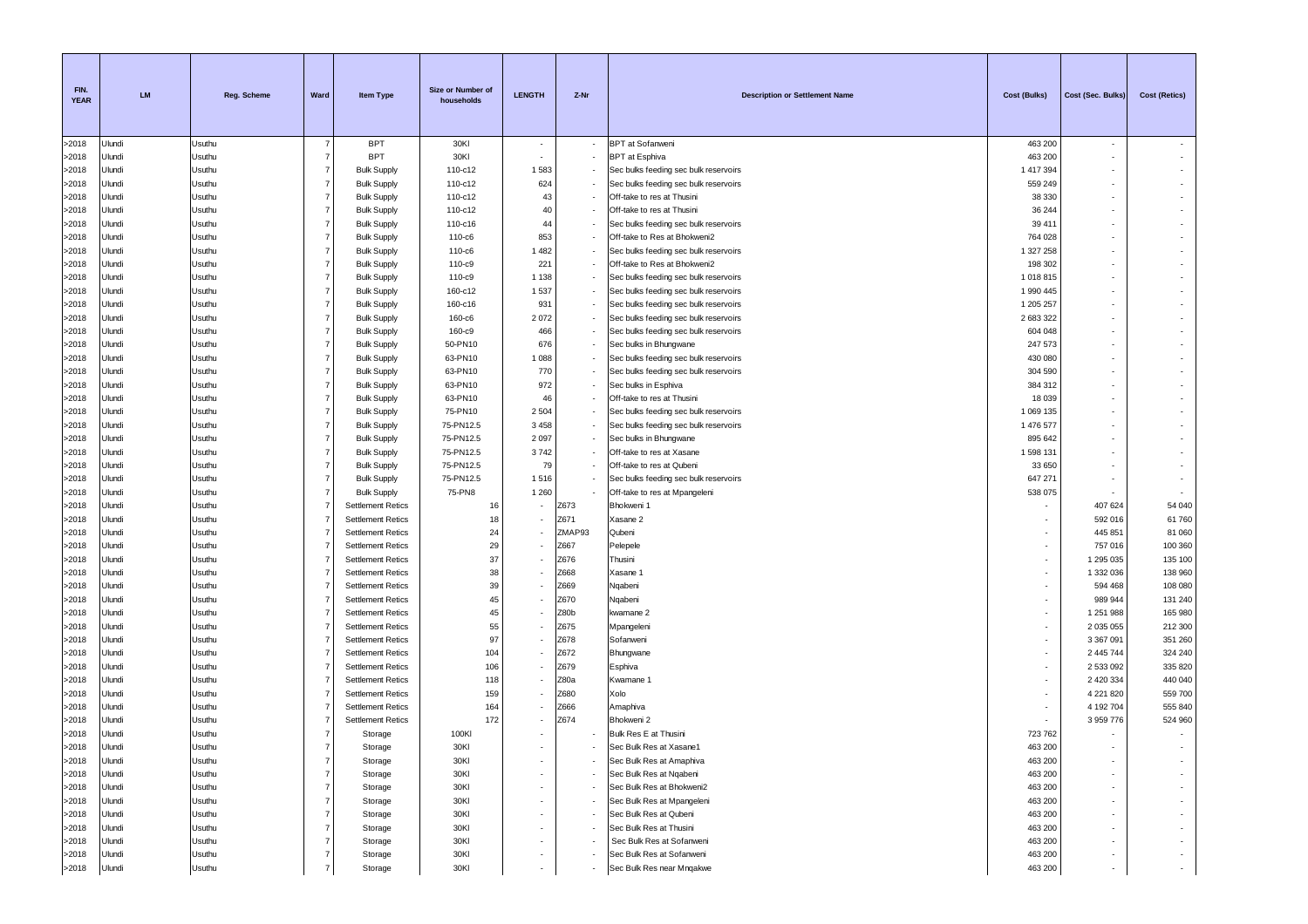| FIN. YEAR | LM | Reg. Scheme | Ward | Item Type | Size or Number of households | LENGTH | Z-Nr | Description or Settlement Name | Cost (Bulks) | Cost (Sec. Bulks) | Cost (Retics) |
|---|---|---|---|---|---|---|---|---|---|---|---|
| >2018 | Ulundi | Usuthu | 7 | BPT | 30Kl | - | - | BPT at Sofanweni | 463 200 | - | - |
| >2018 | Ulundi | Usuthu | 7 | BPT | 30Kl | - | - | BPT at Esphiva | 463 200 | - | - |
| >2018 | Ulundi | Usuthu | 7 | Bulk Supply | 110-c12 | 1 583 | - | Sec bulks feeding sec bulk reservoirs | 1 417 394 | - | - |
| >2018 | Ulundi | Usuthu | 7 | Bulk Supply | 110-c12 | 624 | - | Sec bulks feeding sec bulk reservoirs | 559 249 | - | - |
| >2018 | Ulundi | Usuthu | 7 | Bulk Supply | 110-c12 | 43 | - | Off-take to res at Thusini | 38 330 | - | - |
| >2018 | Ulundi | Usuthu | 7 | Bulk Supply | 110-c12 | 40 | - | Off-take to res at Thusini | 36 244 | - | - |
| >2018 | Ulundi | Usuthu | 7 | Bulk Supply | 110-c16 | 44 | - | Sec bulks feeding sec bulk reservoirs | 39 411 | - | - |
| >2018 | Ulundi | Usuthu | 7 | Bulk Supply | 110-c6 | 853 | - | Off-take to Res at Bhokweni2 | 764 028 | - | - |
| >2018 | Ulundi | Usuthu | 7 | Bulk Supply | 110-c6 | 1 482 | - | Sec bulks feeding sec bulk reservoirs | 1 327 258 | - | - |
| >2018 | Ulundi | Usuthu | 7 | Bulk Supply | 110-c9 | 221 | - | Off-take to Res at Bhokweni2 | 198 302 | - | - |
| >2018 | Ulundi | Usuthu | 7 | Bulk Supply | 110-c9 | 1 138 | - | Sec bulks feeding sec bulk reservoirs | 1 018 815 | - | - |
| >2018 | Ulundi | Usuthu | 7 | Bulk Supply | 160-c12 | 1 537 | - | Sec bulks feeding sec bulk reservoirs | 1 990 445 | - | - |
| >2018 | Ulundi | Usuthu | 7 | Bulk Supply | 160-c16 | 931 | - | Sec bulks feeding sec bulk reservoirs | 1 205 257 | - | - |
| >2018 | Ulundi | Usuthu | 7 | Bulk Supply | 160-c6 | 2 072 | - | Sec bulks feeding sec bulk reservoirs | 2 683 322 | - | - |
| >2018 | Ulundi | Usuthu | 7 | Bulk Supply | 160-c9 | 466 | - | Sec bulks feeding sec bulk reservoirs | 604 048 | - | - |
| >2018 | Ulundi | Usuthu | 7 | Bulk Supply | 50-PN10 | 676 | - | Sec bulks in Bhungwane | 247 573 | - | - |
| >2018 | Ulundi | Usuthu | 7 | Bulk Supply | 63-PN10 | 1 088 | - | Sec bulks feeding sec bulk reservoirs | 430 080 | - | - |
| >2018 | Ulundi | Usuthu | 7 | Bulk Supply | 63-PN10 | 770 | - | Sec bulks feeding sec bulk reservoirs | 304 590 | - | - |
| >2018 | Ulundi | Usuthu | 7 | Bulk Supply | 63-PN10 | 972 | - | Sec bulks in Esphiva | 384 312 | - | - |
| >2018 | Ulundi | Usuthu | 7 | Bulk Supply | 63-PN10 | 46 | - | Off-take to res at Thusini | 18 039 | - | - |
| >2018 | Ulundi | Usuthu | 7 | Bulk Supply | 75-PN10 | 2 504 | - | Sec bulks feeding sec bulk reservoirs | 1 069 135 | - | - |
| >2018 | Ulundi | Usuthu | 7 | Bulk Supply | 75-PN12.5 | 3 458 | - | Sec bulks feeding sec bulk reservoirs | 1 476 577 | - | - |
| >2018 | Ulundi | Usuthu | 7 | Bulk Supply | 75-PN12.5 | 2 097 | - | Sec bulks in Bhungwane | 895 642 | - | - |
| >2018 | Ulundi | Usuthu | 7 | Bulk Supply | 75-PN12.5 | 3 742 | - | Off-take to res at Xasane | 1 598 131 | - | - |
| >2018 | Ulundi | Usuthu | 7 | Bulk Supply | 75-PN12.5 | 79 | - | Off-take to res at Qubeni | 33 650 | - | - |
| >2018 | Ulundi | Usuthu | 7 | Bulk Supply | 75-PN12.5 | 1 516 | - | Sec bulks feeding sec bulk reservoirs | 647 271 | - | - |
| >2018 | Ulundi | Usuthu | 7 | Bulk Supply | 75-PN8 | 1 260 | - | Off-take to res at Mpangeleni | 538 075 | - | - |
| >2018 | Ulundi | Usuthu | 7 | Settlement Retics | 16 | - | Z673 | Bhokweni 1 | - | 407 624 | 54 040 |
| >2018 | Ulundi | Usuthu | 7 | Settlement Retics | 18 | - | Z671 | Xasane 2 | - | 592 016 | 61 760 |
| >2018 | Ulundi | Usuthu | 7 | Settlement Retics | 24 | - | ZMAP93 | Qubeni | - | 445 851 | 81 060 |
| >2018 | Ulundi | Usuthu | 7 | Settlement Retics | 29 | - | Z667 | Pelepele | - | 757 016 | 100 360 |
| >2018 | Ulundi | Usuthu | 7 | Settlement Retics | 37 | - | Z676 | Thusini | - | 1 295 035 | 135 100 |
| >2018 | Ulundi | Usuthu | 7 | Settlement Retics | 38 | - | Z668 | Xasane 1 | - | 1 332 036 | 138 960 |
| >2018 | Ulundi | Usuthu | 7 | Settlement Retics | 39 | - | Z669 | Nqabeni | - | 594 468 | 108 080 |
| >2018 | Ulundi | Usuthu | 7 | Settlement Retics | 45 | - | Z670 | Nqabeni | - | 989 944 | 131 240 |
| >2018 | Ulundi | Usuthu | 7 | Settlement Retics | 45 | - | Z80b | kwamane 2 | - | 1 251 988 | 165 980 |
| >2018 | Ulundi | Usuthu | 7 | Settlement Retics | 55 | - | Z675 | Mpangeleni | - | 2 035 055 | 212 300 |
| >2018 | Ulundi | Usuthu | 7 | Settlement Retics | 97 | - | Z678 | Sofanweni | - | 3 367 091 | 351 260 |
| >2018 | Ulundi | Usuthu | 7 | Settlement Retics | 104 | - | Z672 | Bhungwane | - | 2 445 744 | 324 240 |
| >2018 | Ulundi | Usuthu | 7 | Settlement Retics | 106 | - | Z679 | Esphiva | - | 2 533 092 | 335 820 |
| >2018 | Ulundi | Usuthu | 7 | Settlement Retics | 118 | - | Z80a | Kwamane 1 | - | 2 420 334 | 440 040 |
| >2018 | Ulundi | Usuthu | 7 | Settlement Retics | 159 | - | Z680 | Xolo | - | 4 221 820 | 559 700 |
| >2018 | Ulundi | Usuthu | 7 | Settlement Retics | 164 | - | Z666 | Amaphiva | - | 4 192 704 | 555 840 |
| >2018 | Ulundi | Usuthu | 7 | Settlement Retics | 172 | - | Z674 | Bhokweni 2 | - | 3 959 776 | 524 960 |
| >2018 | Ulundi | Usuthu | 7 | Storage | 100Kl | - | - | Bulk Res E at Thusini | 723 762 | - | - |
| >2018 | Ulundi | Usuthu | 7 | Storage | 30Kl | - | - | Sec Bulk Res at Xasane1 | 463 200 | - | - |
| >2018 | Ulundi | Usuthu | 7 | Storage | 30Kl | - | - | Sec Bulk Res at Amaphiva | 463 200 | - | - |
| >2018 | Ulundi | Usuthu | 7 | Storage | 30Kl | - | - | Sec Bulk Res at Nqabeni | 463 200 | - | - |
| >2018 | Ulundi | Usuthu | 7 | Storage | 30Kl | - | - | Sec Bulk Res at Bhokweni2 | 463 200 | - | - |
| >2018 | Ulundi | Usuthu | 7 | Storage | 30Kl | - | - | Sec Bulk Res at Mpangeleni | 463 200 | - | - |
| >2018 | Ulundi | Usuthu | 7 | Storage | 30Kl | - | - | Sec Bulk Res at Qubeni | 463 200 | - | - |
| >2018 | Ulundi | Usuthu | 7 | Storage | 30Kl | - | - | Sec Bulk Res at Thusini | 463 200 | - | - |
| >2018 | Ulundi | Usuthu | 7 | Storage | 30Kl | - | - | Sec Bulk Res at Sofanweni | 463 200 | - | - |
| >2018 | Ulundi | Usuthu | 7 | Storage | 30Kl | - | - | Sec Bulk Res at Sofanweni | 463 200 | - | - |
| >2018 | Ulundi | Usuthu | 7 | Storage | 30Kl | - | - | Sec Bulk Res near Mnqakwe | 463 200 | - | - |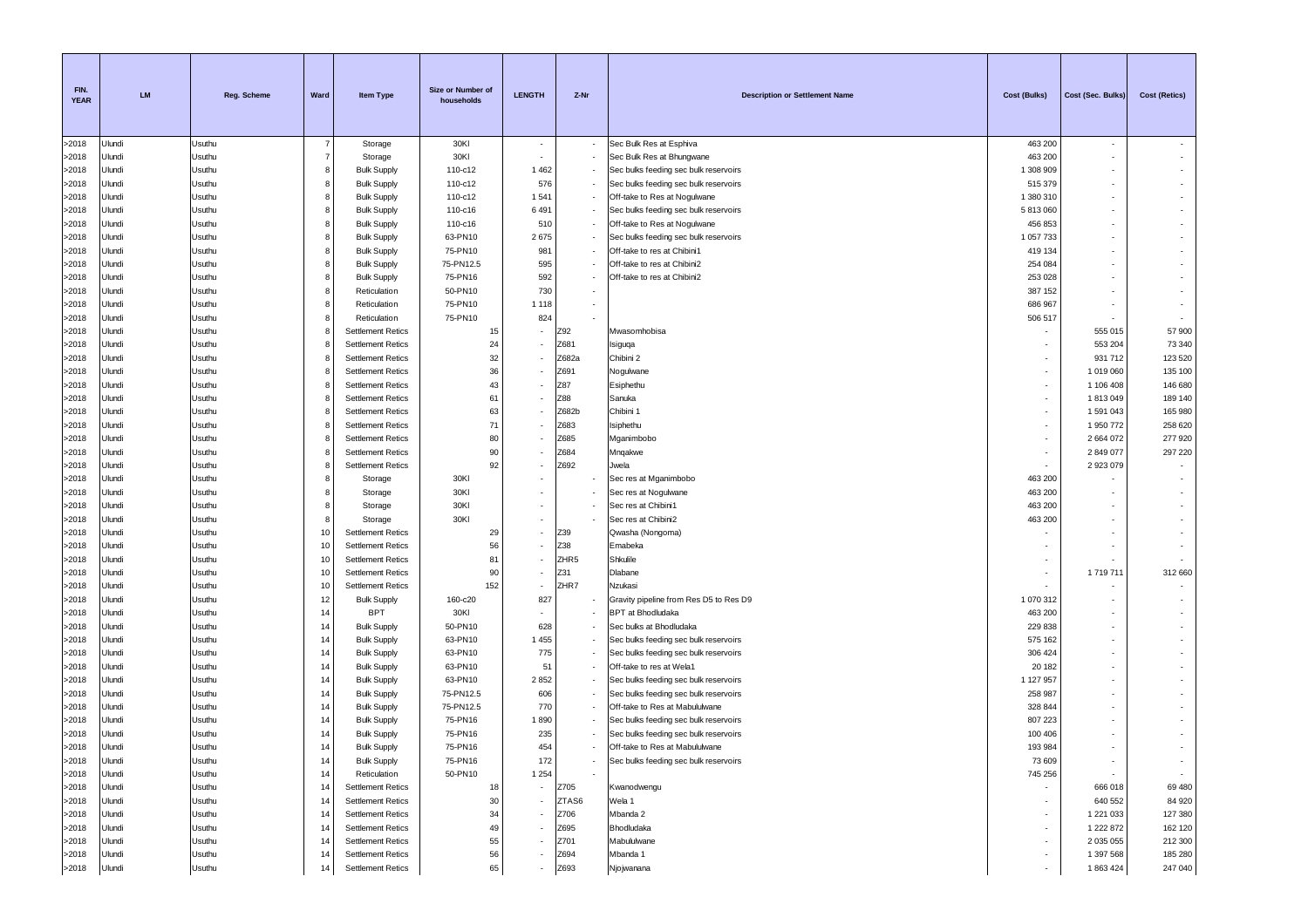| FIN. YEAR | LM | Reg. Scheme | Ward | Item Type | Size or Number of households | LENGTH | Z-Nr | Description or Settlement Name | Cost (Bulks) | Cost (Sec. Bulks) | Cost (Retics) |
|---|---|---|---|---|---|---|---|---|---|---|---|
| >2018 | Ulundi | Usuthu | 7 | Storage | 30Kl | - | - | Sec Bulk Res at Esphiva | 463 200 | - | - |
| >2018 | Ulundi | Usuthu | 7 | Storage | 30Kl | - | - | Sec Bulk Res at Bhungwane | 463 200 | - | - |
| >2018 | Ulundi | Usuthu | 8 | Bulk Supply | 110-c12 | 1 462 | - | Sec bulks feeding sec bulk reservoirs | 1 308 909 | - | - |
| >2018 | Ulundi | Usuthu | 8 | Bulk Supply | 110-c12 | 576 | - | Sec bulks feeding sec bulk reservoirs | 515 379 | - | - |
| >2018 | Ulundi | Usuthu | 8 | Bulk Supply | 110-c12 | 1 541 | - | Off-take to Res at Nogulwane | 1 380 310 | - | - |
| >2018 | Ulundi | Usuthu | 8 | Bulk Supply | 110-c16 | 6 491 | - | Sec bulks feeding sec bulk reservoirs | 5 813 060 | - | - |
| >2018 | Ulundi | Usuthu | 8 | Bulk Supply | 110-c16 | 510 | - | Off-take to Res at Nogulwane | 456 853 | - | - |
| >2018 | Ulundi | Usuthu | 8 | Bulk Supply | 63-PN10 | 2 675 | - | Sec bulks feeding sec bulk reservoirs | 1 057 733 | - | - |
| >2018 | Ulundi | Usuthu | 8 | Bulk Supply | 75-PN10 | 981 | - | Off-take to res at Chibini1 | 419 134 | - | - |
| >2018 | Ulundi | Usuthu | 8 | Bulk Supply | 75-PN12.5 | 595 | - | Off-take to res at Chibini2 | 254 084 | - | - |
| >2018 | Ulundi | Usuthu | 8 | Bulk Supply | 75-PN16 | 592 | - | Off-take to res at Chibini2 | 253 028 | - | - |
| >2018 | Ulundi | Usuthu | 8 | Reticulation | 50-PN10 | 730 | - | | 387 152 | - | - |
| >2018 | Ulundi | Usuthu | 8 | Reticulation | 75-PN10 | 1 118 | - | | 686 967 | - | - |
| >2018 | Ulundi | Usuthu | 8 | Reticulation | 75-PN10 | 824 | - | | 506 517 | - | - |
| >2018 | Ulundi | Usuthu | 8 | Settlement Retics | 15 | - | Z92 | Mwasomhobisa | - | 555 015 | 57 900 |
| >2018 | Ulundi | Usuthu | 8 | Settlement Retics | 24 | - | Z681 | Isiguqa | - | 553 204 | 73 340 |
| >2018 | Ulundi | Usuthu | 8 | Settlement Retics | 32 | - | Z682a | Chibini 2 | - | 931 712 | 123 520 |
| >2018 | Ulundi | Usuthu | 8 | Settlement Retics | 36 | - | Z691 | Nogulwane | - | 1 019 060 | 135 100 |
| >2018 | Ulundi | Usuthu | 8 | Settlement Retics | 43 | - | Z87 | Esiphethu | - | 1 106 408 | 146 680 |
| >2018 | Ulundi | Usuthu | 8 | Settlement Retics | 61 | - | Z88 | Sanuka | - | 1 813 049 | 189 140 |
| >2018 | Ulundi | Usuthu | 8 | Settlement Retics | 63 | - | Z682b | Chibini 1 | - | 1 591 043 | 165 980 |
| >2018 | Ulundi | Usuthu | 8 | Settlement Retics | 71 | - | Z683 | Isiphethu | - | 1 950 772 | 258 620 |
| >2018 | Ulundi | Usuthu | 8 | Settlement Retics | 80 | - | Z685 | Mganimbobo | - | 2 664 072 | 277 920 |
| >2018 | Ulundi | Usuthu | 8 | Settlement Retics | 90 | - | Z684 | Mnqakwe | - | 2 849 077 | 297 220 |
| >2018 | Ulundi | Usuthu | 8 | Settlement Retics | 92 | - | Z692 | Jwela | - | 2 923 079 | - |
| >2018 | Ulundi | Usuthu | 8 | Storage | 30Kl | - | - | Sec res at Mganimbobo | 463 200 | - | - |
| >2018 | Ulundi | Usuthu | 8 | Storage | 30Kl | - | - | Sec res at Nogulwane | 463 200 | - | - |
| >2018 | Ulundi | Usuthu | 8 | Storage | 30Kl | - | - | Sec res at Chibini1 | 463 200 | - | - |
| >2018 | Ulundi | Usuthu | 8 | Storage | 30Kl | - | - | Sec res at Chibini2 | 463 200 | - | - |
| >2018 | Ulundi | Usuthu | 10 | Settlement Retics | 29 | - | Z39 | Qwasha (Nongoma) | - | - | - |
| >2018 | Ulundi | Usuthu | 10 | Settlement Retics | 56 | - | Z38 | Emabeka | - | - | - |
| >2018 | Ulundi | Usuthu | 10 | Settlement Retics | 81 | - | ZHR5 | Shkulile | - | - | - |
| >2018 | Ulundi | Usuthu | 10 | Settlement Retics | 90 | - | Z31 | Dlabane | - | 1 719 711 | 312 660 |
| >2018 | Ulundi | Usuthu | 10 | Settlement Retics | 152 | - | ZHR7 | Nzukasi | - | - | - |
| >2018 | Ulundi | Usuthu | 12 | Bulk Supply | 160-c20 | 827 | - | Gravity pipeline from Res D5 to Res D9 | 1 070 312 | - | - |
| >2018 | Ulundi | Usuthu | 14 | BPT | 30Kl | - | - | BPT at Bhodludaka | 463 200 | - | - |
| >2018 | Ulundi | Usuthu | 14 | Bulk Supply | 50-PN10 | 628 | - | Sec bulks at Bhodludaka | 229 838 | - | - |
| >2018 | Ulundi | Usuthu | 14 | Bulk Supply | 63-PN10 | 1 455 | - | Sec bulks feeding sec bulk reservoirs | 575 162 | - | - |
| >2018 | Ulundi | Usuthu | 14 | Bulk Supply | 63-PN10 | 775 | - | Sec bulks feeding sec bulk reservoirs | 306 424 | - | - |
| >2018 | Ulundi | Usuthu | 14 | Bulk Supply | 63-PN10 | 51 | - | Off-take to res at Wela1 | 20 182 | - | - |
| >2018 | Ulundi | Usuthu | 14 | Bulk Supply | 63-PN10 | 2 852 | - | Sec bulks feeding sec bulk reservoirs | 1 127 957 | - | - |
| >2018 | Ulundi | Usuthu | 14 | Bulk Supply | 75-PN12.5 | 606 | - | Sec bulks feeding sec bulk reservoirs | 258 987 | - | - |
| >2018 | Ulundi | Usuthu | 14 | Bulk Supply | 75-PN12.5 | 770 | - | Off-take to Res at Mabululwane | 328 844 | - | - |
| >2018 | Ulundi | Usuthu | 14 | Bulk Supply | 75-PN16 | 1 890 | - | Sec bulks feeding sec bulk reservoirs | 807 223 | - | - |
| >2018 | Ulundi | Usuthu | 14 | Bulk Supply | 75-PN16 | 235 | - | Sec bulks feeding sec bulk reservoirs | 100 406 | - | - |
| >2018 | Ulundi | Usuthu | 14 | Bulk Supply | 75-PN16 | 454 | - | Off-take to Res at Mabululwane | 193 984 | - | - |
| >2018 | Ulundi | Usuthu | 14 | Bulk Supply | 75-PN16 | 172 | - | Sec bulks feeding sec bulk reservoirs | 73 609 | - | - |
| >2018 | Ulundi | Usuthu | 14 | Reticulation | 50-PN10 | 1 254 | - | | 745 256 | - | - |
| >2018 | Ulundi | Usuthu | 14 | Settlement Retics | 18 | - | Z705 | Kwanodwengu | - | 666 018 | 69 480 |
| >2018 | Ulundi | Usuthu | 14 | Settlement Retics | 30 | - | ZTAS6 | Wela 1 | - | 640 552 | 84 920 |
| >2018 | Ulundi | Usuthu | 14 | Settlement Retics | 34 | - | Z706 | Mbanda 2 | - | 1 221 033 | 127 380 |
| >2018 | Ulundi | Usuthu | 14 | Settlement Retics | 49 | - | Z695 | Bhodludaka | - | 1 222 872 | 162 120 |
| >2018 | Ulundi | Usuthu | 14 | Settlement Retics | 55 | - | Z701 | Mabululwane | - | 2 035 055 | 212 300 |
| >2018 | Ulundi | Usuthu | 14 | Settlement Retics | 56 | - | Z694 | Mbanda 1 | - | 1 397 568 | 185 280 |
| >2018 | Ulundi | Usuthu | 14 | Settlement Retics | 65 | - | Z693 | Njojwanana | - | 1 863 424 | 247 040 |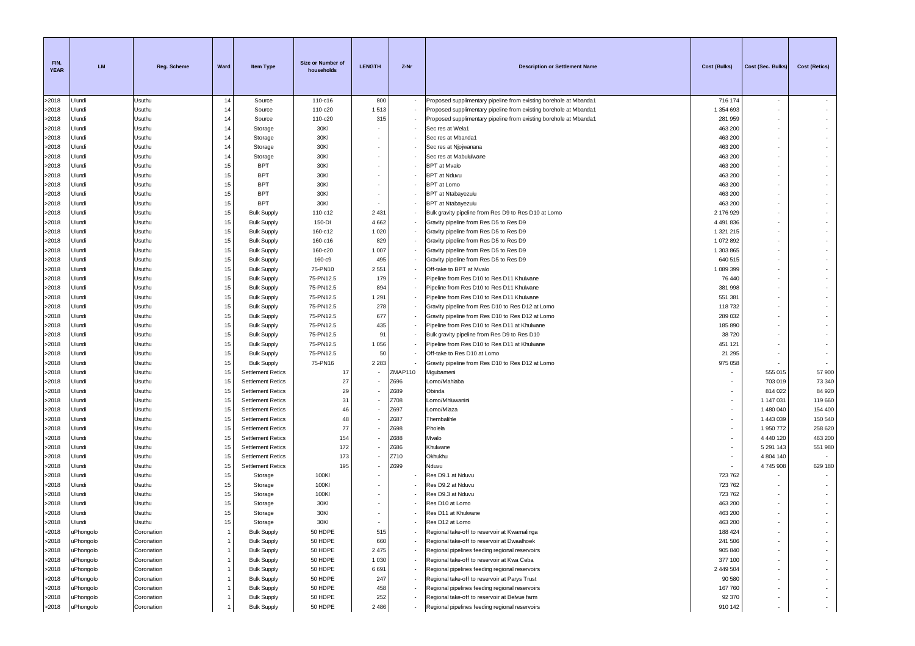| FIN. YEAR | LM | Reg. Scheme | Ward | Item Type | Size or Number of households | LENGTH | Z-Nr | Description or Settlement Name | Cost (Bulks) | Cost (Sec. Bulks) | Cost (Retics) |
|---|---|---|---|---|---|---|---|---|---|---|---|
| >2018 | Ulundi | Usuthu | 14 | Source | 110-c16 | 800 | - | Proposed supplimentary pipeline from existing borehole at Mbanda1 | 716 174 | - | - |
| >2018 | Ulundi | Usuthu | 14 | Source | 110-c20 | 1 513 | - | Proposed supplimentary pipeline from existing borehole at Mbanda1 | 1 354 693 | - | - |
| >2018 | Ulundi | Usuthu | 14 | Source | 110-c20 | 315 | - | Proposed supplimentary pipeline from existing borehole at Mbanda1 | 281 959 | - | - |
| >2018 | Ulundi | Usuthu | 14 | Storage | 30Kl | - | - | Sec res at Wela1 | 463 200 | - | - |
| >2018 | Ulundi | Usuthu | 14 | Storage | 30Kl | - | - | Sec res at Mbanda1 | 463 200 | - | - |
| >2018 | Ulundi | Usuthu | 14 | Storage | 30Kl | - | - | Sec res at Njojwanana | 463 200 | - | - |
| >2018 | Ulundi | Usuthu | 14 | Storage | 30Kl | - | - | Sec res at Mabululwane | 463 200 | - | - |
| >2018 | Ulundi | Usuthu | 15 | BPT | 30Kl | - | - | BPT at Mvalo | 463 200 | - | - |
| >2018 | Ulundi | Usuthu | 15 | BPT | 30Kl | - | - | BPT at Nduvu | 463 200 | - | - |
| >2018 | Ulundi | Usuthu | 15 | BPT | 30Kl | - | - | BPT at Lomo | 463 200 | - | - |
| >2018 | Ulundi | Usuthu | 15 | BPT | 30Kl | - | - | BPT at Ntabayezulu | 463 200 | - | - |
| >2018 | Ulundi | Usuthu | 15 | BPT | 30Kl | - | - | BPT at Ntabayezulu | 463 200 | - | - |
| >2018 | Ulundi | Usuthu | 15 | Bulk Supply | 110-c12 | 2 431 | - | Bulk gravity pipeline from Res D9 to Res D10 at Lomo | 2 176 929 | - | - |
| >2018 | Ulundi | Usuthu | 15 | Bulk Supply | 150-DI | 4 662 | - | Gravity pipeline from Res D5 to Res D9 | 4 491 836 | - | - |
| >2018 | Ulundi | Usuthu | 15 | Bulk Supply | 160-c12 | 1 020 | - | Gravity pipeline from Res D5 to Res D9 | 1 321 215 | - | - |
| >2018 | Ulundi | Usuthu | 15 | Bulk Supply | 160-c16 | 829 | - | Gravity pipeline from Res D5 to Res D9 | 1 072 892 | - | - |
| >2018 | Ulundi | Usuthu | 15 | Bulk Supply | 160-c20 | 1 007 | - | Gravity pipeline from Res D5 to Res D9 | 1 303 865 | - | - |
| >2018 | Ulundi | Usuthu | 15 | Bulk Supply | 160-c9 | 495 | - | Gravity pipeline from Res D5 to Res D9 | 640 515 | - | - |
| >2018 | Ulundi | Usuthu | 15 | Bulk Supply | 75-PN10 | 2 551 | - | Off-take to BPT at Mvalo | 1 089 399 | - | - |
| >2018 | Ulundi | Usuthu | 15 | Bulk Supply | 75-PN12.5 | 179 | - | Pipeline from Res D10 to Res D11 Khulwane | 76 440 | - | - |
| >2018 | Ulundi | Usuthu | 15 | Bulk Supply | 75-PN12.5 | 894 | - | Pipeline from Res D10 to Res D11 Khulwane | 381 998 | - | - |
| >2018 | Ulundi | Usuthu | 15 | Bulk Supply | 75-PN12.5 | 1 291 | - | Pipeline from Res D10 to Res D11 Khulwane | 551 381 | - | - |
| >2018 | Ulundi | Usuthu | 15 | Bulk Supply | 75-PN12.5 | 278 | - | Gravity pipeline from Res D10 to Res D12 at Lomo | 118 732 | - | - |
| >2018 | Ulundi | Usuthu | 15 | Bulk Supply | 75-PN12.5 | 677 | - | Gravity pipeline from Res D10 to Res D12 at Lomo | 289 032 | - | - |
| >2018 | Ulundi | Usuthu | 15 | Bulk Supply | 75-PN12.5 | 435 | - | Pipeline from Res D10 to Res D11 at Khulwane | 185 890 | - | - |
| >2018 | Ulundi | Usuthu | 15 | Bulk Supply | 75-PN12.5 | 91 | - | Bulk gravity pipeline from Res D9 to Res D10 | 38 720 | - | - |
| >2018 | Ulundi | Usuthu | 15 | Bulk Supply | 75-PN12.5 | 1 056 | - | Pipeline from Res D10 to Res D11 at Khulwane | 451 121 | - | - |
| >2018 | Ulundi | Usuthu | 15 | Bulk Supply | 75-PN12.5 | 50 | - | Off-take to Res D10 at Lomo | 21 295 | - | - |
| >2018 | Ulundi | Usuthu | 15 | Bulk Supply | 75-PN16 | 2 283 | - | Gravity pipeline from Res D10 to Res D12 at Lomo | 975 058 | - | - |
| >2018 | Ulundi | Usuthu | 15 | Settlement Retics | 17 | - | ZMAP110 | Mgubameni | - | 555 015 | 57 900 |
| >2018 | Ulundi | Usuthu | 15 | Settlement Retics | 27 | - | Z696 | Lomo/Mahlaba | - | 703 019 | 73 340 |
| >2018 | Ulundi | Usuthu | 15 | Settlement Retics | 29 | - | Z689 | Obinda | - | 814 022 | 84 920 |
| >2018 | Ulundi | Usuthu | 15 | Settlement Retics | 31 | - | Z708 | Lomo/Mhluwanini | - | 1 147 031 | 119 660 |
| >2018 | Ulundi | Usuthu | 15 | Settlement Retics | 46 | - | Z697 | Lomo/Mlaza | - | 1 480 040 | 154 400 |
| >2018 | Ulundi | Usuthu | 15 | Settlement Retics | 48 | - | Z687 | Thembalihle | - | 1 443 039 | 150 540 |
| >2018 | Ulundi | Usuthu | 15 | Settlement Retics | 77 | - | Z698 | Pholela | - | 1 950 772 | 258 620 |
| >2018 | Ulundi | Usuthu | 15 | Settlement Retics | 154 | - | Z688 | Mvalo | - | 4 440 120 | 463 200 |
| >2018 | Ulundi | Usuthu | 15 | Settlement Retics | 172 | - | Z686 | Khulwane | - | 5 291 143 | 551 980 |
| >2018 | Ulundi | Usuthu | 15 | Settlement Retics | 173 | - | Z710 | Okhukhu | - | 4 804 140 | - |
| >2018 | Ulundi | Usuthu | 15 | Settlement Retics | 195 | - | Z699 | Nduvu | - | 4 745 908 | 629 180 |
| >2018 | Ulundi | Usuthu | 15 | Storage | 100Kl | - | - | Res D9.1 at Nduvu | 723 762 | - | - |
| >2018 | Ulundi | Usuthu | 15 | Storage | 100Kl | - | - | Res D9.2 at Nduvu | 723 762 | - | - |
| >2018 | Ulundi | Usuthu | 15 | Storage | 100Kl | - | - | Res D9.3 at Nduvu | 723 762 | - | - |
| >2018 | Ulundi | Usuthu | 15 | Storage | 30Kl | - | - | Res D10 at Lomo | 463 200 | - | - |
| >2018 | Ulundi | Usuthu | 15 | Storage | 30Kl | - | - | Res D11 at Khulwane | 463 200 | - | - |
| >2018 | Ulundi | Usuthu | 15 | Storage | 30Kl | - | - | Res D12 at Lomo | 463 200 | - | - |
| >2018 | uPhongolo | Coronation | 1 | Bulk Supply | 50 HDPE | 515 | - | Regional take-off to reservoir at Kwamalinga | 188 424 | - | - |
| >2018 | uPhongolo | Coronation | 1 | Bulk Supply | 50 HDPE | 660 | - | Regional take-off to reservoir at Dwaalhoek | 241 506 | - | - |
| >2018 | uPhongolo | Coronation | 1 | Bulk Supply | 50 HDPE | 2 475 | - | Regional pipelines feeding regional reservoirs | 905 840 | - | - |
| >2018 | uPhongolo | Coronation | 1 | Bulk Supply | 50 HDPE | 1 030 | - | Regional take-off to reservoir at Kwa Ceba | 377 100 | - | - |
| >2018 | uPhongolo | Coronation | 1 | Bulk Supply | 50 HDPE | 6 691 | - | Regional pipelines feeding regional reservoirs | 2 449 504 | - | - |
| >2018 | uPhongolo | Coronation | 1 | Bulk Supply | 50 HDPE | 247 | - | Regional take-off to reservoir at Parys Trust | 90 580 | - | - |
| >2018 | uPhongolo | Coronation | 1 | Bulk Supply | 50 HDPE | 458 | - | Regional pipelines feeding regional reservoirs | 167 760 | - | - |
| >2018 | uPhongolo | Coronation | 1 | Bulk Supply | 50 HDPE | 252 | - | Regional take-off to reservoir at Belvue farm | 92 370 | - | - |
| >2018 | uPhongolo | Coronation | 1 | Bulk Supply | 50 HDPE | 2 486 | - | Regional pipelines feeding regional reservoirs | 910 142 | - | - |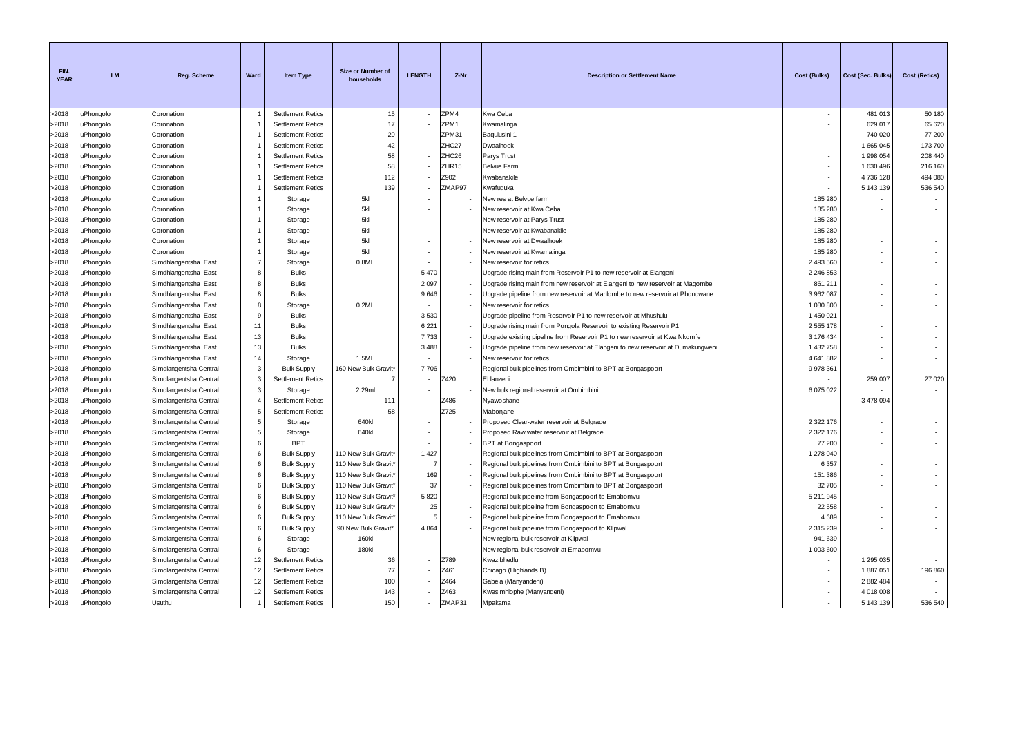| FIN. YEAR | LM | Reg. Scheme | Ward | Item Type | Size or Number of households | LENGTH | Z-Nr | Description or Settlement Name | Cost (Bulks) | Cost (Sec. Bulks) | Cost (Retics) |
|---|---|---|---|---|---|---|---|---|---|---|---|
| >2018 | uPhongolo | Coronation | 1 | Settlement Retics | 15 | - | ZPM4 | Kwa Ceba | - | 481 013 | 50 180 |
| >2018 | uPhongolo | Coronation | 1 | Settlement Retics | 17 | - | ZPM1 | Kwamalinga | - | 629 017 | 65 620 |
| >2018 | uPhongolo | Coronation | 1 | Settlement Retics | 20 | - | ZPM31 | Baqulusini 1 | - | 740 020 | 77 200 |
| >2018 | uPhongolo | Coronation | 1 | Settlement Retics | 42 | - | ZHC27 | Dwaalhoek | - | 1 665 045 | 173 700 |
| >2018 | uPhongolo | Coronation | 1 | Settlement Retics | 58 | - | ZHC26 | Parys Trust | - | 1 998 054 | 208 440 |
| >2018 | uPhongolo | Coronation | 1 | Settlement Retics | 58 | - | ZHR15 | Belvue Farm | - | 1 630 496 | 216 160 |
| >2018 | uPhongolo | Coronation | 1 | Settlement Retics | 112 | - | Z902 | Kwabanakile | - | 4 736 128 | 494 080 |
| >2018 | uPhongolo | Coronation | 1 | Settlement Retics | 139 | - | ZMAP97 | Kwafuduka | - | 5 143 139 | 536 540 |
| >2018 | uPhongolo | Coronation | 1 | Storage | 5kl | - | - | New res at Belvue farm | 185 280 | - | - |
| >2018 | uPhongolo | Coronation | 1 | Storage | 5kl | - | - | New reservoir at Kwa Ceba | 185 280 | - | - |
| >2018 | uPhongolo | Coronation | 1 | Storage | 5kl | - | - | New reservoir at Parys Trust | 185 280 | - | - |
| >2018 | uPhongolo | Coronation | 1 | Storage | 5kl | - | - | New reservoir at Kwabanakile | 185 280 | - | - |
| >2018 | uPhongolo | Coronation | 1 | Storage | 5kl | - | - | New reservoir at Dwaalhoek | 185 280 | - | - |
| >2018 | uPhongolo | Coronation | 1 | Storage | 5kl | - | - | New reservoir at Kwamalinga | 185 280 | - | - |
| >2018 | uPhongolo | Simdhlangentsha East | 7 | Storage | 0.8ML | - | - | New reservoir for retics | 2 493 560 | - | - |
| >2018 | uPhongolo | Simdhlangentsha East | 8 | Bulks | | 5 470 | - | Upgrade rising main from Reservoir P1 to new reservoir at Elangeni | 2 246 853 | - | - |
| >2018 | uPhongolo | Simdhlangentsha East | 8 | Bulks | | 2 097 | - | Upgrade rising main from new reservoir at Elangeni to new reservoir at Magombe | 861 211 | - | - |
| >2018 | uPhongolo | Simdhlangentsha East | 8 | Bulks | | 9 646 | - | Upgrade pipeline from new reservoir at Mahlombe to new reservoir at Phondwane | 3 962 087 | - | - |
| >2018 | uPhongolo | Simdhlangentsha East | 8 | Storage | 0.2ML | - | - | New reservoir for retics | 1 080 800 | - | - |
| >2018 | uPhongolo | Simdhlangentsha East | 9 | Bulks | | 3 530 | - | Upgrade pipeline from Reservoir P1 to new reservoir at Mhushulu | 1 450 021 | - | - |
| >2018 | uPhongolo | Simdhlangentsha East | 11 | Bulks | | 6 221 | - | Upgrade rising main from Pongola Reservoir to existing Reservoir P1 | 2 555 178 | - | - |
| >2018 | uPhongolo | Simdhlangentsha East | 13 | Bulks | | 7 733 | - | Upgrade existing pipeline from Reservoir P1 to new reservoir at Kwa Nkomfe | 3 176 434 | - | - |
| >2018 | uPhongolo | Simdhlangentsha East | 13 | Bulks | | 3 488 | - | Upgrade pipeline from new reservoir at Elangeni to new reservoir at Dumakungweni | 1 432 758 | - | - |
| >2018 | uPhongolo | Simdhlangentsha East | 14 | Storage | 1.5ML | - | - | New reservoir for retics | 4 641 882 | - | - |
| >2018 | uPhongolo | Simdlangentsha Central | 3 | Bulk Supply | 160 New Bulk Gravit* | 7 706 | - | Regional bulk pipelines from Ombimbini to BPT at Bongaspoort | 9 978 361 | - | - |
| >2018 | uPhongolo | Simdlangentsha Central | 3 | Settlement Retics | 7 | - | Z420 | Ehlanzeni | - | 259 007 | 27 020 |
| >2018 | uPhongolo | Simdlangentsha Central | 3 | Storage | 2.29ml | - | - | New bulk regional reservoir at Ombimbini | 6 075 022 | - | - |
| >2018 | uPhongolo | Simdlangentsha Central | 4 | Settlement Retics | 111 | - | Z486 | Nyawoshane | - | 3 478 094 | - |
| >2018 | uPhongolo | Simdlangentsha Central | 5 | Settlement Retics | 58 | - | Z725 | Mabonjane | - | - | - |
| >2018 | uPhongolo | Simdlangentsha Central | 5 | Storage | 640kl | - | - | Proposed Clear-water reservoir at Belgrade | 2 322 176 | - | - |
| >2018 | uPhongolo | Simdlangentsha Central | 5 | Storage | 640kl | - | - | Proposed Raw water reservoir at Belgrade | 2 322 176 | - | - |
| >2018 | uPhongolo | Simdlangentsha Central | 6 | BPT | | - | - | BPT at Bongaspoort | 77 200 | - | - |
| >2018 | uPhongolo | Simdlangentsha Central | 6 | Bulk Supply | 110 New Bulk Gravit* | 1 427 | - | Regional bulk pipelines from Ombimbini to BPT at Bongaspoort | 1 278 040 | - | - |
| >2018 | uPhongolo | Simdlangentsha Central | 6 | Bulk Supply | 110 New Bulk Gravit* | 7 | - | Regional bulk pipelines from Ombimbini to BPT at Bongaspoort | 6 357 | - | - |
| >2018 | uPhongolo | Simdlangentsha Central | 6 | Bulk Supply | 110 New Bulk Gravit* | 169 | - | Regional bulk pipelines from Ombimbini to BPT at Bongaspoort | 151 386 | - | - |
| >2018 | uPhongolo | Simdlangentsha Central | 6 | Bulk Supply | 110 New Bulk Gravit* | 37 | - | Regional bulk pipelines from Ombimbini to BPT at Bongaspoort | 32 705 | - | - |
| >2018 | uPhongolo | Simdlangentsha Central | 6 | Bulk Supply | 110 New Bulk Gravit* | 5 820 | - | Regional bulk pipeline from Bongaspoort to Emabomvu | 5 211 945 | - | - |
| >2018 | uPhongolo | Simdlangentsha Central | 6 | Bulk Supply | 110 New Bulk Gravit* | 25 | - | Regional bulk pipeline from Bongaspoort to Emabomvu | 22 558 | - | - |
| >2018 | uPhongolo | Simdlangentsha Central | 6 | Bulk Supply | 110 New Bulk Gravit* | 5 | - | Regional bulk pipeline from Bongaspoort to Emabomvu | 4 689 | - | - |
| >2018 | uPhongolo | Simdlangentsha Central | 6 | Bulk Supply | 90 New Bulk Gravit* | 4 864 | - | Regional bulk pipeline from Bongaspoort to Klipwal | 2 315 239 | - | - |
| >2018 | uPhongolo | Simdlangentsha Central | 6 | Storage | 160kl | - | - | New regional bulk reservoir at Klipwal | 941 639 | - | - |
| >2018 | uPhongolo | Simdlangentsha Central | 6 | Storage | 180kl | - | - | New regional bulk reservoir at Emabomvu | 1 003 600 | - | - |
| >2018 | uPhongolo | Simdlangentsha Central | 12 | Settlement Retics | 36 | - | Z789 | Kwazibhedlu | - | 1 295 035 | - |
| >2018 | uPhongolo | Simdlangentsha Central | 12 | Settlement Retics | 77 | - | Z461 | Chicago (Highlands B) | - | 1 887 051 | 196 860 |
| >2018 | uPhongolo | Simdlangentsha Central | 12 | Settlement Retics | 100 | - | Z464 | Gabela (Manyandeni) | - | 2 882 484 | - |
| >2018 | uPhongolo | Simdlangentsha Central | 12 | Settlement Retics | 143 | - | Z463 | Kwesimhlophe (Manyandeni) | - | 4 018 008 | - |
| >2018 | uPhongolo | Usuthu | 1 | Settlement Retics | 150 | - | ZMAP31 | Mpakama | - | 5 143 139 | 536 540 |